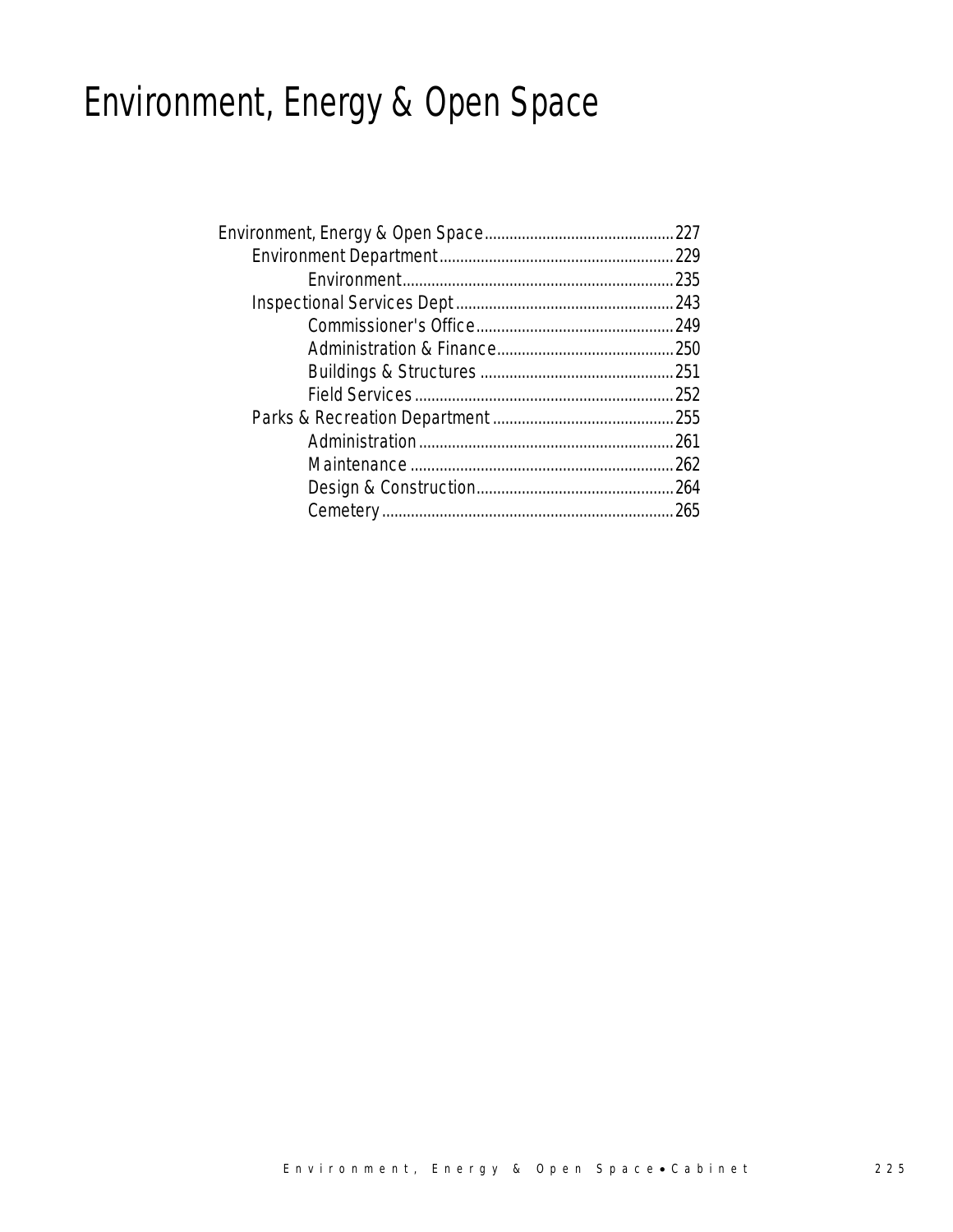# Environment, Energy & Open Space

- Environment, Energy & Open Space.............................................227
  - Environment Department........................................................229
    - Environment.................................................................235
  - Inspectional Services Dept....................................................243
    - Commissioner's Office................................................249
    - Administration & Finance..........................................250
    - Buildings & Structures ..............................................251
    - Field Services..............................................................252
  - Parks & Recreation Department ............................................255
    - Administration.............................................................261
    - Maintenance ...............................................................262
    - Design & Construction................................................264
    - Cemetery......................................................................265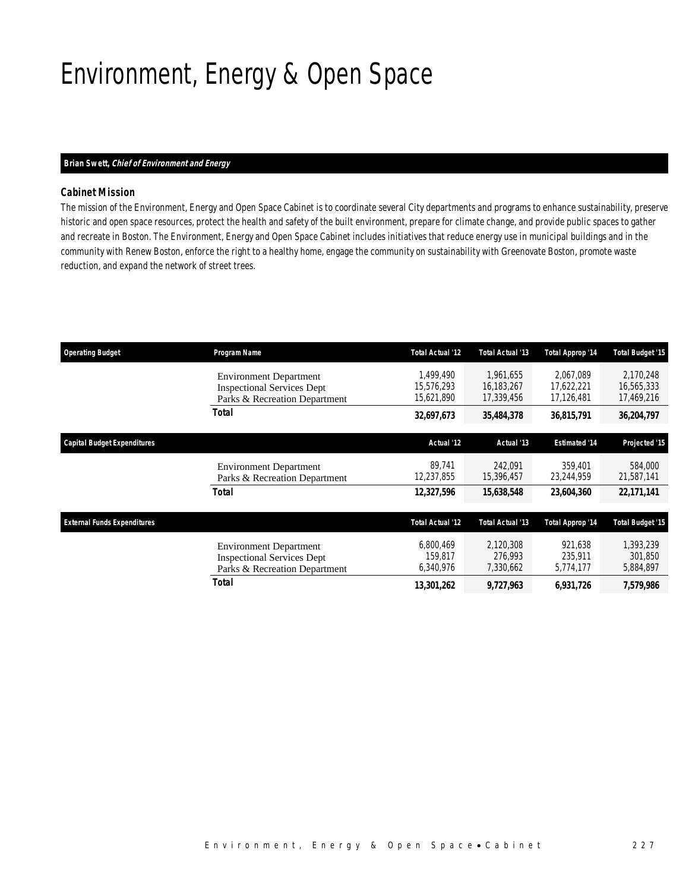# Environment, Energy & Open Space

**Brian Swett, *Chief of Environment and Energy***

### Cabinet Mission

The mission of the Environment, Energy and Open Space Cabinet is to coordinate several City departments and programs to enhance sustainability, preserve historic and open space resources, protect the health and safety of the built environment, prepare for climate change, and provide public spaces to gather and recreate in Boston. The Environment, Energy and Open Space Cabinet includes initiatives that reduce energy use in municipal buildings and in the community with Renew Boston, enforce the right to a healthy home, engage the community on sustainability with Greenovate Boston, promote waste reduction, and expand the network of street trees.

| Operating Budget | Program Name | Total Actual '12 | Total Actual '13 | Total Approp '14 | Total Budget '15 |
|---|---|---|---|---|---|
| | Environment Department | 1,499,490 | 1,961,655 | 2,067,089 | 2,170,248 |
| | Inspectional Services Dept | 15,576,293 | 16,183,267 | 17,622,221 | 16,565,333 |
| | Parks & Recreation Department | 15,621,890 | 17,339,456 | 17,126,481 | 17,469,216 |
| | **Total** | **32,697,673** | **35,484,378** | **36,815,791** | **36,204,797** |

| Capital Budget Expenditures | | Actual '12 | Actual '13 | Estimated '14 | Projected '15 |
|---|---|---|---|---|---|
| | Environment Department | 89,741 | 242,091 | 359,401 | 584,000 |
| | Parks & Recreation Department | 12,237,855 | 15,396,457 | 23,244,959 | 21,587,141 |
| | **Total** | **12,327,596** | **15,638,548** | **23,604,360** | **22,171,141** |

| External Funds Expenditures | | Total Actual '12 | Total Actual '13 | Total Approp '14 | Total Budget '15 |
|---|---|---|---|---|---|
| | Environment Department | 6,800,469 | 2,120,308 | 921,638 | 1,393,239 |
| | Inspectional Services Dept | 159,817 | 276,993 | 235,911 | 301,850 |
| | Parks & Recreation Department | 6,340,976 | 7,330,662 | 5,774,177 | 5,884,897 |
| | **Total** | **13,301,262** | **9,727,963** | **6,931,726** | **7,579,986** |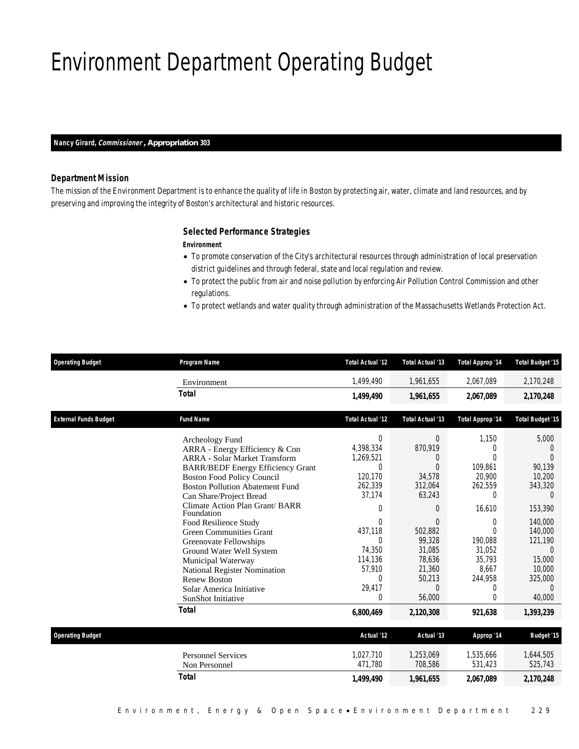# Environment Department Operating Budget

**Nancy Girard, *Commissioner*, Appropriation 303**

### Department Mission

The mission of the Environment Department is to enhance the quality of life in Boston by protecting air, water, climate and land resources, and by preserving and improving the integrity of Boston's architectural and historic resources.

### Selected Performance Strategies

**Environment**

- To promote conservation of the City's architectural resources through administration of local preservation district guidelines and through federal, state and local regulation and review.
- To protect the public from air and noise pollution by enforcing Air Pollution Control Commission and other regulations.
- To protect wetlands and water quality through administration of the Massachusetts Wetlands Protection Act.

| Operating Budget | Program Name | Total Actual '12 | Total Actual '13 | Total Approp '14 | Total Budget '15 |
|---|---|---|---|---|---|
| | Environment | 1,499,490 | 1,961,655 | 2,067,089 | 2,170,248 |
| | **Total** | **1,499,490** | **1,961,655** | **2,067,089** | **2,170,248** |

| External Funds Budget | Fund Name | Total Actual '12 | Total Actual '13 | Total Approp '14 | Total Budget '15 |
|---|---|---|---|---|---|
| | Archeology Fund | 0 | 0 | 1,150 | 5,000 |
| | ARRA - Energy Efficiency & Con | 4,398,334 | 870,919 | 0 | 0 |
| | ARRA - Solar Market Transform | 1,269,521 | 0 | 0 | 0 |
| | BARR/BEDF Energy Efficiency Grant | 0 | 0 | 109,861 | 90,139 |
| | Boston Food Policy Council | 120,170 | 34,578 | 20,900 | 10,200 |
| | Boston Pollution Abatement Fund | 262,339 | 312,064 | 262,559 | 343,320 |
| | Can Share/Project Bread | 37,174 | 63,243 | 0 | 0 |
| | Climate Action Plan Grant/ BARR Foundation | 0 | 0 | 16,610 | 153,390 |
| | Food Resilience Study | 0 | 0 | 0 | 140,000 |
| | Green Communities Grant | 437,118 | 502,882 | 0 | 140,000 |
| | Greenovate Fellowships | 0 | 99,328 | 190,088 | 121,190 |
| | Ground Water Well System | 74,350 | 31,085 | 31,052 | 0 |
| | Municipal Waterway | 114,136 | 78,636 | 35,793 | 15,000 |
| | National Register Nomination | 57,910 | 21,360 | 8,667 | 10,000 |
| | Renew Boston | 0 | 50,213 | 244,958 | 325,000 |
| | Solar America Initiative | 29,417 | 0 | 0 | 0 |
| | SunShot Initiative | 0 | 56,000 | 0 | 40,000 |
| | **Total** | **6,800,469** | **2,120,308** | **921,638** | **1,393,239** |

| Operating Budget | | Actual '12 | Actual '13 | Approp '14 | Budget '15 |
|---|---|---|---|---|---|
| | Personnel Services | 1,027,710 | 1,253,069 | 1,535,666 | 1,644,505 |
| | Non Personnel | 471,780 | 708,586 | 531,423 | 525,743 |
| | **Total** | **1,499,490** | **1,961,655** | **2,067,089** | **2,170,248** |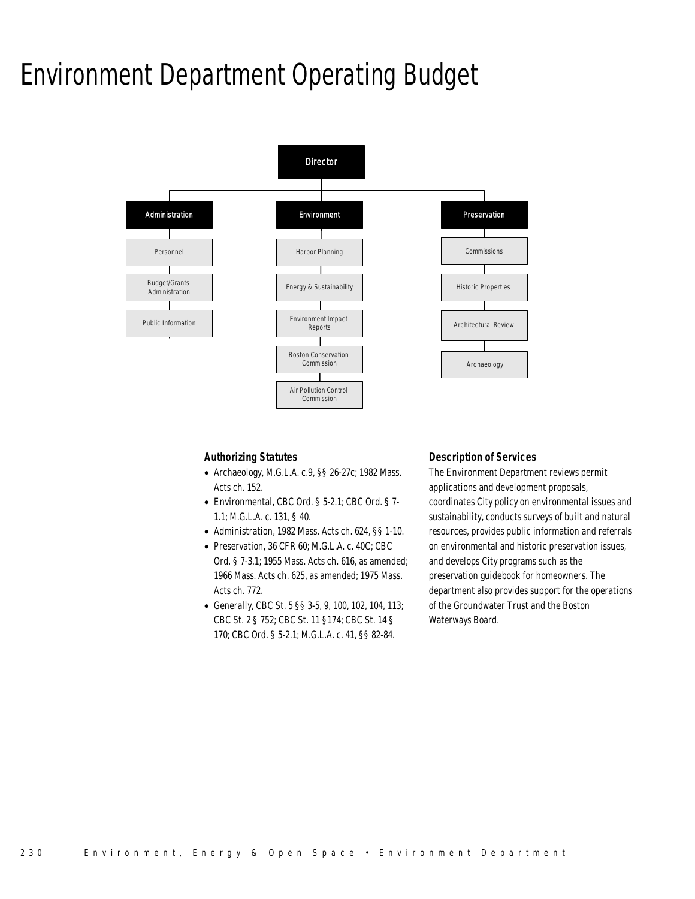# Environment Department Operating Budget

Director

- Administration
  - Personnel
  - Budget/Grants Administration
  - Public Information
- Environment
  - Harbor Planning
  - Energy & Sustainability
  - Environment Impact Reports
  - Boston Conservation Commission
  - Air Pollution Control Commission
- Preservation
  - Commissions
  - Historic Properties
  - Architectural Review
  - Archaeology

### Authorizing Statutes

- Archaeology, M.G.L.A. c.9, §§ 26-27c; 1982 Mass. Acts ch. 152.
- Environmental, CBC Ord. § 5-2.1; CBC Ord. § 7-1.1; M.G.L.A. c. 131, § 40.
- Administration, 1982 Mass. Acts ch. 624, §§ 1-10.
- Preservation, 36 CFR 60; M.G.L.A. c. 40C; CBC Ord. § 7-3.1; 1955 Mass. Acts ch. 616, as amended; 1966 Mass. Acts ch. 625, as amended; 1975 Mass. Acts ch. 772.
- Generally, CBC St. 5 §§ 3-5, 9, 100, 102, 104, 113; CBC St. 2 § 752; CBC St. 11 §174; CBC St. 14 § 170; CBC Ord. § 5-2.1; M.G.L.A. c. 41, §§ 82-84.

### Description of Services

The Environment Department reviews permit applications and development proposals, coordinates City policy on environmental issues and sustainability, conducts surveys of built and natural resources, provides public information and referrals on environmental and historic preservation issues, and develops City programs such as the preservation guidebook for homeowners. The department also provides support for the operations of the Groundwater Trust and the Boston Waterways Board.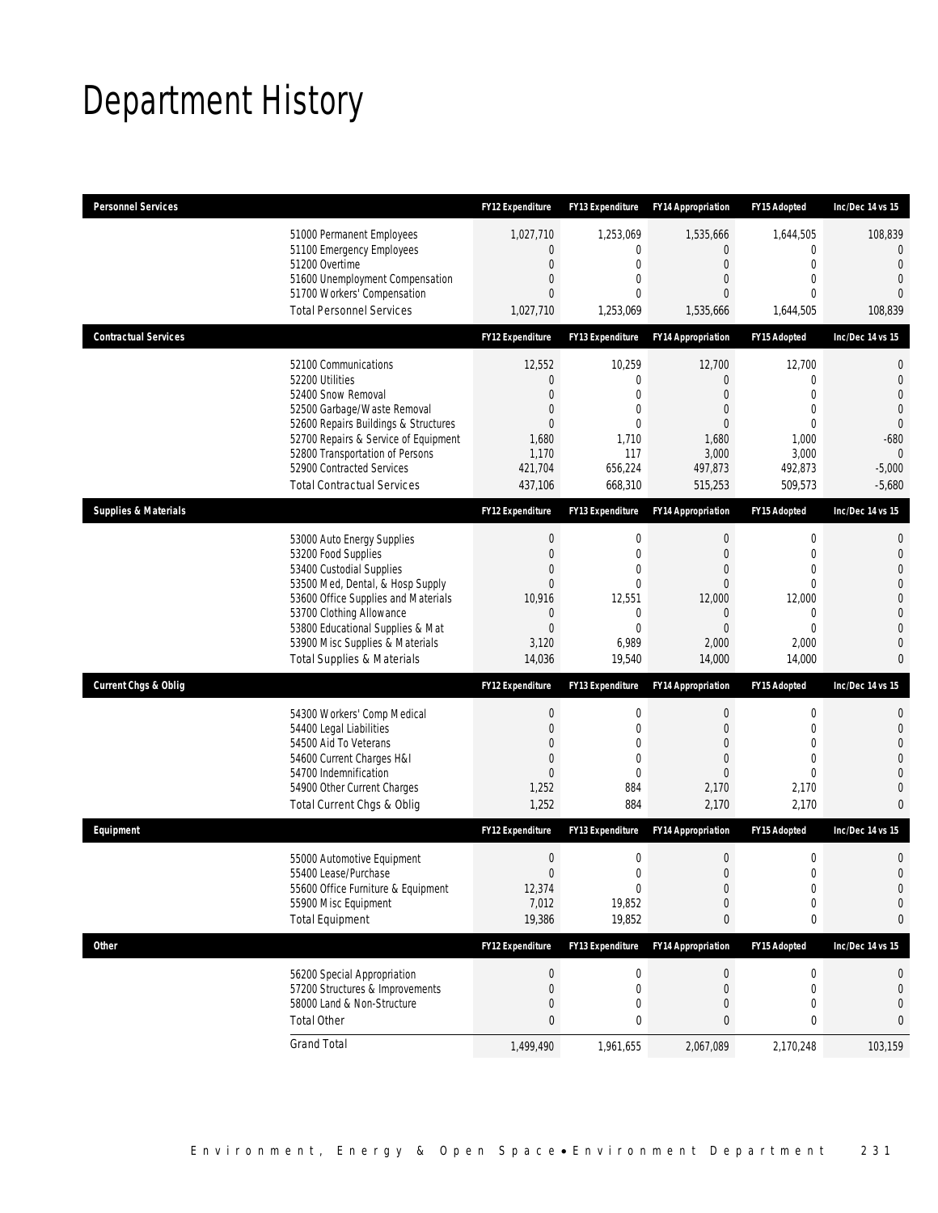# Department History

| Personnel Services | | FY12 Expenditure | FY13 Expenditure | FY14 Appropriation | FY15 Adopted | Inc/Dec 14 vs 15 |
|---|---|---|---|---|---|---|
| | 51000 Permanent Employees | 1,027,710 | 1,253,069 | 1,535,666 | 1,644,505 | 108,839 |
| | 51100 Emergency Employees | 0 | 0 | 0 | 0 | 0 |
| | 51200 Overtime | 0 | 0 | 0 | 0 | 0 |
| | 51600 Unemployment Compensation | 0 | 0 | 0 | 0 | 0 |
| | 51700 Workers' Compensation | 0 | 0 | 0 | 0 | 0 |
| | Total Personnel Services | 1,027,710 | 1,253,069 | 1,535,666 | 1,644,505 | 108,839 |

| Contractual Services | | FY12 Expenditure | FY13 Expenditure | FY14 Appropriation | FY15 Adopted | Inc/Dec 14 vs 15 |
|---|---|---|---|---|---|---|
| | 52100 Communications | 12,552 | 10,259 | 12,700 | 12,700 | 0 |
| | 52200 Utilities | 0 | 0 | 0 | 0 | 0 |
| | 52400 Snow Removal | 0 | 0 | 0 | 0 | 0 |
| | 52500 Garbage/Waste Removal | 0 | 0 | 0 | 0 | 0 |
| | 52600 Repairs Buildings & Structures | 0 | 0 | 0 | 0 | 0 |
| | 52700 Repairs & Service of Equipment | 1,680 | 1,710 | 1,680 | 1,000 | -680 |
| | 52800 Transportation of Persons | 1,170 | 117 | 3,000 | 3,000 | 0 |
| | 52900 Contracted Services | 421,704 | 656,224 | 497,873 | 492,873 | -5,000 |
| | Total Contractual Services | 437,106 | 668,310 | 515,253 | 509,573 | -5,680 |

| Supplies & Materials | | FY12 Expenditure | FY13 Expenditure | FY14 Appropriation | FY15 Adopted | Inc/Dec 14 vs 15 |
|---|---|---|---|---|---|---|
| | 53000 Auto Energy Supplies | 0 | 0 | 0 | 0 | 0 |
| | 53200 Food Supplies | 0 | 0 | 0 | 0 | 0 |
| | 53400 Custodial Supplies | 0 | 0 | 0 | 0 | 0 |
| | 53500 Med, Dental, & Hosp Supply | 0 | 0 | 0 | 0 | 0 |
| | 53600 Office Supplies and Materials | 10,916 | 12,551 | 12,000 | 12,000 | 0 |
| | 53700 Clothing Allowance | 0 | 0 | 0 | 0 | 0 |
| | 53800 Educational Supplies & Mat | 0 | 0 | 0 | 0 | 0 |
| | 53900 Misc Supplies & Materials | 3,120 | 6,989 | 2,000 | 2,000 | 0 |
| | Total Supplies & Materials | 14,036 | 19,540 | 14,000 | 14,000 | 0 |

| Current Chgs & Oblig | | FY12 Expenditure | FY13 Expenditure | FY14 Appropriation | FY15 Adopted | Inc/Dec 14 vs 15 |
|---|---|---|---|---|---|---|
| | 54300 Workers' Comp Medical | 0 | 0 | 0 | 0 | 0 |
| | 54400 Legal Liabilities | 0 | 0 | 0 | 0 | 0 |
| | 54500 Aid To Veterans | 0 | 0 | 0 | 0 | 0 |
| | 54600 Current Charges H&I | 0 | 0 | 0 | 0 | 0 |
| | 54700 Indemnification | 0 | 0 | 0 | 0 | 0 |
| | 54900 Other Current Charges | 1,252 | 884 | 2,170 | 2,170 | 0 |
| | Total Current Chgs & Oblig | 1,252 | 884 | 2,170 | 2,170 | 0 |

| Equipment | | FY12 Expenditure | FY13 Expenditure | FY14 Appropriation | FY15 Adopted | Inc/Dec 14 vs 15 |
|---|---|---|---|---|---|---|
| | 55000 Automotive Equipment | 0 | 0 | 0 | 0 | 0 |
| | 55400 Lease/Purchase | 0 | 0 | 0 | 0 | 0 |
| | 55600 Office Furniture & Equipment | 12,374 | 0 | 0 | 0 | 0 |
| | 55900 Misc Equipment | 7,012 | 19,852 | 0 | 0 | 0 |
| | Total Equipment | 19,386 | 19,852 | 0 | 0 | 0 |

| Other | | FY12 Expenditure | FY13 Expenditure | FY14 Appropriation | FY15 Adopted | Inc/Dec 14 vs 15 |
|---|---|---|---|---|---|---|
| | 56200 Special Appropriation | 0 | 0 | 0 | 0 | 0 |
| | 57200 Structures & Improvements | 0 | 0 | 0 | 0 | 0 |
| | 58000 Land & Non-Structure | 0 | 0 | 0 | 0 | 0 |
| | Total Other | 0 | 0 | 0 | 0 | 0 |
| | Grand Total | 1,499,490 | 1,961,655 | 2,067,089 | 2,170,248 | 103,159 |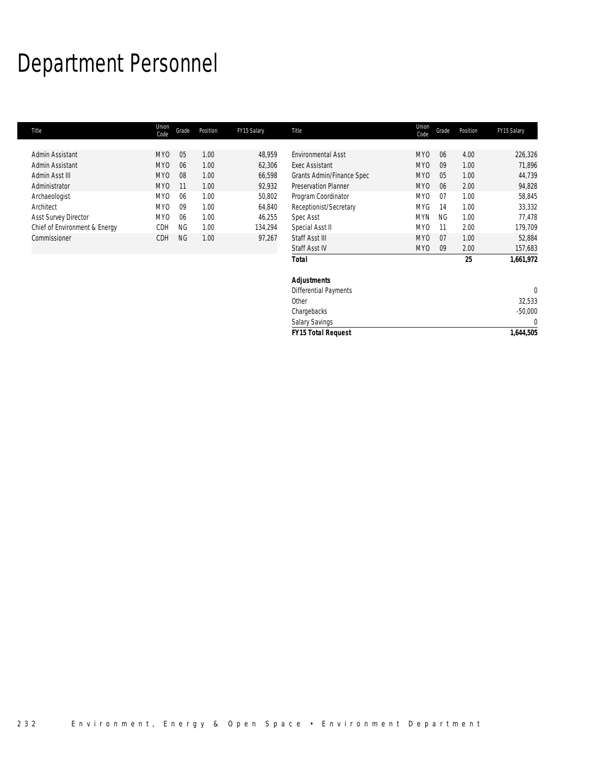# Department Personnel

| Title | Union Code | Grade | Position | FY15 Salary |
|---|---|---|---|---|
| Admin Assistant | MYO | 05 | 1.00 | 48,959 |
| Admin Assistant | MYO | 06 | 1.00 | 62,306 |
| Admin Asst III | MYO | 08 | 1.00 | 66,598 |
| Administrator | MYO | 11 | 1.00 | 92,932 |
| Archaeologist | MYO | 06 | 1.00 | 50,802 |
| Architect | MYO | 09 | 1.00 | 64,840 |
| Asst Survey Director | MYO | 06 | 1.00 | 46,255 |
| Chief of Environment & Energy | CDH | NG | 1.00 | 134,294 |
| Commissioner | CDH | NG | 1.00 | 97,267 |
| Environmental Asst | MYO | 06 | 4.00 | 226,326 |
| Exec Assistant | MYO | 09 | 1.00 | 71,896 |
| Grants Admin/Finance Spec | MYO | 05 | 1.00 | 44,739 |
| Preservation Planner | MYO | 06 | 2.00 | 94,828 |
| Program Coordinator | MYO | 07 | 1.00 | 58,845 |
| Receptionist/Secretary | MYG | 14 | 1.00 | 33,332 |
| Spec Asst | MYN | NG | 1.00 | 77,478 |
| Special Asst II | MYO | 11 | 2.00 | 179,709 |
| Staff Asst III | MYO | 07 | 1.00 | 52,884 |
| Staff Asst IV | MYO | 09 | 2.00 | 157,683 |
| **Total** | | | **25** | **1,661,972** |

| ***Adjustments*** | |
|---|---|
| Differential Payments | 0 |
| Other | 32,533 |
| Chargebacks | -50,000 |
| Salary Savings | 0 |
| ***FY15 Total Request*** | **1,644,505** |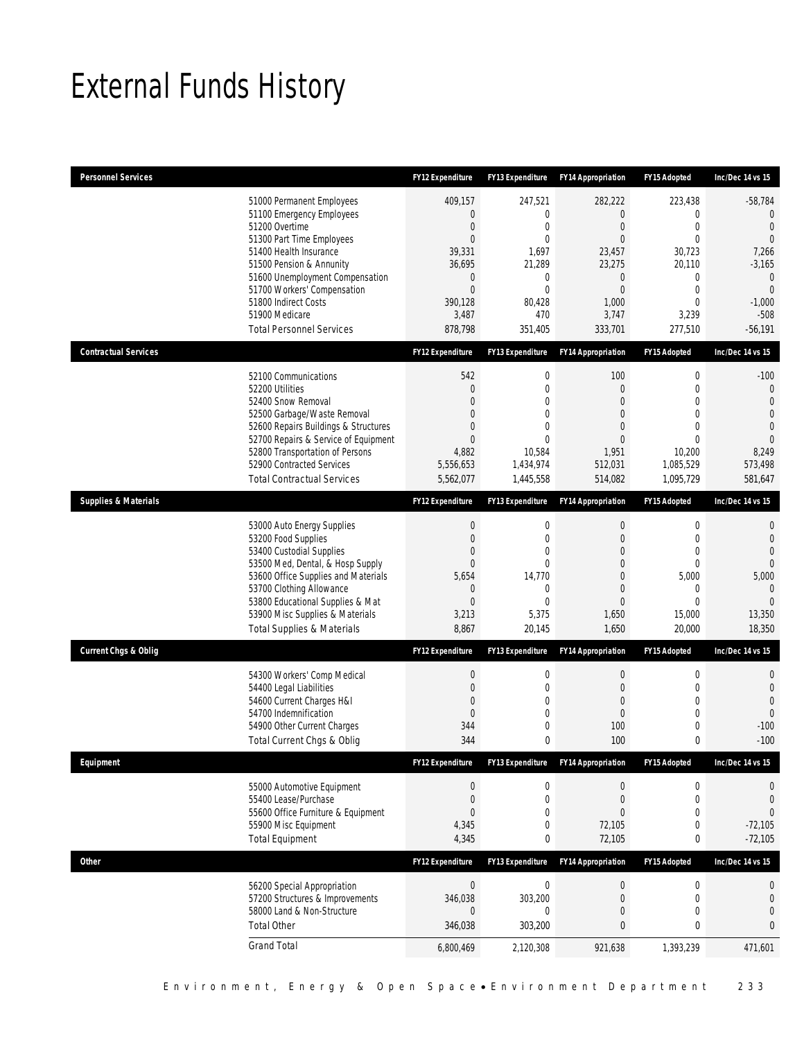# External Funds History

| Personnel Services | | FY12 Expenditure | FY13 Expenditure | FY14 Appropriation | FY15 Adopted | Inc/Dec 14 vs 15 |
|---|---|---|---|---|---|---|
| | 51000 Permanent Employees | 409,157 | 247,521 | 282,222 | 223,438 | -58,784 |
| | 51100 Emergency Employees | 0 | 0 | 0 | 0 | 0 |
| | 51200 Overtime | 0 | 0 | 0 | 0 | 0 |
| | 51300 Part Time Employees | 0 | 0 | 0 | 0 | 0 |
| | 51400 Health Insurance | 39,331 | 1,697 | 23,457 | 30,723 | 7,266 |
| | 51500 Pension & Annunity | 36,695 | 21,289 | 23,275 | 20,110 | -3,165 |
| | 51600 Unemployment Compensation | 0 | 0 | 0 | 0 | 0 |
| | 51700 Workers' Compensation | 0 | 0 | 0 | 0 | 0 |
| | 51800 Indirect Costs | 390,128 | 80,428 | 1,000 | 0 | -1,000 |
| | 51900 Medicare | 3,487 | 470 | 3,747 | 3,239 | -508 |
| | Total Personnel Services | 878,798 | 351,405 | 333,701 | 277,510 | -56,191 |
| **Contractual Services** | | **FY12 Expenditure** | **FY13 Expenditure** | **FY14 Appropriation** | **FY15 Adopted** | **Inc/Dec 14 vs 15** |
| | 52100 Communications | 542 | 0 | 100 | 0 | -100 |
| | 52200 Utilities | 0 | 0 | 0 | 0 | 0 |
| | 52400 Snow Removal | 0 | 0 | 0 | 0 | 0 |
| | 52500 Garbage/Waste Removal | 0 | 0 | 0 | 0 | 0 |
| | 52600 Repairs Buildings & Structures | 0 | 0 | 0 | 0 | 0 |
| | 52700 Repairs & Service of Equipment | 0 | 0 | 0 | 0 | 0 |
| | 52800 Transportation of Persons | 4,882 | 10,584 | 1,951 | 10,200 | 8,249 |
| | 52900 Contracted Services | 5,556,653 | 1,434,974 | 512,031 | 1,085,529 | 573,498 |
| | Total Contractual Services | 5,562,077 | 1,445,558 | 514,082 | 1,095,729 | 581,647 |
| **Supplies & Materials** | | **FY12 Expenditure** | **FY13 Expenditure** | **FY14 Appropriation** | **FY15 Adopted** | **Inc/Dec 14 vs 15** |
| | 53000 Auto Energy Supplies | 0 | 0 | 0 | 0 | 0 |
| | 53200 Food Supplies | 0 | 0 | 0 | 0 | 0 |
| | 53400 Custodial Supplies | 0 | 0 | 0 | 0 | 0 |
| | 53500 Med, Dental, & Hosp Supply | 0 | 0 | 0 | 0 | 0 |
| | 53600 Office Supplies and Materials | 5,654 | 14,770 | 0 | 5,000 | 5,000 |
| | 53700 Clothing Allowance | 0 | 0 | 0 | 0 | 0 |
| | 53800 Educational Supplies & Mat | 0 | 0 | 0 | 0 | 0 |
| | 53900 Misc Supplies & Materials | 3,213 | 5,375 | 1,650 | 15,000 | 13,350 |
| | Total Supplies & Materials | 8,867 | 20,145 | 1,650 | 20,000 | 18,350 |
| **Current Chgs & Oblig** | | **FY12 Expenditure** | **FY13 Expenditure** | **FY14 Appropriation** | **FY15 Adopted** | **Inc/Dec 14 vs 15** |
| | 54300 Workers' Comp Medical | 0 | 0 | 0 | 0 | 0 |
| | 54400 Legal Liabilities | 0 | 0 | 0 | 0 | 0 |
| | 54600 Current Charges H&I | 0 | 0 | 0 | 0 | 0 |
| | 54700 Indemnification | 0 | 0 | 0 | 0 | 0 |
| | 54900 Other Current Charges | 344 | 0 | 100 | 0 | -100 |
| | Total Current Chgs & Oblig | 344 | 0 | 100 | 0 | -100 |
| **Equipment** | | **FY12 Expenditure** | **FY13 Expenditure** | **FY14 Appropriation** | **FY15 Adopted** | **Inc/Dec 14 vs 15** |
| | 55000 Automotive Equipment | 0 | 0 | 0 | 0 | 0 |
| | 55400 Lease/Purchase | 0 | 0 | 0 | 0 | 0 |
| | 55600 Office Furniture & Equipment | 0 | 0 | 0 | 0 | 0 |
| | 55900 Misc Equipment | 4,345 | 0 | 72,105 | 0 | -72,105 |
| | Total Equipment | 4,345 | 0 | 72,105 | 0 | -72,105 |
| **Other** | | **FY12 Expenditure** | **FY13 Expenditure** | **FY14 Appropriation** | **FY15 Adopted** | **Inc/Dec 14 vs 15** |
| | 56200 Special Appropriation | 0 | 0 | 0 | 0 | 0 |
| | 57200 Structures & Improvements | 346,038 | 303,200 | 0 | 0 | 0 |
| | 58000 Land & Non-Structure | 0 | 0 | 0 | 0 | 0 |
| | Total Other | 346,038 | 303,200 | 0 | 0 | 0 |
| | Grand Total | 6,800,469 | 2,120,308 | 921,638 | 1,393,239 | 471,601 |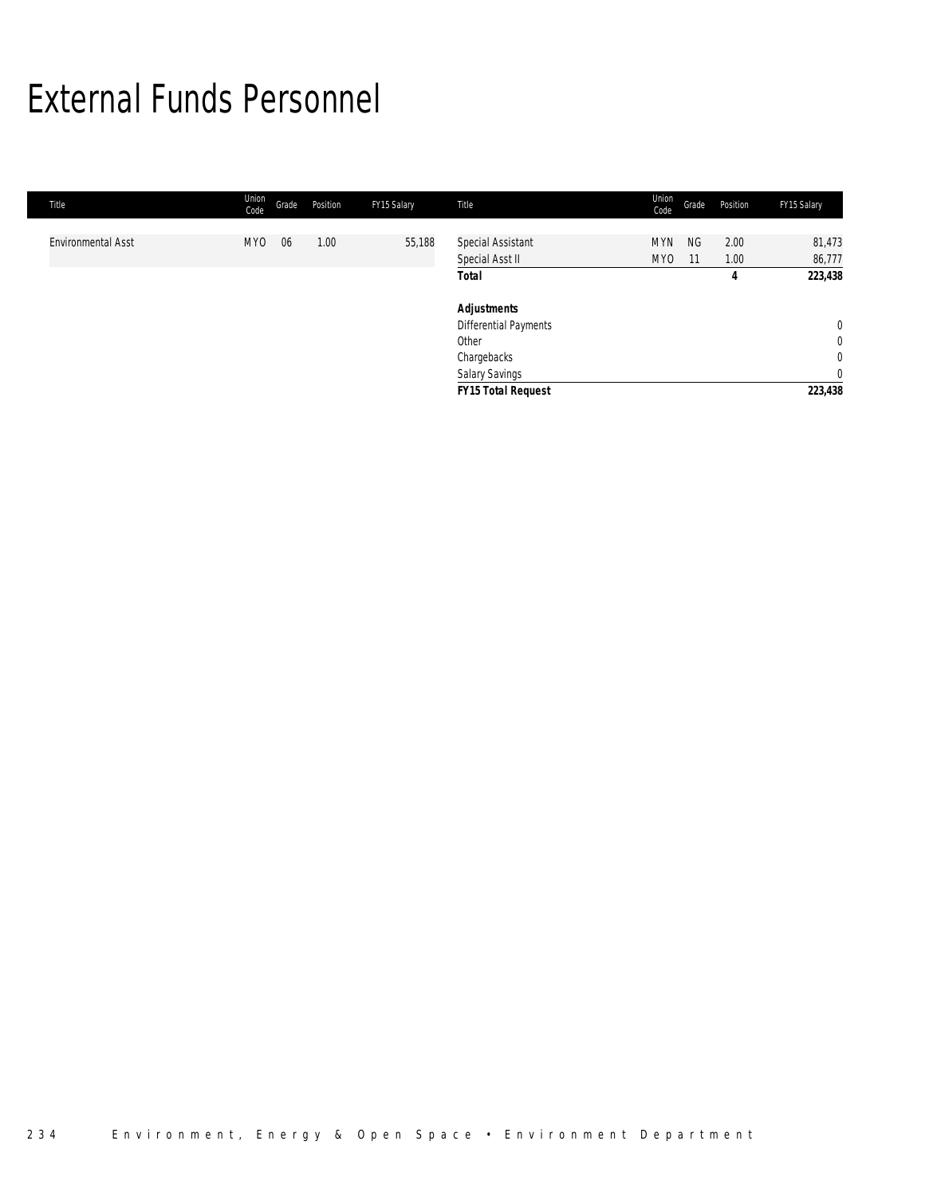# External Funds Personnel

| Title | Union Code | Grade | Position | FY15 Salary | Title | Union Code | Grade | Position | FY15 Salary |
|---|---|---|---|---|---|---|---|---|---|
| Environmental Asst | MYO | 06 | 1.00 | 55,188 | Special Assistant | MYN | NG | 2.00 | 81,473 |
| | | | | | Special Asst II | MYO | 11 | 1.00 | 86,777 |
| | | | | | **Total** | | | **4** | **223,438** |
| | | | | | | | | | |
| | | | | | ***Adjustments*** | | | | |
| | | | | | Differential Payments | | | | 0 |
| | | | | | Other | | | | 0 |
| | | | | | Chargebacks | | | | 0 |
| | | | | | Salary Savings | | | | 0 |
| | | | | | ***FY15 Total Request*** | | | | **223,438** |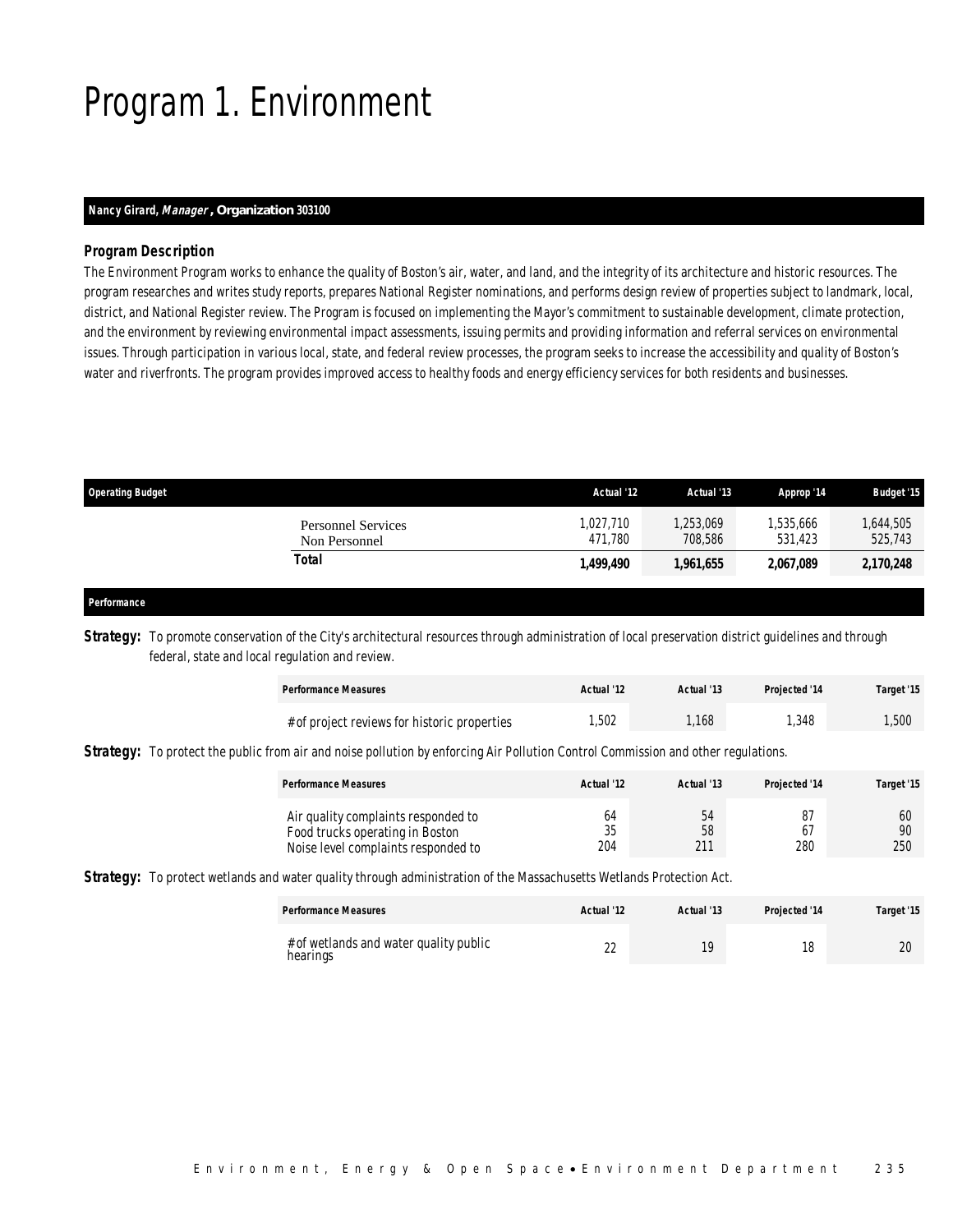# Program 1. Environment

**Nancy Girard, *Manager*, Organization 303100**

### *Program Description*

The Environment Program works to enhance the quality of Boston's air, water, and land, and the integrity of its architecture and historic resources. The program researches and writes study reports, prepares National Register nominations, and performs design review of properties subject to landmark, local, district, and National Register review. The Program is focused on implementing the Mayor's commitment to sustainable development, climate protection, and the environment by reviewing environmental impact assessments, issuing permits and providing information and referral services on environmental issues. Through participation in various local, state, and federal review processes, the program seeks to increase the accessibility and quality of Boston's water and riverfronts. The program provides improved access to healthy foods and energy efficiency services for both residents and businesses.

| Operating Budget | Actual '12 | Actual '13 | Approp '14 | Budget '15 |
|---|---|---|---|---|
| Personnel Services | 1,027,710 | 1,253,069 | 1,535,666 | 1,644,505 |
| Non Personnel | 471,780 | 708,586 | 531,423 | 525,743 |
| **Total** | **1,499,490** | **1,961,655** | **2,067,089** | **2,170,248** |

### *Performance*

**Strategy:** To promote conservation of the City's architectural resources through administration of local preservation district guidelines and through federal, state and local regulation and review.

| Performance Measures | Actual '12 | Actual '13 | Projected '14 | Target '15 |
|---|---|---|---|---|
| # of project reviews for historic properties | 1,502 | 1,168 | 1,348 | 1,500 |

**Strategy:** To protect the public from air and noise pollution by enforcing Air Pollution Control Commission and other regulations.

| Performance Measures | Actual '12 | Actual '13 | Projected '14 | Target '15 |
|---|---|---|---|---|
| Air quality complaints responded to | 64 | 54 | 87 | 60 |
| Food trucks operating in Boston | 35 | 58 | 67 | 90 |
| Noise level complaints responded to | 204 | 211 | 280 | 250 |

**Strategy:** To protect wetlands and water quality through administration of the Massachusetts Wetlands Protection Act.

| Performance Measures | Actual '12 | Actual '13 | Projected '14 | Target '15 |
|---|---|---|---|---|
| # of wetlands and water quality public hearings | 22 | 19 | 18 | 20 |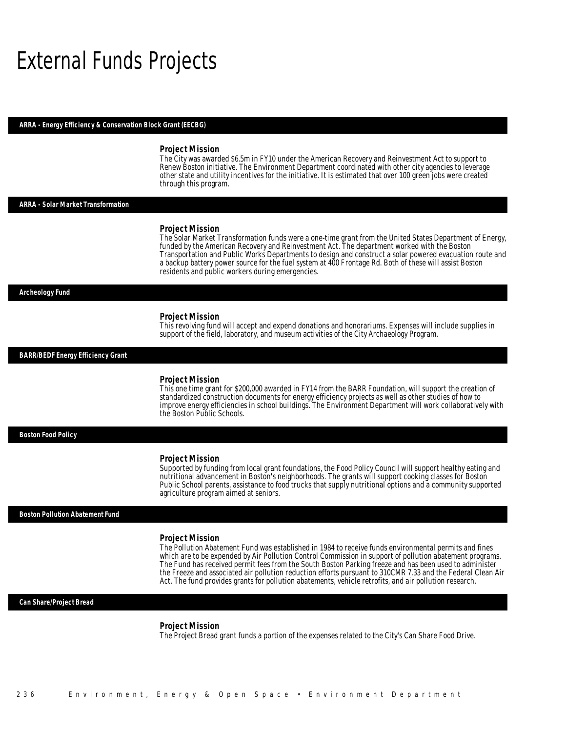# External Funds Projects

## ARRA - Energy Efficiency & Conservation Block Grant (EECBG)

### Project Mission

The City was awarded $6.5m in FY10 under the American Recovery and Reinvestment Act to support to Renew Boston initiative. The Environment Department coordinated with other city agencies to leverage other state and utility incentives for the initiative. It is estimated that over 100 green jobs were created through this program.

## ARRA - Solar Market Transformation

### Project Mission

The Solar Market Transformation funds were a one-time grant from the United States Department of Energy, funded by the American Recovery and Reinvestment Act. The department worked with the Boston Transportation and Public Works Departments to design and construct a solar powered evacuation route and a backup battery power source for the fuel system at 400 Frontage Rd. Both of these will assist Boston residents and public workers during emergencies.

## Archeology Fund

### Project Mission

This revolving fund will accept and expend donations and honorariums. Expenses will include supplies in support of the field, laboratory, and museum activities of the City Archaeology Program.

## BARR/BEDF Energy Efficiency Grant

### Project Mission

This one time grant for $200,000 awarded in FY14 from the BARR Foundation, will support the creation of standardized construction documents for energy efficiency projects as well as other studies of how to improve energy efficiencies in school buildings. The Environment Department will work collaboratively with the Boston Public Schools.

## Boston Food Policy

### Project Mission

Supported by funding from local grant foundations, the Food Policy Council will support healthy eating and nutritional advancement in Boston's neighborhoods. The grants will support cooking classes for Boston Public School parents, assistance to food trucks that supply nutritional options and a community supported agriculture program aimed at seniors.

## Boston Pollution Abatement Fund

### Project Mission

The Pollution Abatement Fund was established in 1984 to receive funds environmental permits and fines which are to be expended by Air Pollution Control Commission in support of pollution abatement programs. The Fund has received permit fees from the South Boston Parking freeze and has been used to administer the Freeze and associated air pollution reduction efforts pursuant to 310CMR 7.33 and the Federal Clean Air Act. The fund provides grants for pollution abatements, vehicle retrofits, and air pollution research.

## Can Share/Project Bread

### Project Mission

The Project Bread grant funds a portion of the expenses related to the City's Can Share Food Drive.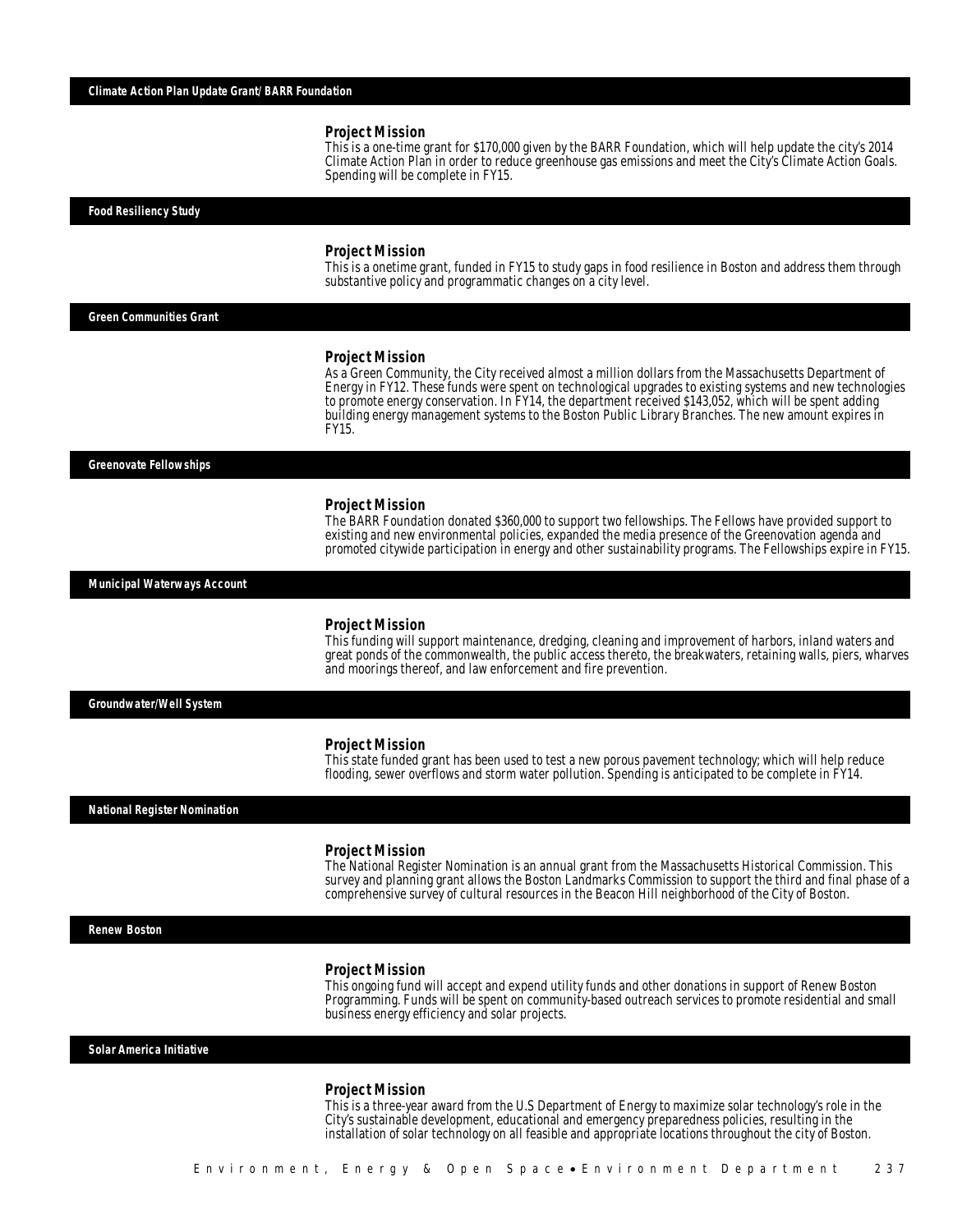### Climate Action Plan Update Grant/ BARR Foundation

**Project Mission**

This is a one-time grant for $170,000 given by the BARR Foundation, which will help update the city's 2014 Climate Action Plan in order to reduce greenhouse gas emissions and meet the City's Climate Action Goals. Spending will be complete in FY15.

### Food Resiliency Study

**Project Mission**

This is a onetime grant, funded in FY15 to study gaps in food resilience in Boston and address them through substantive policy and programmatic changes on a city level.

### Green Communities Grant

**Project Mission**

As a Green Community, the City received almost a million dollars from the Massachusetts Department of Energy in FY12. These funds were spent on technological upgrades to existing systems and new technologies to promote energy conservation. In FY14, the department received $143,052, which will be spent adding building energy management systems to the Boston Public Library Branches. The new amount expires in FY15.

### Greenovate Fellowships

**Project Mission**

The BARR Foundation donated $360,000 to support two fellowships. The Fellows have provided support to existing and new environmental policies, expanded the media presence of the Greenovation agenda and promoted citywide participation in energy and other sustainability programs. The Fellowships expire in FY15.

### Municipal Waterways Account

**Project Mission**

This funding will support maintenance, dredging, cleaning and improvement of harbors, inland waters and great ponds of the commonwealth, the public access thereto, the breakwaters, retaining walls, piers, wharves and moorings thereof, and law enforcement and fire prevention.

### Groundwater/Well System

**Project Mission**

This state funded grant has been used to test a new porous pavement technology; which will help reduce flooding, sewer overflows and storm water pollution. Spending is anticipated to be complete in FY14.

### National Register Nomination

**Project Mission**

The National Register Nomination is an annual grant from the Massachusetts Historical Commission. This survey and planning grant allows the Boston Landmarks Commission to support the third and final phase of a comprehensive survey of cultural resources in the Beacon Hill neighborhood of the City of Boston.

### Renew Boston

**Project Mission**

This ongoing fund will accept and expend utility funds and other donations in support of Renew Boston Programming. Funds will be spent on community-based outreach services to promote residential and small business energy efficiency and solar projects.

### Solar America Initiative

**Project Mission**

This is a three-year award from the U.S Department of Energy to maximize solar technology's role in the City's sustainable development, educational and emergency preparedness policies, resulting in the installation of solar technology on all feasible and appropriate locations throughout the city of Boston.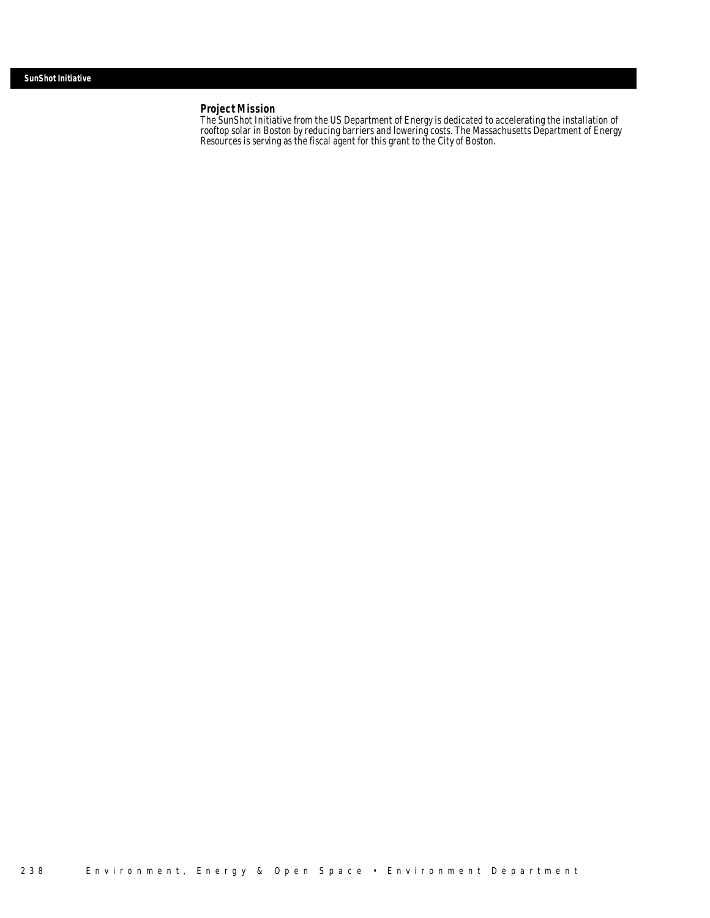## SunShot Initiative

### Project Mission

The SunShot Initiative from the US Department of Energy is dedicated to accelerating the installation of rooftop solar in Boston by reducing barriers and lowering costs. The Massachusetts Department of Energy Resources is serving as the fiscal agent for this grant to the City of Boston.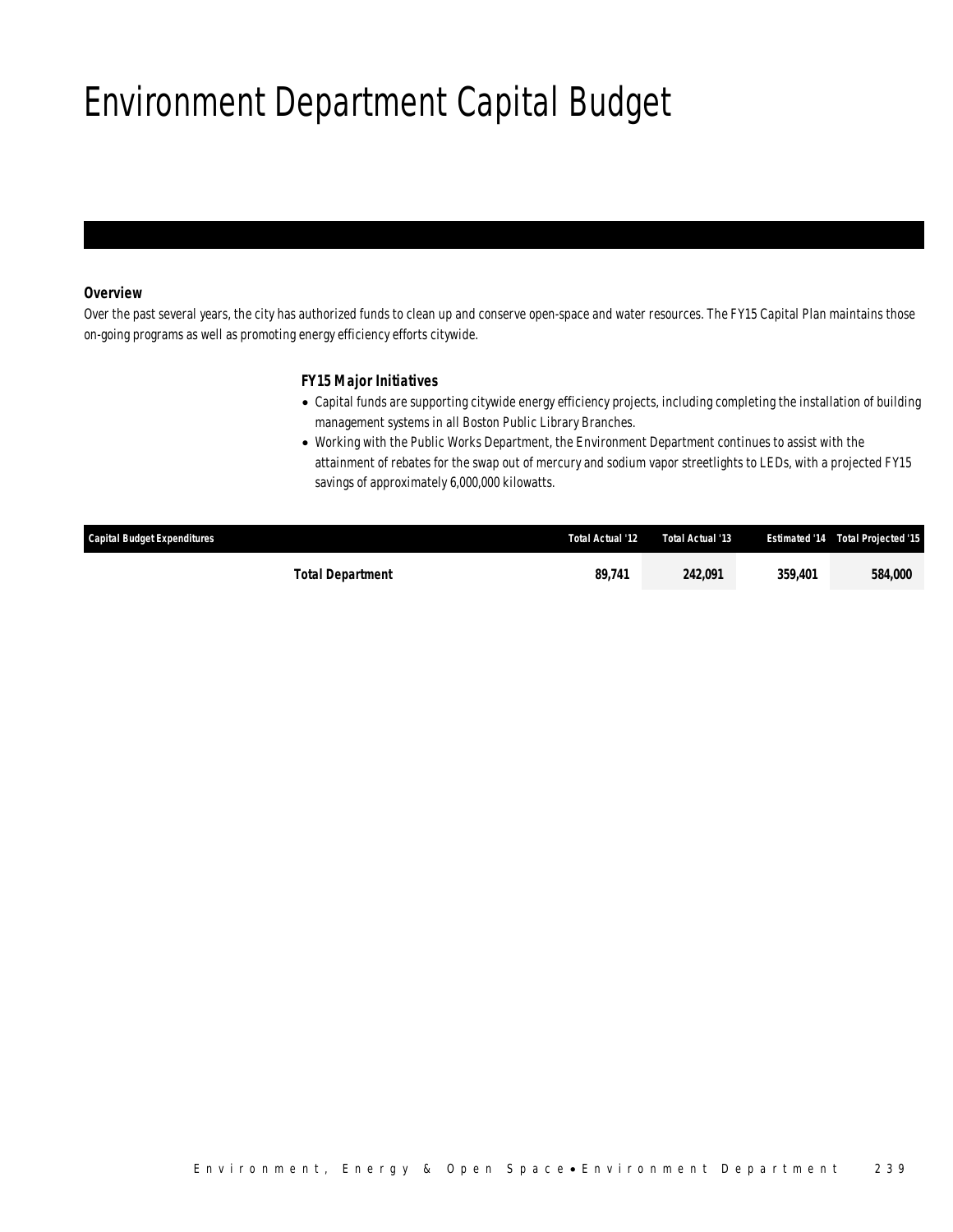# Environment Department Capital Budget

***Overview***

*Over the past several years, the city has authorized funds to clean up and conserve open-space and water resources. The FY15 Capital Plan maintains those on-going programs as well as promoting energy efficiency efforts citywide.*

***FY15 Major Initiatives***

- *Capital funds are supporting citywide energy efficiency projects, including completing the installation of building management systems in all Boston Public Library Branches.*
- *Working with the Public Works Department, the Environment Department continues to assist with the attainment of rebates for the swap out of mercury and sodium vapor streetlights to LEDs, with a projected FY15 savings of approximately 6,000,000 kilowatts.*

| Capital Budget Expenditures | Total Actual '12 | Total Actual '13 | Estimated '14 | Total Projected '15 |
|---|---|---|---|---|
| **Total Department** | **89,741** | **242,091** | **359,401** | **584,000** |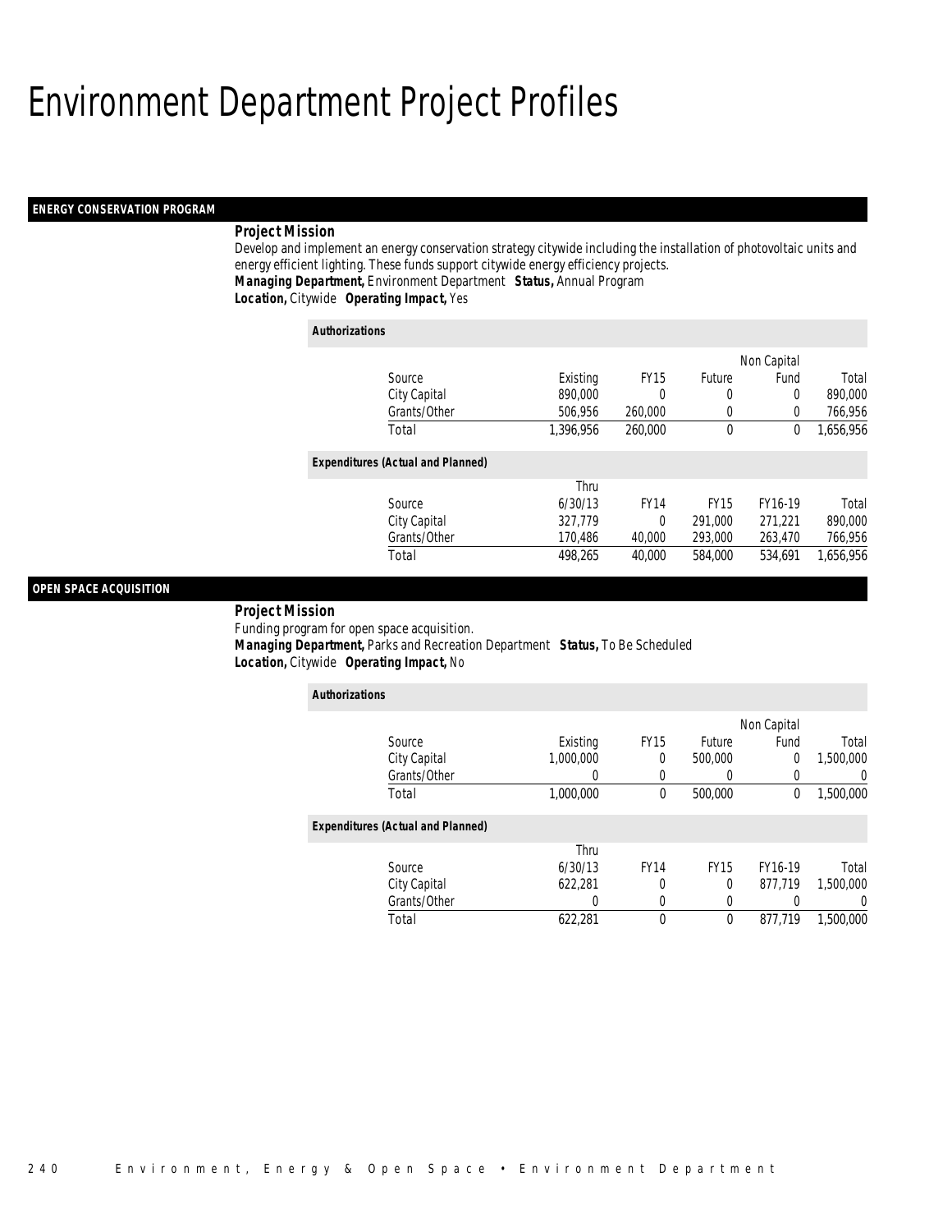# Environment Department Project Profiles

## ENERGY CONSERVATION PROGRAM

**Project Mission**

Develop and implement an energy conservation strategy citywide including the installation of photovoltaic units and energy efficient lighting. These funds support citywide energy efficiency projects.

***Managing Department,*** Environment Department ***Status,*** Annual Program

***Location,*** Citywide ***Operating Impact,*** Yes

***Authorizations***

| Source | Existing | FY15 | Future | Non Capital Fund | Total |
|---|---|---|---|---|---|
| City Capital | 890,000 | 0 | 0 | 0 | 890,000 |
| Grants/Other | 506,956 | 260,000 | 0 | 0 | 766,956 |
| Total | 1,396,956 | 260,000 | 0 | 0 | 1,656,956 |

***Expenditures (Actual and Planned)***

| Source | Thru 6/30/13 | FY14 | FY15 | FY16-19 | Total |
|---|---|---|---|---|---|
| City Capital | 327,779 | 0 | 291,000 | 271,221 | 890,000 |
| Grants/Other | 170,486 | 40,000 | 293,000 | 263,470 | 766,956 |
| Total | 498,265 | 40,000 | 584,000 | 534,691 | 1,656,956 |

## OPEN SPACE ACQUISITION

**Project Mission**

Funding program for open space acquisition.

***Managing Department,*** Parks and Recreation Department ***Status,*** To Be Scheduled

***Location,*** Citywide ***Operating Impact,*** No

***Authorizations***

| Source | Existing | FY15 | Future | Non Capital Fund | Total |
|---|---|---|---|---|---|
| City Capital | 1,000,000 | 0 | 500,000 | 0 | 1,500,000 |
| Grants/Other | 0 | 0 | 0 | 0 | 0 |
| Total | 1,000,000 | 0 | 500,000 | 0 | 1,500,000 |

***Expenditures (Actual and Planned)***

| Source | Thru 6/30/13 | FY14 | FY15 | FY16-19 | Total |
|---|---|---|---|---|---|
| City Capital | 622,281 | 0 | 0 | 877,719 | 1,500,000 |
| Grants/Other | 0 | 0 | 0 | 0 | 0 |
| Total | 622,281 | 0 | 0 | 877,719 | 1,500,000 |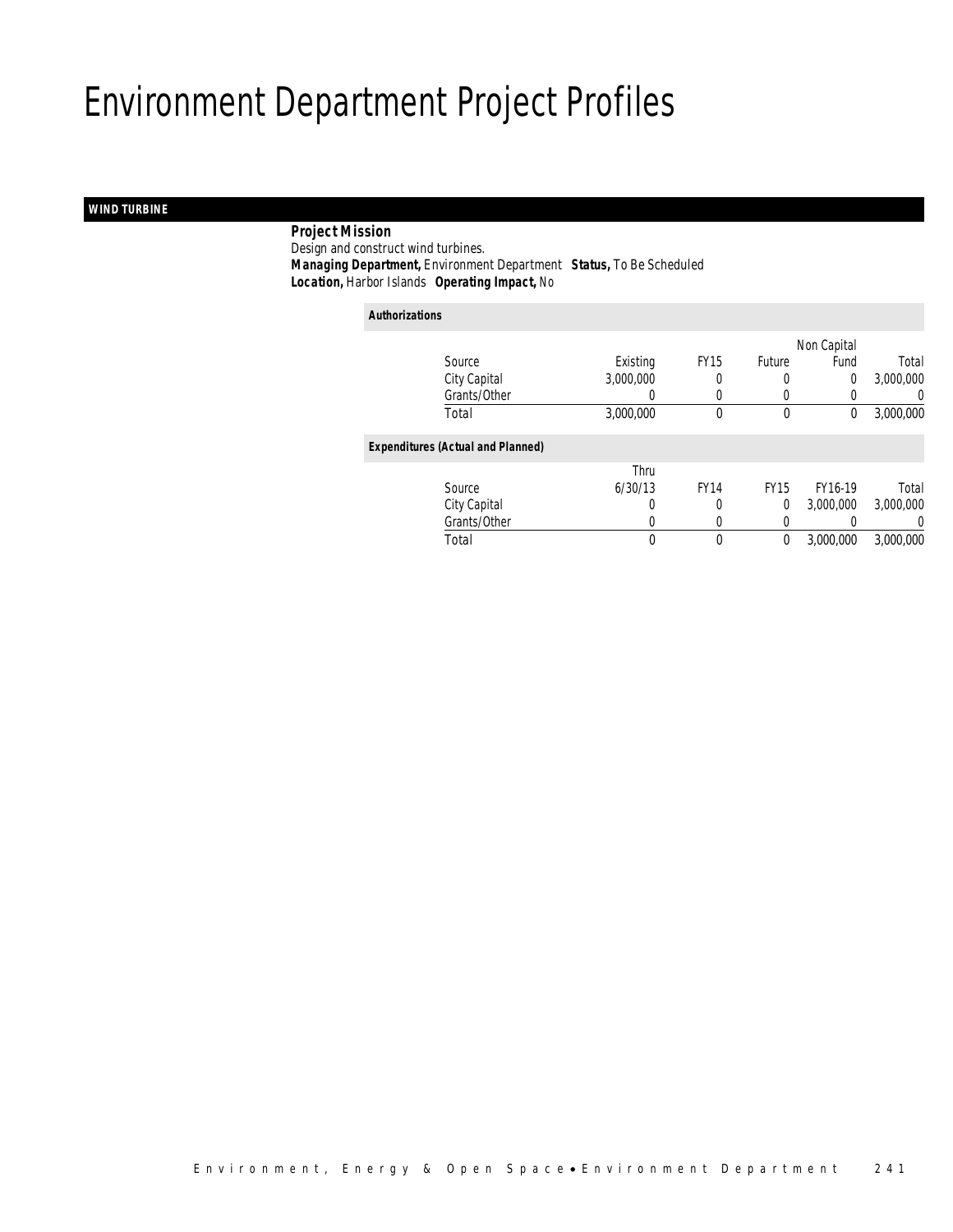# Environment Department Project Profiles

## WIND TURBINE

**Project Mission**
Design and construct wind turbines.
***Managing Department,*** Environment Department ***Status,*** To Be Scheduled
***Location,*** Harbor Islands ***Operating Impact,*** No

***Authorizations***

| Source | Existing | FY15 | Future | Non Capital Fund | Total |
|---|---|---|---|---|---|
| City Capital | 3,000,000 | 0 | 0 | 0 | 3,000,000 |
| Grants/Other | 0 | 0 | 0 | 0 | 0 |
| Total | 3,000,000 | 0 | 0 | 0 | 3,000,000 |

***Expenditures (Actual and Planned)***

| Source | Thru 6/30/13 | FY14 | FY15 | FY16-19 | Total |
|---|---|---|---|---|---|
| City Capital | 0 | 0 | 0 | 3,000,000 | 3,000,000 |
| Grants/Other | 0 | 0 | 0 | 0 | 0 |
| Total | 0 | 0 | 0 | 3,000,000 | 3,000,000 |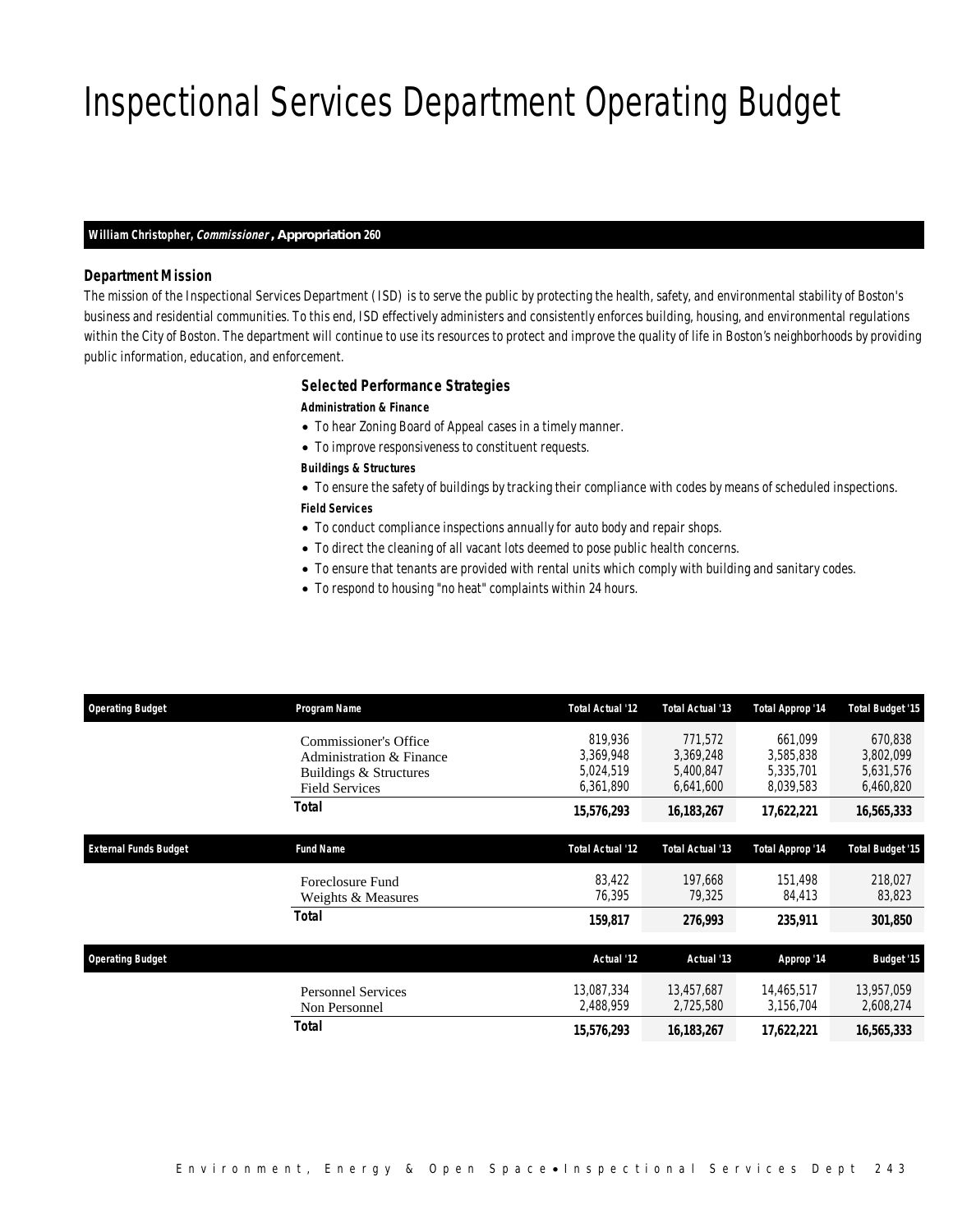# Inspectional Services Department Operating Budget

**William Christopher, *Commissioner*, Appropriation 260**

### Department Mission

The mission of the Inspectional Services Department (ISD) is to serve the public by protecting the health, safety, and environmental stability of Boston's business and residential communities. To this end, ISD effectively administers and consistently enforces building, housing, and environmental regulations within the City of Boston. The department will continue to use its resources to protect and improve the quality of life in Boston's neighborhoods by providing public information, education, and enforcement.

### Selected Performance Strategies

**Administration & Finance**

- To hear Zoning Board of Appeal cases in a timely manner.
- To improve responsiveness to constituent requests.

**Buildings & Structures**

- To ensure the safety of buildings by tracking their compliance with codes by means of scheduled inspections.

**Field Services**

- To conduct compliance inspections annually for auto body and repair shops.
- To direct the cleaning of all vacant lots deemed to pose public health concerns.
- To ensure that tenants are provided with rental units which comply with building and sanitary codes.
- To respond to housing "no heat" complaints within 24 hours.

| Operating Budget | Program Name | Total Actual '12 | Total Actual '13 | Total Approp '14 | Total Budget '15 |
|---|---|---|---|---|---|
| | Commissioner's Office | 819,936 | 771,572 | 661,099 | 670,838 |
| | Administration & Finance | 3,369,948 | 3,369,248 | 3,585,838 | 3,802,099 |
| | Buildings & Structures | 5,024,519 | 5,400,847 | 5,335,701 | 5,631,576 |
| | Field Services | 6,361,890 | 6,641,600 | 8,039,583 | 6,460,820 |
| | **Total** | **15,576,293** | **16,183,267** | **17,622,221** | **16,565,333** |

| External Funds Budget | Fund Name | Total Actual '12 | Total Actual '13 | Total Approp '14 | Total Budget '15 |
|---|---|---|---|---|---|
| | Foreclosure Fund | 83,422 | 197,668 | 151,498 | 218,027 |
| | Weights & Measures | 76,395 | 79,325 | 84,413 | 83,823 |
| | **Total** | **159,817** | **276,993** | **235,911** | **301,850** |

| Operating Budget | | Actual '12 | Actual '13 | Approp '14 | Budget '15 |
|---|---|---|---|---|---|
| | Personnel Services | 13,087,334 | 13,457,687 | 14,465,517 | 13,957,059 |
| | Non Personnel | 2,488,959 | 2,725,580 | 3,156,704 | 2,608,274 |
| | **Total** | **15,576,293** | **16,183,267** | **17,622,221** | **16,565,333** |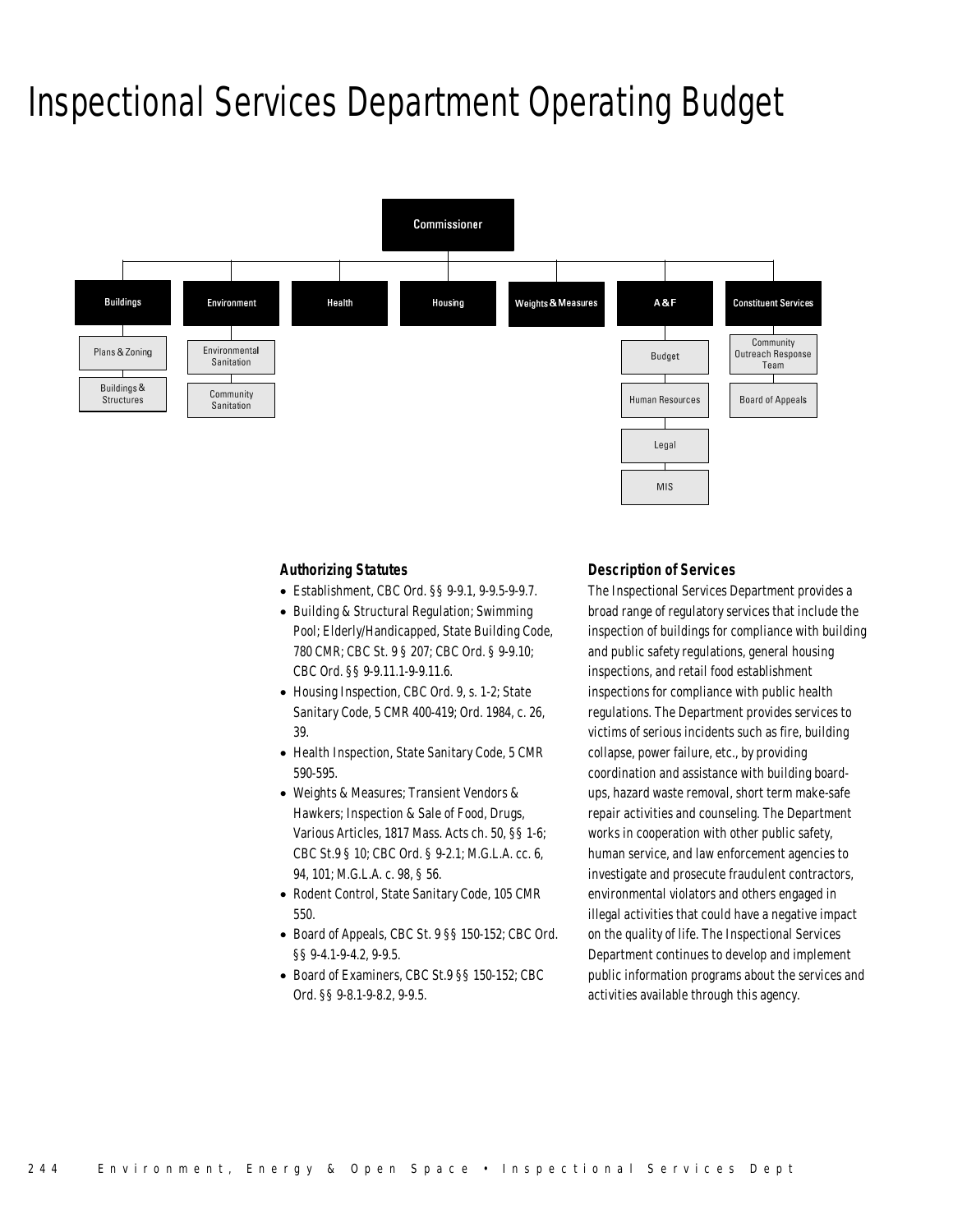# Inspectional Services Department Operating Budget

- Commissioner
  - Buildings
    - Plans & Zoning
    - Buildings & Structures
  - Environment
    - Environmental Sanitation
    - Community Sanitation
  - Health
  - Housing
  - Weights & Measures
  - A&F
    - Budget
    - Human Resources
    - Legal
    - MIS
  - Constituent Services
    - Community Outreach Response Team
    - Board of Appeals

### Authorizing Statutes

- Establishment, CBC Ord. §§ 9-9.1, 9-9.5-9-9.7.
- Building & Structural Regulation; Swimming Pool; Elderly/Handicapped, State Building Code, 780 CMR; CBC St. 9 § 207; CBC Ord. § 9-9.10; CBC Ord. §§ 9-9.11.1-9-9.11.6.
- Housing Inspection, CBC Ord. 9, s. 1-2; State Sanitary Code, 5 CMR 400-419; Ord. 1984, c. 26, 39.
- Health Inspection, State Sanitary Code, 5 CMR 590-595.
- Weights & Measures; Transient Vendors & Hawkers; Inspection & Sale of Food, Drugs, Various Articles, 1817 Mass. Acts ch. 50, §§ 1-6; CBC St.9 § 10; CBC Ord. § 9-2.1; M.G.L.A. cc. 6, 94, 101; M.G.L.A. c. 98, § 56.
- Rodent Control, State Sanitary Code, 105 CMR 550.
- Board of Appeals, CBC St. 9 §§ 150-152; CBC Ord. §§ 9-4.1-9-4.2, 9-9.5.
- Board of Examiners, CBC St.9 §§ 150-152; CBC Ord. §§ 9-8.1-9-8.2, 9-9.5.

### Description of Services

The Inspectional Services Department provides a broad range of regulatory services that include the inspection of buildings for compliance with building and public safety regulations, general housing inspections, and retail food establishment inspections for compliance with public health regulations. The Department provides services to victims of serious incidents such as fire, building collapse, power failure, etc., by providing coordination and assistance with building board-ups, hazard waste removal, short term make-safe repair activities and counseling. The Department works in cooperation with other public safety, human service, and law enforcement agencies to investigate and prosecute fraudulent contractors, environmental violators and others engaged in illegal activities that could have a negative impact on the quality of life. The Inspectional Services Department continues to develop and implement public information programs about the services and activities available through this agency.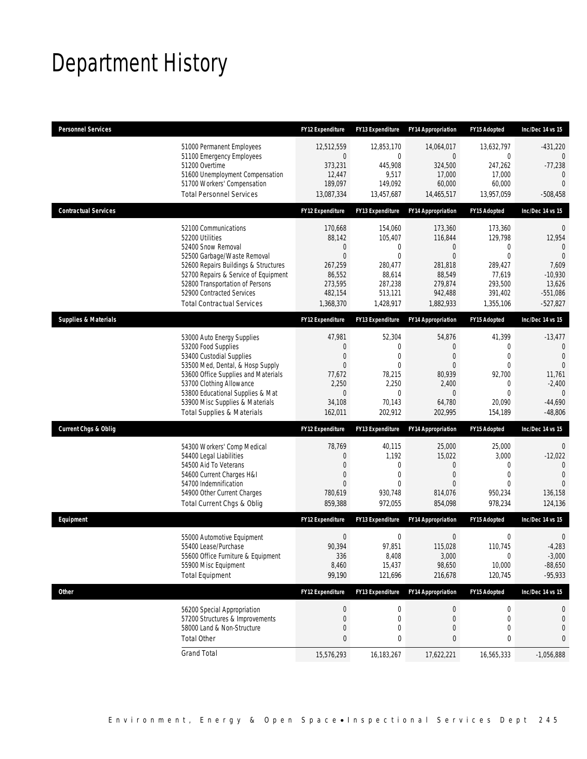# Department History

| Personnel Services | | FY12 Expenditure | FY13 Expenditure | FY14 Appropriation | FY15 Adopted | Inc/Dec 14 vs 15 |
|---|---|---|---|---|---|---|
| | 51000 Permanent Employees | 12,512,559 | 12,853,170 | 14,064,017 | 13,632,797 | -431,220 |
| | 51100 Emergency Employees | 0 | 0 | 0 | 0 | 0 |
| | 51200 Overtime | 373,231 | 445,908 | 324,500 | 247,262 | -77,238 |
| | 51600 Unemployment Compensation | 12,447 | 9,517 | 17,000 | 17,000 | 0 |
| | 51700 Workers' Compensation | 189,097 | 149,092 | 60,000 | 60,000 | 0 |
| | Total Personnel Services | 13,087,334 | 13,457,687 | 14,465,517 | 13,957,059 | -508,458 |
| **Contractual Services** | | **FY12 Expenditure** | **FY13 Expenditure** | **FY14 Appropriation** | **FY15 Adopted** | **Inc/Dec 14 vs 15** |
| | 52100 Communications | 170,668 | 154,060 | 173,360 | 173,360 | 0 |
| | 52200 Utilities | 88,142 | 105,407 | 116,844 | 129,798 | 12,954 |
| | 52400 Snow Removal | 0 | 0 | 0 | 0 | 0 |
| | 52500 Garbage/Waste Removal | 0 | 0 | 0 | 0 | 0 |
| | 52600 Repairs Buildings & Structures | 267,259 | 280,477 | 281,818 | 289,427 | 7,609 |
| | 52700 Repairs & Service of Equipment | 86,552 | 88,614 | 88,549 | 77,619 | -10,930 |
| | 52800 Transportation of Persons | 273,595 | 287,238 | 279,874 | 293,500 | 13,626 |
| | 52900 Contracted Services | 482,154 | 513,121 | 942,488 | 391,402 | -551,086 |
| | Total Contractual Services | 1,368,370 | 1,428,917 | 1,882,933 | 1,355,106 | -527,827 |
| **Supplies & Materials** | | **FY12 Expenditure** | **FY13 Expenditure** | **FY14 Appropriation** | **FY15 Adopted** | **Inc/Dec 14 vs 15** |
| | 53000 Auto Energy Supplies | 47,981 | 52,304 | 54,876 | 41,399 | -13,477 |
| | 53200 Food Supplies | 0 | 0 | 0 | 0 | 0 |
| | 53400 Custodial Supplies | 0 | 0 | 0 | 0 | 0 |
| | 53500 Med, Dental, & Hosp Supply | 0 | 0 | 0 | 0 | 0 |
| | 53600 Office Supplies and Materials | 77,672 | 78,215 | 80,939 | 92,700 | 11,761 |
| | 53700 Clothing Allowance | 2,250 | 2,250 | 2,400 | 0 | -2,400 |
| | 53800 Educational Supplies & Mat | 0 | 0 | 0 | 0 | 0 |
| | 53900 Misc Supplies & Materials | 34,108 | 70,143 | 64,780 | 20,090 | -44,690 |
| | Total Supplies & Materials | 162,011 | 202,912 | 202,995 | 154,189 | -48,806 |
| **Current Chgs & Oblig** | | **FY12 Expenditure** | **FY13 Expenditure** | **FY14 Appropriation** | **FY15 Adopted** | **Inc/Dec 14 vs 15** |
| | 54300 Workers' Comp Medical | 78,769 | 40,115 | 25,000 | 25,000 | 0 |
| | 54400 Legal Liabilities | 0 | 1,192 | 15,022 | 3,000 | -12,022 |
| | 54500 Aid To Veterans | 0 | 0 | 0 | 0 | 0 |
| | 54600 Current Charges H&I | 0 | 0 | 0 | 0 | 0 |
| | 54700 Indemnification | 0 | 0 | 0 | 0 | 0 |
| | 54900 Other Current Charges | 780,619 | 930,748 | 814,076 | 950,234 | 136,158 |
| | Total Current Chgs & Oblig | 859,388 | 972,055 | 854,098 | 978,234 | 124,136 |
| **Equipment** | | **FY12 Expenditure** | **FY13 Expenditure** | **FY14 Appropriation** | **FY15 Adopted** | **Inc/Dec 14 vs 15** |
| | 55000 Automotive Equipment | 0 | 0 | 0 | 0 | 0 |
| | 55400 Lease/Purchase | 90,394 | 97,851 | 115,028 | 110,745 | -4,283 |
| | 55600 Office Furniture & Equipment | 336 | 8,408 | 3,000 | 0 | -3,000 |
| | 55900 Misc Equipment | 8,460 | 15,437 | 98,650 | 10,000 | -88,650 |
| | Total Equipment | 99,190 | 121,696 | 216,678 | 120,745 | -95,933 |
| **Other** | | **FY12 Expenditure** | **FY13 Expenditure** | **FY14 Appropriation** | **FY15 Adopted** | **Inc/Dec 14 vs 15** |
| | 56200 Special Appropriation | 0 | 0 | 0 | 0 | 0 |
| | 57200 Structures & Improvements | 0 | 0 | 0 | 0 | 0 |
| | 58000 Land & Non-Structure | 0 | 0 | 0 | 0 | 0 |
| | Total Other | 0 | 0 | 0 | 0 | 0 |
| | Grand Total | 15,576,293 | 16,183,267 | 17,622,221 | 16,565,333 | -1,056,888 |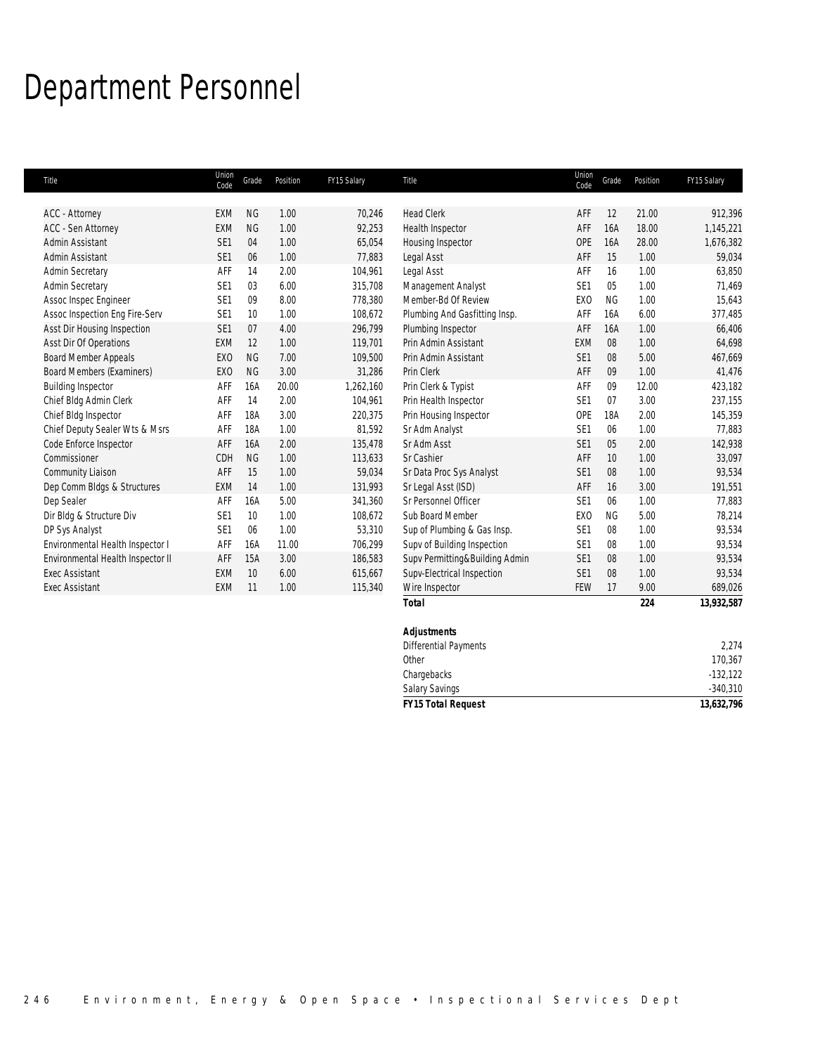# Department Personnel

| Title | Union Code | Grade | Position | FY15 Salary |
|---|---|---|---|---|
| ACC - Attorney | EXM | NG | 1.00 | 70,246 |
| ACC - Sen Attorney | EXM | NG | 1.00 | 92,253 |
| Admin Assistant | SE1 | 04 | 1.00 | 65,054 |
| Admin Assistant | SE1 | 06 | 1.00 | 77,883 |
| Admin Secretary | AFF | 14 | 2.00 | 104,961 |
| Admin Secretary | SE1 | 03 | 6.00 | 315,708 |
| Assoc Inspec Engineer | SE1 | 09 | 8.00 | 778,380 |
| Assoc Inspection Eng Fire-Serv | SE1 | 10 | 1.00 | 108,672 |
| Asst Dir Housing Inspection | SE1 | 07 | 4.00 | 296,799 |
| Asst Dir Of Operations | EXM | 12 | 1.00 | 119,701 |
| Board Member Appeals | EXO | NG | 7.00 | 109,500 |
| Board Members (Examiners) | EXO | NG | 3.00 | 31,286 |
| Building Inspector | AFF | 16A | 20.00 | 1,262,160 |
| Chief Bldg Admin Clerk | AFF | 14 | 2.00 | 104,961 |
| Chief Bldg Inspector | AFF | 18A | 3.00 | 220,375 |
| Chief Deputy Sealer Wts & Msrs | AFF | 18A | 1.00 | 81,592 |
| Code Enforce Inspector | AFF | 16A | 2.00 | 135,478 |
| Commissioner | CDH | NG | 1.00 | 113,633 |
| Community Liaison | AFF | 15 | 1.00 | 59,034 |
| Dep Comm Bldgs & Structures | EXM | 14 | 1.00 | 131,993 |
| Dep Sealer | AFF | 16A | 5.00 | 341,360 |
| Dir Bldg & Structure Div | SE1 | 10 | 1.00 | 108,672 |
| DP Sys Analyst | SE1 | 06 | 1.00 | 53,310 |
| Environmental Health Inspector I | AFF | 16A | 11.00 | 706,299 |
| Environmental Health Inspector II | AFF | 15A | 3.00 | 186,583 |
| Exec Assistant | EXM | 10 | 6.00 | 615,667 |
| Exec Assistant | EXM | 11 | 1.00 | 115,340 |
| Head Clerk | AFF | 12 | 21.00 | 912,396 |
| Health Inspector | AFF | 16A | 18.00 | 1,145,221 |
| Housing Inspector | OPE | 16A | 28.00 | 1,676,382 |
| Legal Asst | AFF | 15 | 1.00 | 59,034 |
| Legal Asst | AFF | 16 | 1.00 | 63,850 |
| Management Analyst | SE1 | 05 | 1.00 | 71,469 |
| Member-Bd Of Review | EXO | NG | 1.00 | 15,643 |
| Plumbing And Gasfitting Insp. | AFF | 16A | 6.00 | 377,485 |
| Plumbing Inspector | AFF | 16A | 1.00 | 66,406 |
| Prin Admin Assistant | EXM | 08 | 1.00 | 64,698 |
| Prin Admin Assistant | SE1 | 08 | 5.00 | 467,669 |
| Prin Clerk | AFF | 09 | 1.00 | 41,476 |
| Prin Clerk & Typist | AFF | 09 | 12.00 | 423,182 |
| Prin Health Inspector | SE1 | 07 | 3.00 | 237,155 |
| Prin Housing Inspector | OPE | 18A | 2.00 | 145,359 |
| Sr Adm Analyst | SE1 | 06 | 1.00 | 77,883 |
| Sr Adm Asst | SE1 | 05 | 2.00 | 142,938 |
| Sr Cashier | AFF | 10 | 1.00 | 33,097 |
| Sr Data Proc Sys Analyst | SE1 | 08 | 1.00 | 93,534 |
| Sr Legal Asst (ISD) | AFF | 16 | 3.00 | 191,551 |
| Sr Personnel Officer | SE1 | 06 | 1.00 | 77,883 |
| Sub Board Member | EXO | NG | 5.00 | 78,214 |
| Sup of Plumbing & Gas Insp. | SE1 | 08 | 1.00 | 93,534 |
| Supv of Building Inspection | SE1 | 08 | 1.00 | 93,534 |
| Supv Permitting&Building Admin | SE1 | 08 | 1.00 | 93,534 |
| Supv-Electrical Inspection | SE1 | 08 | 1.00 | 93,534 |
| Wire Inspector | FEW | 17 | 9.00 | 689,026 |
| **Total** | | | **224** | **13,932,587** |

| ***Adjustments*** | |
|---|---|
| Differential Payments | 2,274 |
| Other | 170,367 |
| Chargebacks | -132,122 |
| Salary Savings | -340,310 |
| ***FY15 Total Request*** | **13,632,796** |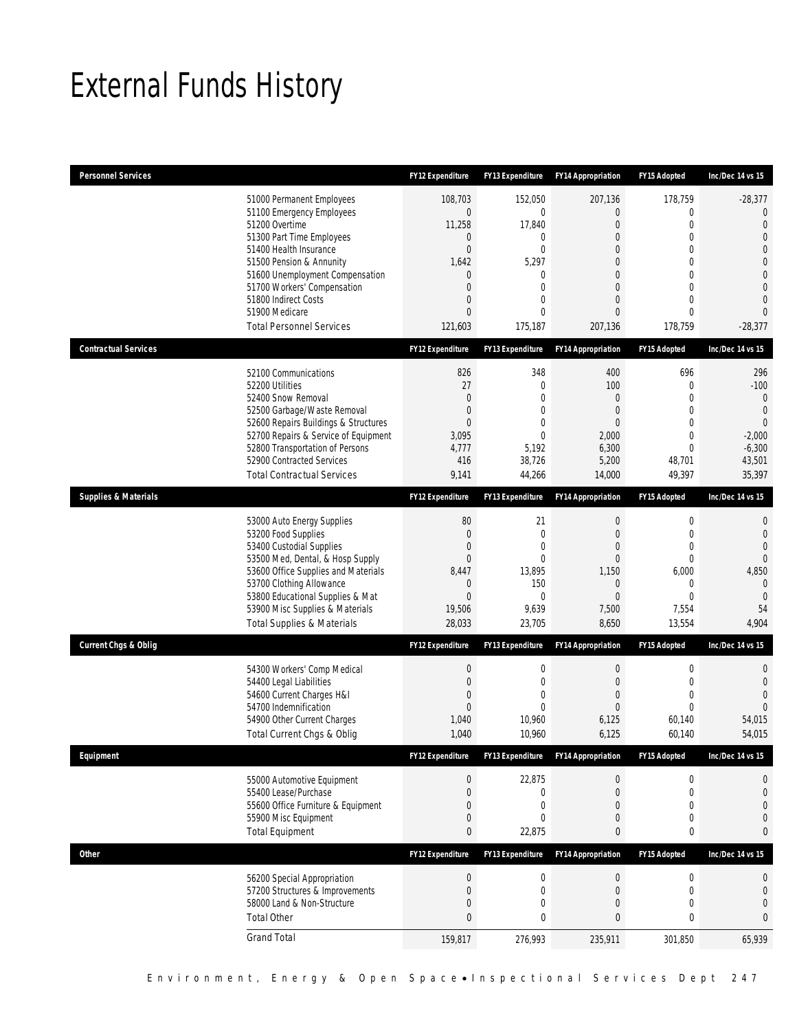# External Funds History

| Personnel Services | | FY12 Expenditure | FY13 Expenditure | FY14 Appropriation | FY15 Adopted | Inc/Dec 14 vs 15 |
|---|---|---|---|---|---|---|
| | 51000 Permanent Employees | 108,703 | 152,050 | 207,136 | 178,759 | -28,377 |
| | 51100 Emergency Employees | 0 | 0 | 0 | 0 | 0 |
| | 51200 Overtime | 11,258 | 17,840 | 0 | 0 | 0 |
| | 51300 Part Time Employees | 0 | 0 | 0 | 0 | 0 |
| | 51400 Health Insurance | 0 | 0 | 0 | 0 | 0 |
| | 51500 Pension & Annunity | 1,642 | 5,297 | 0 | 0 | 0 |
| | 51600 Unemployment Compensation | 0 | 0 | 0 | 0 | 0 |
| | 51700 Workers' Compensation | 0 | 0 | 0 | 0 | 0 |
| | 51800 Indirect Costs | 0 | 0 | 0 | 0 | 0 |
| | 51900 Medicare | 0 | 0 | 0 | 0 | 0 |
| | Total Personnel Services | 121,603 | 175,187 | 207,136 | 178,759 | -28,377 |
| **Contractual Services** | | **FY12 Expenditure** | **FY13 Expenditure** | **FY14 Appropriation** | **FY15 Adopted** | **Inc/Dec 14 vs 15** |
| | 52100 Communications | 826 | 348 | 400 | 696 | 296 |
| | 52200 Utilities | 27 | 0 | 100 | 0 | -100 |
| | 52400 Snow Removal | 0 | 0 | 0 | 0 | 0 |
| | 52500 Garbage/Waste Removal | 0 | 0 | 0 | 0 | 0 |
| | 52600 Repairs Buildings & Structures | 0 | 0 | 0 | 0 | 0 |
| | 52700 Repairs & Service of Equipment | 3,095 | 0 | 2,000 | 0 | -2,000 |
| | 52800 Transportation of Persons | 4,777 | 5,192 | 6,300 | 0 | -6,300 |
| | 52900 Contracted Services | 416 | 38,726 | 5,200 | 48,701 | 43,501 |
| | Total Contractual Services | 9,141 | 44,266 | 14,000 | 49,397 | 35,397 |
| **Supplies & Materials** | | **FY12 Expenditure** | **FY13 Expenditure** | **FY14 Appropriation** | **FY15 Adopted** | **Inc/Dec 14 vs 15** |
| | 53000 Auto Energy Supplies | 80 | 21 | 0 | 0 | 0 |
| | 53200 Food Supplies | 0 | 0 | 0 | 0 | 0 |
| | 53400 Custodial Supplies | 0 | 0 | 0 | 0 | 0 |
| | 53500 Med, Dental, & Hosp Supply | 0 | 0 | 0 | 0 | 0 |
| | 53600 Office Supplies and Materials | 8,447 | 13,895 | 1,150 | 6,000 | 4,850 |
| | 53700 Clothing Allowance | 0 | 150 | 0 | 0 | 0 |
| | 53800 Educational Supplies & Mat | 0 | 0 | 0 | 0 | 0 |
| | 53900 Misc Supplies & Materials | 19,506 | 9,639 | 7,500 | 7,554 | 54 |
| | Total Supplies & Materials | 28,033 | 23,705 | 8,650 | 13,554 | 4,904 |
| **Current Chgs & Oblig** | | **FY12 Expenditure** | **FY13 Expenditure** | **FY14 Appropriation** | **FY15 Adopted** | **Inc/Dec 14 vs 15** |
| | 54300 Workers' Comp Medical | 0 | 0 | 0 | 0 | 0 |
| | 54400 Legal Liabilities | 0 | 0 | 0 | 0 | 0 |
| | 54600 Current Charges H&I | 0 | 0 | 0 | 0 | 0 |
| | 54700 Indemnification | 0 | 0 | 0 | 0 | 0 |
| | 54900 Other Current Charges | 1,040 | 10,960 | 6,125 | 60,140 | 54,015 |
| | Total Current Chgs & Oblig | 1,040 | 10,960 | 6,125 | 60,140 | 54,015 |
| **Equipment** | | **FY12 Expenditure** | **FY13 Expenditure** | **FY14 Appropriation** | **FY15 Adopted** | **Inc/Dec 14 vs 15** |
| | 55000 Automotive Equipment | 0 | 22,875 | 0 | 0 | 0 |
| | 55400 Lease/Purchase | 0 | 0 | 0 | 0 | 0 |
| | 55600 Office Furniture & Equipment | 0 | 0 | 0 | 0 | 0 |
| | 55900 Misc Equipment | 0 | 0 | 0 | 0 | 0 |
| | Total Equipment | 0 | 22,875 | 0 | 0 | 0 |
| **Other** | | **FY12 Expenditure** | **FY13 Expenditure** | **FY14 Appropriation** | **FY15 Adopted** | **Inc/Dec 14 vs 15** |
| | 56200 Special Appropriation | 0 | 0 | 0 | 0 | 0 |
| | 57200 Structures & Improvements | 0 | 0 | 0 | 0 | 0 |
| | 58000 Land & Non-Structure | 0 | 0 | 0 | 0 | 0 |
| | Total Other | 0 | 0 | 0 | 0 | 0 |
| | Grand Total | 159,817 | 276,993 | 235,911 | 301,850 | 65,939 |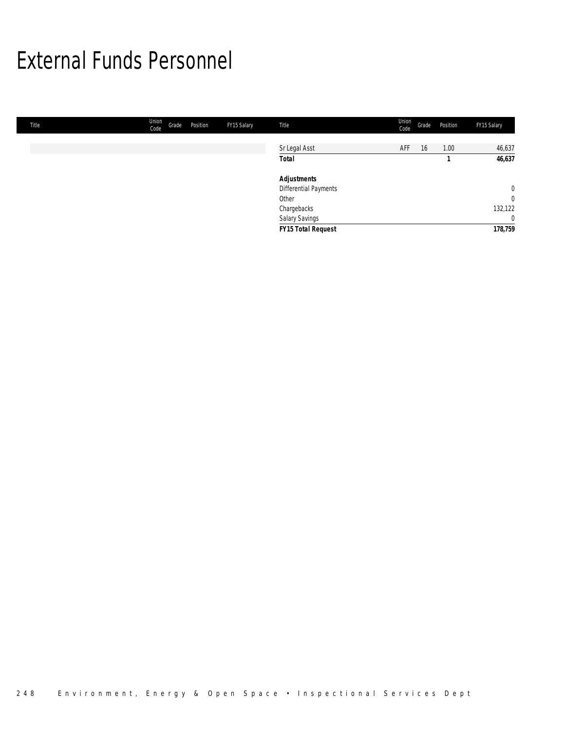# External Funds Personnel

| Title | Union Code | Grade | Position | FY15 Salary |
|---|---|---|---|---|
| Sr Legal Asst | AFF | 16 | 1.00 | 46,637 |
| **Total** | | | **1** | **46,637** |
| ***Adjustments*** | | | | |
| Differential Payments | | | | 0 |
| Other | | | | 0 |
| Chargebacks | | | | 132,122 |
| Salary Savings | | | | 0 |
| ***FY15 Total Request*** | | | | **178,759** |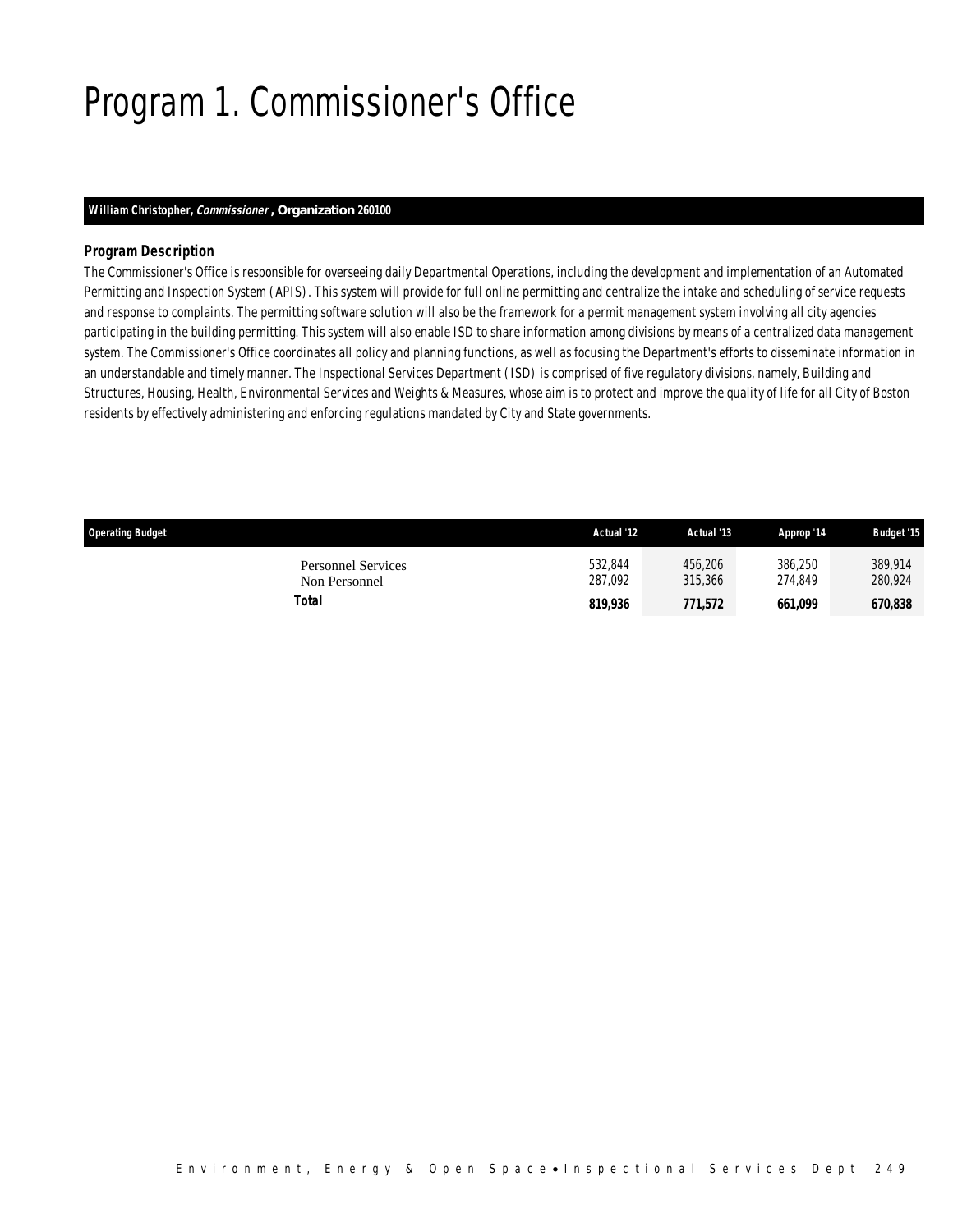# Program 1. Commissioner's Office

**William Christopher, *Commissioner*, Organization 260100**

### *Program Description*

The Commissioner's Office is responsible for overseeing daily Departmental Operations, including the development and implementation of an Automated Permitting and Inspection System (APIS). This system will provide for full online permitting and centralize the intake and scheduling of service requests and response to complaints. The permitting software solution will also be the framework for a permit management system involving all city agencies participating in the building permitting. This system will also enable ISD to share information among divisions by means of a centralized data management system. The Commissioner's Office coordinates all policy and planning functions, as well as focusing the Department's efforts to disseminate information in an understandable and timely manner. The Inspectional Services Department (ISD) is comprised of five regulatory divisions, namely, Building and Structures, Housing, Health, Environmental Services and Weights & Measures, whose aim is to protect and improve the quality of life for all City of Boston residents by effectively administering and enforcing regulations mandated by City and State governments.

| Operating Budget | Actual '12 | Actual '13 | Approp '14 | Budget '15 |
|---|---|---|---|---|
| Personnel Services | 532,844 | 456,206 | 386,250 | 389,914 |
| Non Personnel | 287,092 | 315,366 | 274,849 | 280,924 |
| **Total** | **819,936** | **771,572** | **661,099** | **670,838** |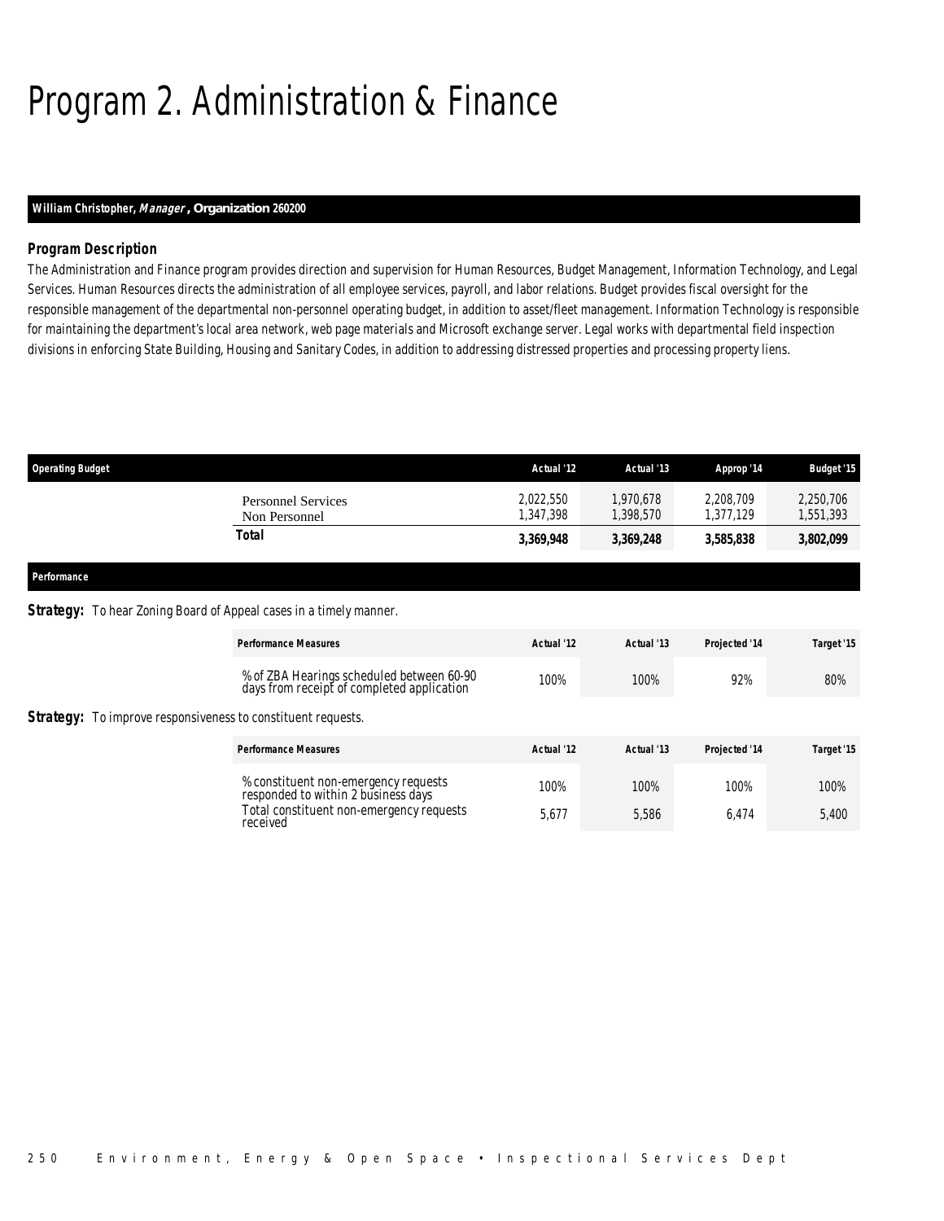# Program 2. Administration & Finance

**William Christopher, *Manager*, Organization 260200**

### *Program Description*

The Administration and Finance program provides direction and supervision for Human Resources, Budget Management, Information Technology, and Legal Services. Human Resources directs the administration of all employee services, payroll, and labor relations. Budget provides fiscal oversight for the responsible management of the departmental non-personnel operating budget, in addition to asset/fleet management. Information Technology is responsible for maintaining the department's local area network, web page materials and Microsoft exchange server. Legal works with departmental field inspection divisions in enforcing State Building, Housing and Sanitary Codes, in addition to addressing distressed properties and processing property liens.

| Operating Budget | Actual '12 | Actual '13 | Approp '14 | Budget '15 |
|---|---|---|---|---|
| Personnel Services | 2,022,550 | 1,970,678 | 2,208,709 | 2,250,706 |
| Non Personnel | 1,347,398 | 1,398,570 | 1,377,129 | 1,551,393 |
| **Total** | **3,369,948** | **3,369,248** | **3,585,838** | **3,802,099** |

**Performance**

***Strategy:*** To hear Zoning Board of Appeal cases in a timely manner.

| Performance Measures | Actual '12 | Actual '13 | Projected '14 | Target '15 |
|---|---|---|---|---|
| % of ZBA Hearings scheduled between 60-90 days from receipt of completed application | 100% | 100% | 92% | 80% |

***Strategy:*** To improve responsiveness to constituent requests.

| Performance Measures | Actual '12 | Actual '13 | Projected '14 | Target '15 |
|---|---|---|---|---|
| % constituent non-emergency requests responded to within 2 business days | 100% | 100% | 100% | 100% |
| Total constituent non-emergency requests received | 5,677 | 5,586 | 6,474 | 5,400 |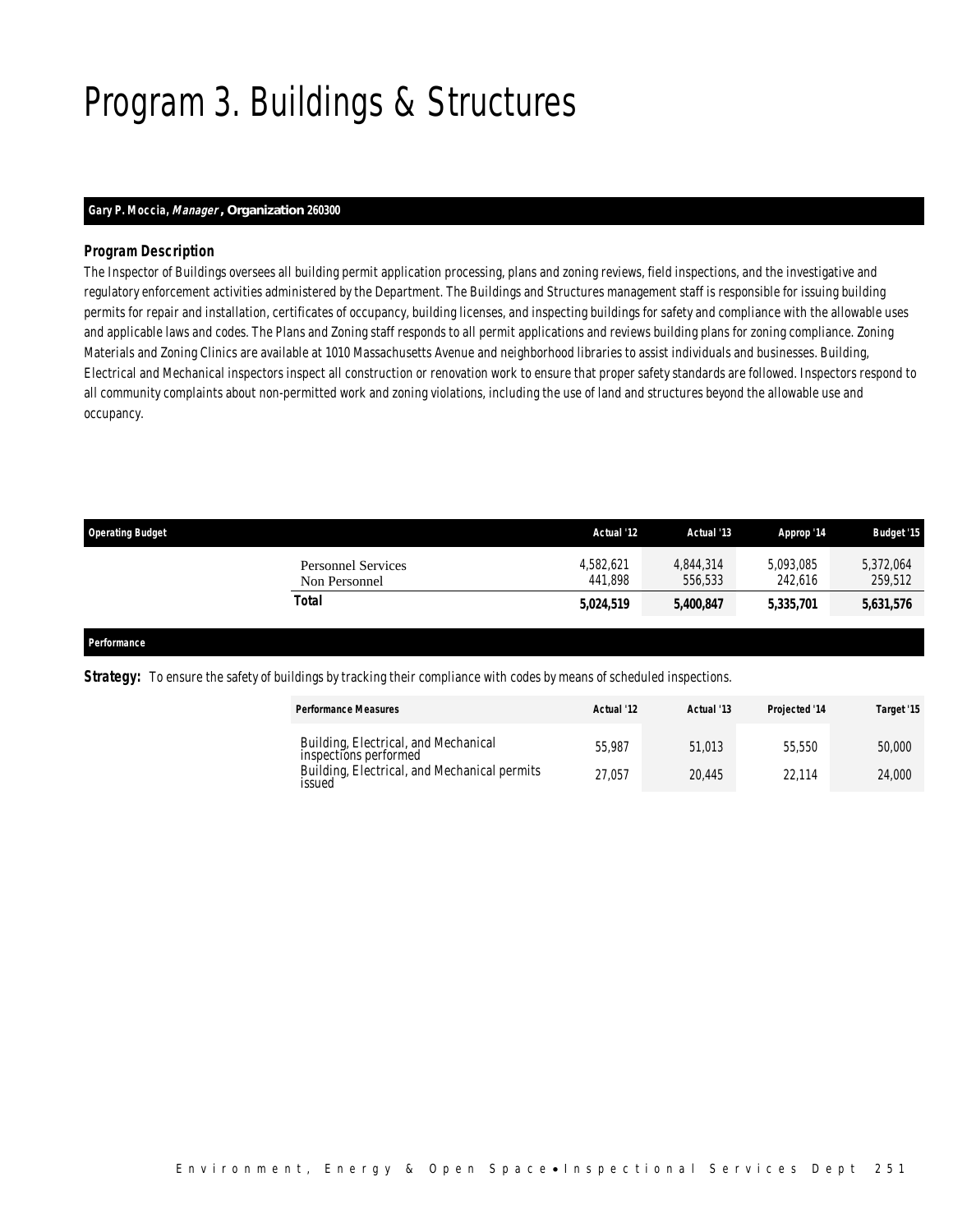# Program 3. Buildings & Structures

**Gary P. Moccia, *Manager*, Organization 260300**

### *Program Description*

*The Inspector of Buildings oversees all building permit application processing, plans and zoning reviews, field inspections, and the investigative and regulatory enforcement activities administered by the Department. The Buildings and Structures management staff is responsible for issuing building permits for repair and installation, certificates of occupancy, building licenses, and inspecting buildings for safety and compliance with the allowable uses and applicable laws and codes. The Plans and Zoning staff responds to all permit applications and reviews building plans for zoning compliance. Zoning Materials and Zoning Clinics are available at 1010 Massachusetts Avenue and neighborhood libraries to assist individuals and businesses. Building, Electrical and Mechanical inspectors inspect all construction or renovation work to ensure that proper safety standards are followed. Inspectors respond to all community complaints about non-permitted work and zoning violations, including the use of land and structures beyond the allowable use and occupancy.*

| Operating Budget | Actual '12 | Actual '13 | Approp '14 | Budget '15 |
|---|---|---|---|---|
| Personnel Services | 4,582,621 | 4,844,314 | 5,093,085 | 5,372,064 |
| Non Personnel | 441,898 | 556,533 | 242,616 | 259,512 |
| **Total** | **5,024,519** | **5,400,847** | **5,335,701** | **5,631,576** |

**Performance**

**Strategy:** To ensure the safety of buildings by tracking their compliance with codes by means of scheduled inspections.

| Performance Measures | Actual '12 | Actual '13 | Projected '14 | Target '15 |
|---|---|---|---|---|
| Building, Electrical, and Mechanical inspections performed | 55,987 | 51,013 | 55,550 | 50,000 |
| Building, Electrical, and Mechanical permits issued | 27,057 | 20,445 | 22,114 | 24,000 |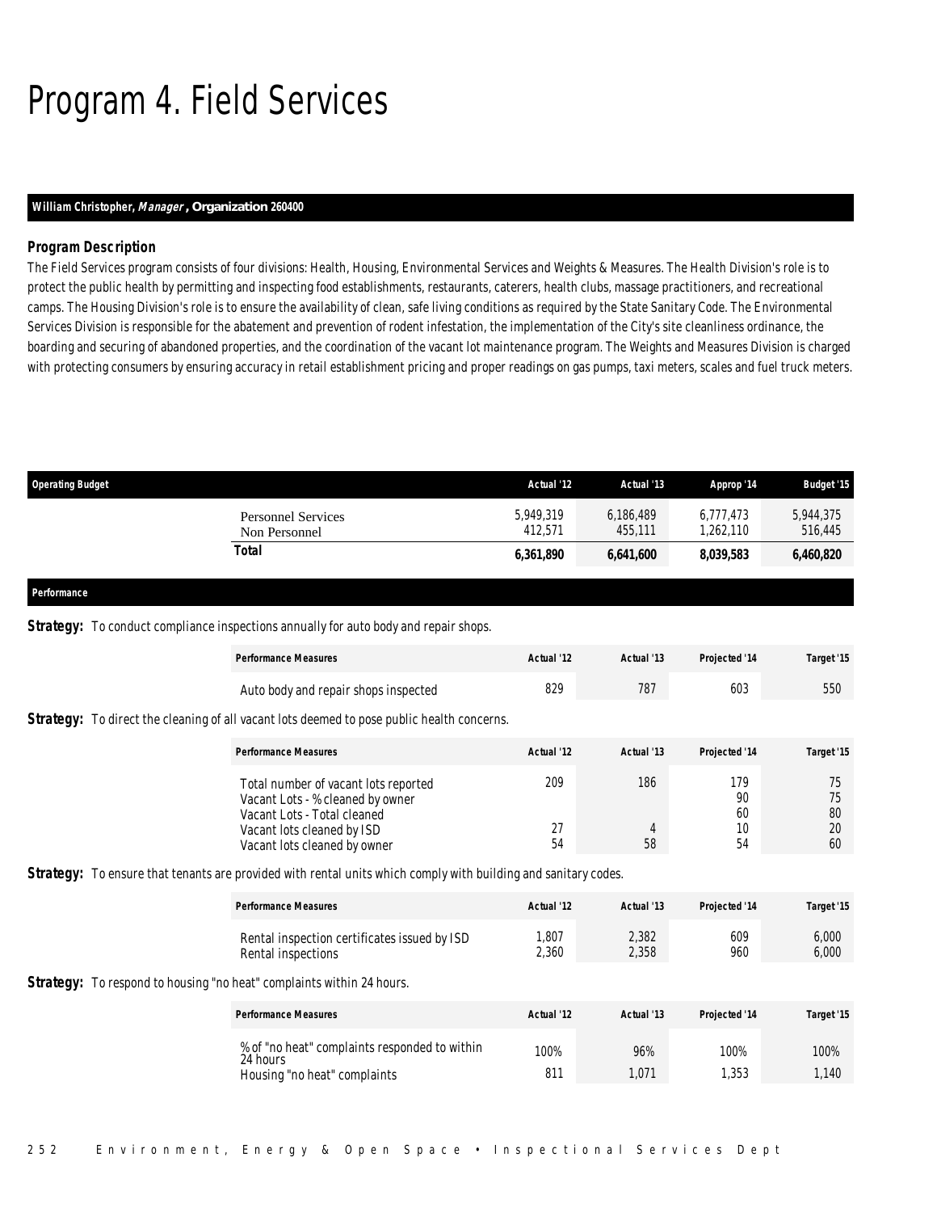# Program 4. Field Services

**William Christopher, *Manager*, Organization 260400**

### Program Description

The Field Services program consists of four divisions: Health, Housing, Environmental Services and Weights & Measures. The Health Division's role is to protect the public health by permitting and inspecting food establishments, restaurants, caterers, health clubs, massage practitioners, and recreational camps. The Housing Division's role is to ensure the availability of clean, safe living conditions as required by the State Sanitary Code. The Environmental Services Division is responsible for the abatement and prevention of rodent infestation, the implementation of the City's site cleanliness ordinance, the boarding and securing of abandoned properties, and the coordination of the vacant lot maintenance program. The Weights and Measures Division is charged with protecting consumers by ensuring accuracy in retail establishment pricing and proper readings on gas pumps, taxi meters, scales and fuel truck meters.

| Operating Budget | Actual '12 | Actual '13 | Approp '14 | Budget '15 |
|---|---|---|---|---|
| Personnel Services | 5,949,319 | 6,186,489 | 6,777,473 | 5,944,375 |
| Non Personnel | 412,571 | 455,111 | 1,262,110 | 516,445 |
| **Total** | **6,361,890** | **6,641,600** | **8,039,583** | **6,460,820** |

### Performance

**Strategy:** To conduct compliance inspections annually for auto body and repair shops.

| Performance Measures | Actual '12 | Actual '13 | Projected '14 | Target '15 |
|---|---|---|---|---|
| Auto body and repair shops inspected | 829 | 787 | 603 | 550 |

**Strategy:** To direct the cleaning of all vacant lots deemed to pose public health concerns.

| Performance Measures | Actual '12 | Actual '13 | Projected '14 | Target '15 |
|---|---|---|---|---|
| Total number of vacant lots reported | 209 | 186 | 179 | 75 |
| Vacant Lots - % cleaned by owner | | | 90 | 75 |
| Vacant Lots - Total cleaned | | | 60 | 80 |
| Vacant lots cleaned by ISD | 27 | 4 | 10 | 20 |
| Vacant lots cleaned by owner | 54 | 58 | 54 | 60 |

**Strategy:** To ensure that tenants are provided with rental units which comply with building and sanitary codes.

| Performance Measures | Actual '12 | Actual '13 | Projected '14 | Target '15 |
|---|---|---|---|---|
| Rental inspection certificates issued by ISD | 1,807 | 2,382 | 609 | 6,000 |
| Rental inspections | 2,360 | 2,358 | 960 | 6,000 |

**Strategy:** To respond to housing "no heat" complaints within 24 hours.

| Performance Measures | Actual '12 | Actual '13 | Projected '14 | Target '15 |
|---|---|---|---|---|
| % of "no heat" complaints responded to within 24 hours | 100% | 96% | 100% | 100% |
| Housing "no heat" complaints | 811 | 1,071 | 1,353 | 1,140 |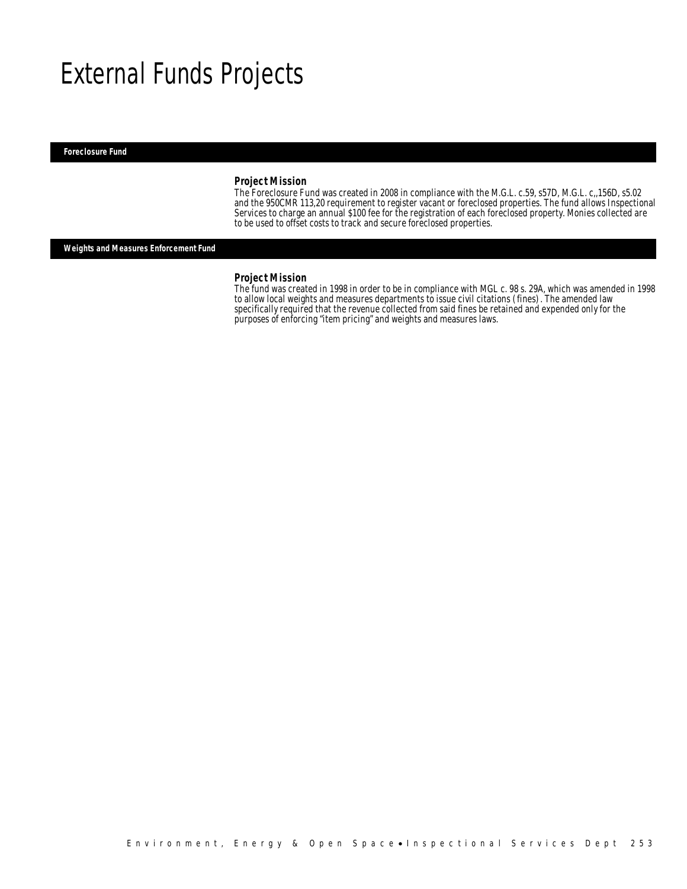# External Funds Projects

## Foreclosure Fund

### Project Mission

The Foreclosure Fund was created in 2008 in compliance with the M.G.L. c.59, s57D, M.G.L. c,,156D, s5.02 and the 950CMR 113,20 requirement to register vacant or foreclosed properties. The fund allows Inspectional Services to charge an annual $100 fee for the registration of each foreclosed property. Monies collected are to be used to offset costs to track and secure foreclosed properties.

## Weights and Measures Enforcement Fund

### Project Mission

The fund was created in 1998 in order to be in compliance with MGL c. 98 s. 29A, which was amended in 1998 to allow local weights and measures departments to issue civil citations (fines). The amended law specifically required that the revenue collected from said fines be retained and expended only for the purposes of enforcing "item pricing" and weights and measures laws.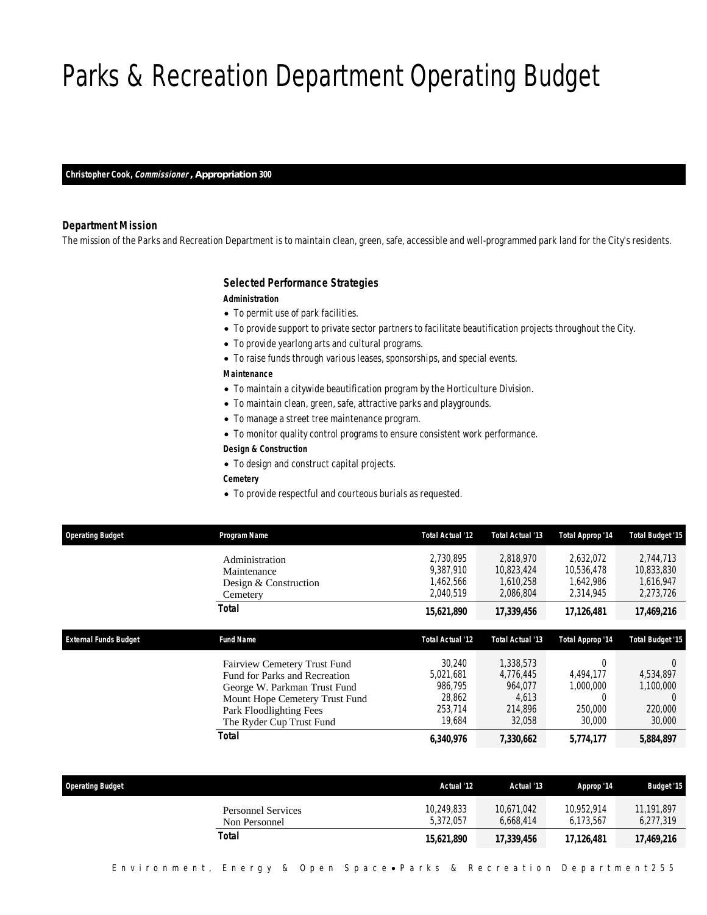# Parks & Recreation Department Operating Budget

**Christopher Cook, *Commissioner*, Appropriation 300**

### Department Mission

The mission of the Parks and Recreation Department is to maintain clean, green, safe, accessible and well-programmed park land for the City's residents.

### Selected Performance Strategies

**Administration**

- To permit use of park facilities.
- To provide support to private sector partners to facilitate beautification projects throughout the City.
- To provide yearlong arts and cultural programs.
- To raise funds through various leases, sponsorships, and special events.

**Maintenance**

- To maintain a citywide beautification program by the Horticulture Division.
- To maintain clean, green, safe, attractive parks and playgrounds.
- To manage a street tree maintenance program.
- To monitor quality control programs to ensure consistent work performance.

**Design & Construction**

- To design and construct capital projects.

**Cemetery**

- To provide respectful and courteous burials as requested.

| Operating Budget | Program Name | Total Actual '12 | Total Actual '13 | Total Approp '14 | Total Budget '15 |
|---|---|---|---|---|---|
| | Administration | 2,730,895 | 2,818,970 | 2,632,072 | 2,744,713 |
| | Maintenance | 9,387,910 | 10,823,424 | 10,536,478 | 10,833,830 |
| | Design & Construction | 1,462,566 | 1,610,258 | 1,642,986 | 1,616,947 |
| | Cemetery | 2,040,519 | 2,086,804 | 2,314,945 | 2,273,726 |
| | **Total** | **15,621,890** | **17,339,456** | **17,126,481** | **17,469,216** |

| External Funds Budget | Fund Name | Total Actual '12 | Total Actual '13 | Total Approp '14 | Total Budget '15 |
|---|---|---|---|---|---|
| | Fairview Cemetery Trust Fund | 30,240 | 1,338,573 | 0 | 0 |
| | Fund for Parks and Recreation | 5,021,681 | 4,776,445 | 4,494,177 | 4,534,897 |
| | George W. Parkman Trust Fund | 986,795 | 964,077 | 1,000,000 | 1,100,000 |
| | Mount Hope Cemetery Trust Fund | 28,862 | 4,613 | 0 | 0 |
| | Park Floodlighting Fees | 253,714 | 214,896 | 250,000 | 220,000 |
| | The Ryder Cup Trust Fund | 19,684 | 32,058 | 30,000 | 30,000 |
| | **Total** | **6,340,976** | **7,330,662** | **5,774,177** | **5,884,897** |

| Operating Budget | | Actual '12 | Actual '13 | Approp '14 | Budget '15 |
|---|---|---|---|---|---|
| | Personnel Services | 10,249,833 | 10,671,042 | 10,952,914 | 11,191,897 |
| | Non Personnel | 5,372,057 | 6,668,414 | 6,173,567 | 6,277,319 |
| | **Total** | **15,621,890** | **17,339,456** | **17,126,481** | **17,469,216** |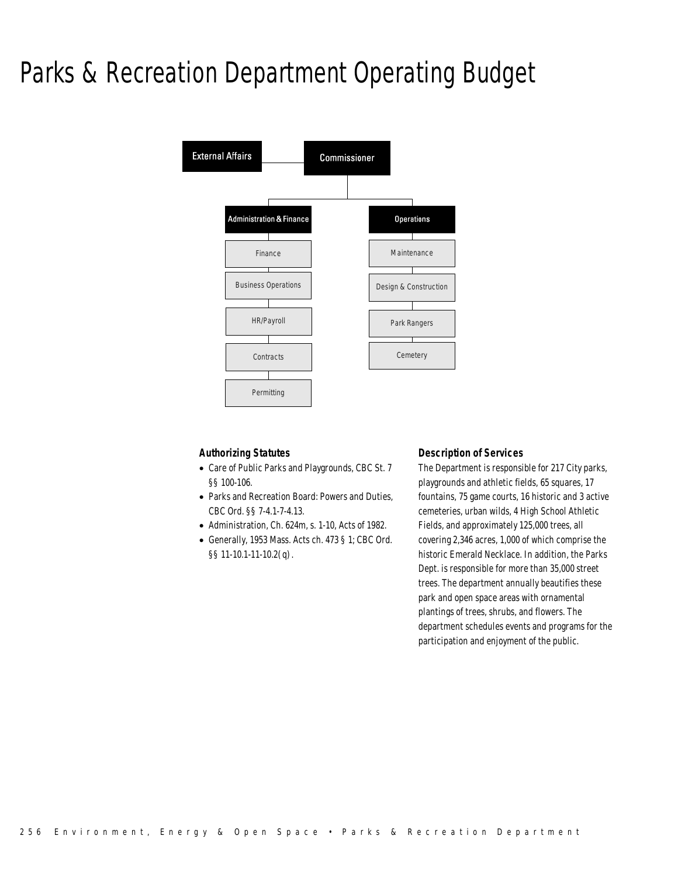# Parks & Recreation Department Operating Budget

- External Affairs
- Commissioner
  - Administration & Finance
    - Finance
    - Business Operations
    - HR/Payroll
    - Contracts
    - Permitting
  - Operations
    - Maintenance
    - Design & Construction
    - Park Rangers
    - Cemetery

### Authorizing Statutes

- Care of Public Parks and Playgrounds, CBC St. 7 §§ 100-106.
- Parks and Recreation Board: Powers and Duties, CBC Ord. §§ 7-4.1-7-4.13.
- Administration, Ch. 624m, s. 1-10, Acts of 1982.
- Generally, 1953 Mass. Acts ch. 473 § 1; CBC Ord. §§ 11-10.1-11-10.2(q).

### Description of Services

The Department is responsible for 217 City parks, playgrounds and athletic fields, 65 squares, 17 fountains, 75 game courts, 16 historic and 3 active cemeteries, urban wilds, 4 High School Athletic Fields, and approximately 125,000 trees, all covering 2,346 acres, 1,000 of which comprise the historic Emerald Necklace. In addition, the Parks Dept. is responsible for more than 35,000 street trees. The department annually beautifies these park and open space areas with ornamental plantings of trees, shrubs, and flowers. The department schedules events and programs for the participation and enjoyment of the public.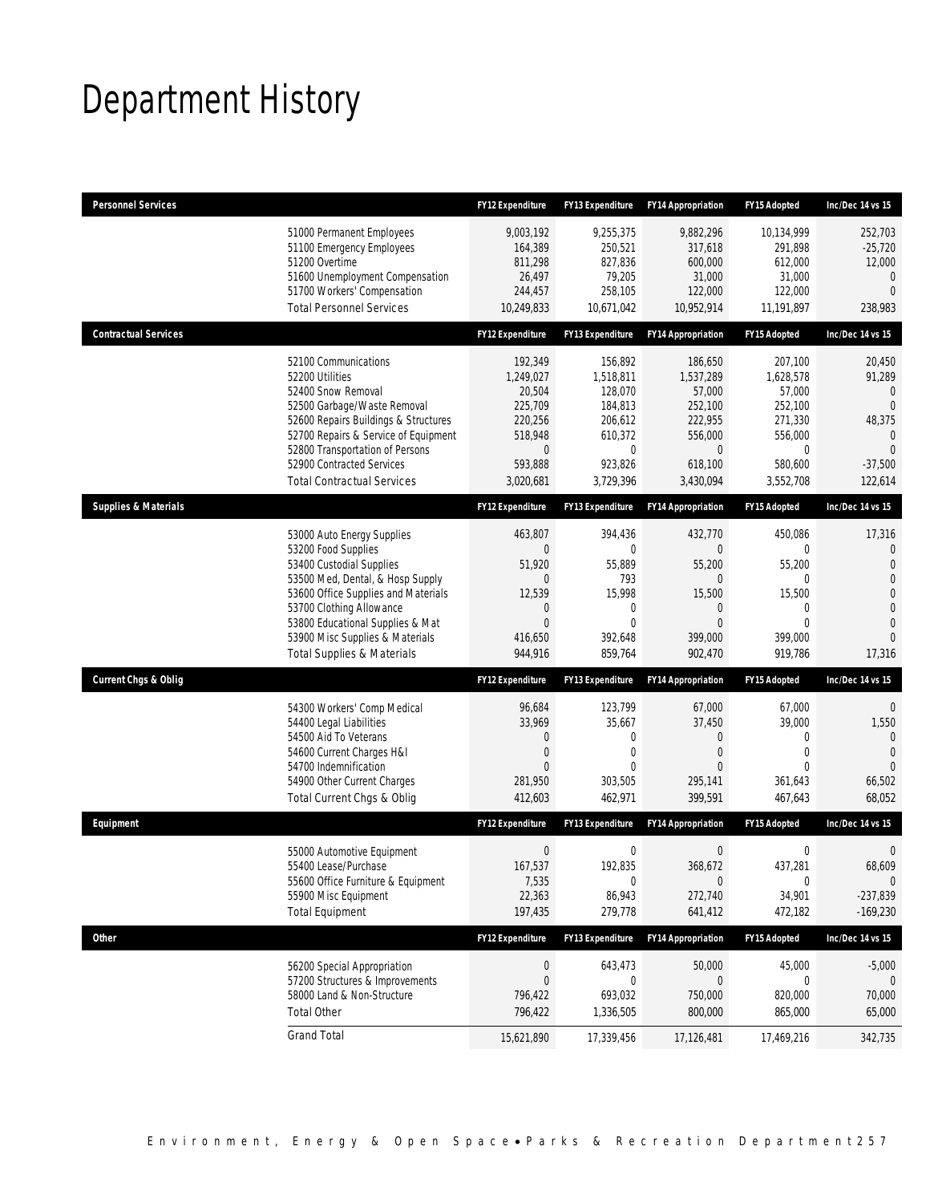# Department History

| Personnel Services | FY12 Expenditure | FY13 Expenditure | FY14 Appropriation | FY15 Adopted | Inc/Dec 14 vs 15 |
|---|---|---|---|---|---|
| 51000 Permanent Employees | 9,003,192 | 9,255,375 | 9,882,296 | 10,134,999 | 252,703 |
| 51100 Emergency Employees | 164,389 | 250,521 | 317,618 | 291,898 | -25,720 |
| 51200 Overtime | 811,298 | 827,836 | 600,000 | 612,000 | 12,000 |
| 51600 Unemployment Compensation | 26,497 | 79,205 | 31,000 | 31,000 | 0 |
| 51700 Workers' Compensation | 244,457 | 258,105 | 122,000 | 122,000 | 0 |
| Total Personnel Services | 10,249,833 | 10,671,042 | 10,952,914 | 11,191,897 | 238,983 |
| **Contractual Services** | **FY12 Expenditure** | **FY13 Expenditure** | **FY14 Appropriation** | **FY15 Adopted** | **Inc/Dec 14 vs 15** |
| 52100 Communications | 192,349 | 156,892 | 186,650 | 207,100 | 20,450 |
| 52200 Utilities | 1,249,027 | 1,518,811 | 1,537,289 | 1,628,578 | 91,289 |
| 52400 Snow Removal | 20,504 | 128,070 | 57,000 | 57,000 | 0 |
| 52500 Garbage/Waste Removal | 225,709 | 184,813 | 252,100 | 252,100 | 0 |
| 52600 Repairs Buildings & Structures | 220,256 | 206,612 | 222,955 | 271,330 | 48,375 |
| 52700 Repairs & Service of Equipment | 518,948 | 610,372 | 556,000 | 556,000 | 0 |
| 52800 Transportation of Persons | 0 | 0 | 0 | 0 | 0 |
| 52900 Contracted Services | 593,888 | 923,826 | 618,100 | 580,600 | -37,500 |
| Total Contractual Services | 3,020,681 | 3,729,396 | 3,430,094 | 3,552,708 | 122,614 |
| **Supplies & Materials** | **FY12 Expenditure** | **FY13 Expenditure** | **FY14 Appropriation** | **FY15 Adopted** | **Inc/Dec 14 vs 15** |
| 53000 Auto Energy Supplies | 463,807 | 394,436 | 432,770 | 450,086 | 17,316 |
| 53200 Food Supplies | 0 | 0 | 0 | 0 | 0 |
| 53400 Custodial Supplies | 51,920 | 55,889 | 55,200 | 55,200 | 0 |
| 53500 Med, Dental, & Hosp Supply | 0 | 793 | 0 | 0 | 0 |
| 53600 Office Supplies and Materials | 12,539 | 15,998 | 15,500 | 15,500 | 0 |
| 53700 Clothing Allowance | 0 | 0 | 0 | 0 | 0 |
| 53800 Educational Supplies & Mat | 0 | 0 | 0 | 0 | 0 |
| 53900 Misc Supplies & Materials | 416,650 | 392,648 | 399,000 | 399,000 | 0 |
| Total Supplies & Materials | 944,916 | 859,764 | 902,470 | 919,786 | 17,316 |
| **Current Chgs & Oblig** | **FY12 Expenditure** | **FY13 Expenditure** | **FY14 Appropriation** | **FY15 Adopted** | **Inc/Dec 14 vs 15** |
| 54300 Workers' Comp Medical | 96,684 | 123,799 | 67,000 | 67,000 | 0 |
| 54400 Legal Liabilities | 33,969 | 35,667 | 37,450 | 39,000 | 1,550 |
| 54500 Aid To Veterans | 0 | 0 | 0 | 0 | 0 |
| 54600 Current Charges H&I | 0 | 0 | 0 | 0 | 0 |
| 54700 Indemnification | 0 | 0 | 0 | 0 | 0 |
| 54900 Other Current Charges | 281,950 | 303,505 | 295,141 | 361,643 | 66,502 |
| Total Current Chgs & Oblig | 412,603 | 462,971 | 399,591 | 467,643 | 68,052 |
| **Equipment** | **FY12 Expenditure** | **FY13 Expenditure** | **FY14 Appropriation** | **FY15 Adopted** | **Inc/Dec 14 vs 15** |
| 55000 Automotive Equipment | 0 | 0 | 0 | 0 | 0 |
| 55400 Lease/Purchase | 167,537 | 192,835 | 368,672 | 437,281 | 68,609 |
| 55600 Office Furniture & Equipment | 7,535 | 0 | 0 | 0 | 0 |
| 55900 Misc Equipment | 22,363 | 86,943 | 272,740 | 34,901 | -237,839 |
| Total Equipment | 197,435 | 279,778 | 641,412 | 472,182 | -169,230 |
| **Other** | **FY12 Expenditure** | **FY13 Expenditure** | **FY14 Appropriation** | **FY15 Adopted** | **Inc/Dec 14 vs 15** |
| 56200 Special Appropriation | 0 | 643,473 | 50,000 | 45,000 | -5,000 |
| 57200 Structures & Improvements | 0 | 0 | 0 | 0 | 0 |
| 58000 Land & Non-Structure | 796,422 | 693,032 | 750,000 | 820,000 | 70,000 |
| Total Other | 796,422 | 1,336,505 | 800,000 | 865,000 | 65,000 |
| Grand Total | 15,621,890 | 17,339,456 | 17,126,481 | 17,469,216 | 342,735 |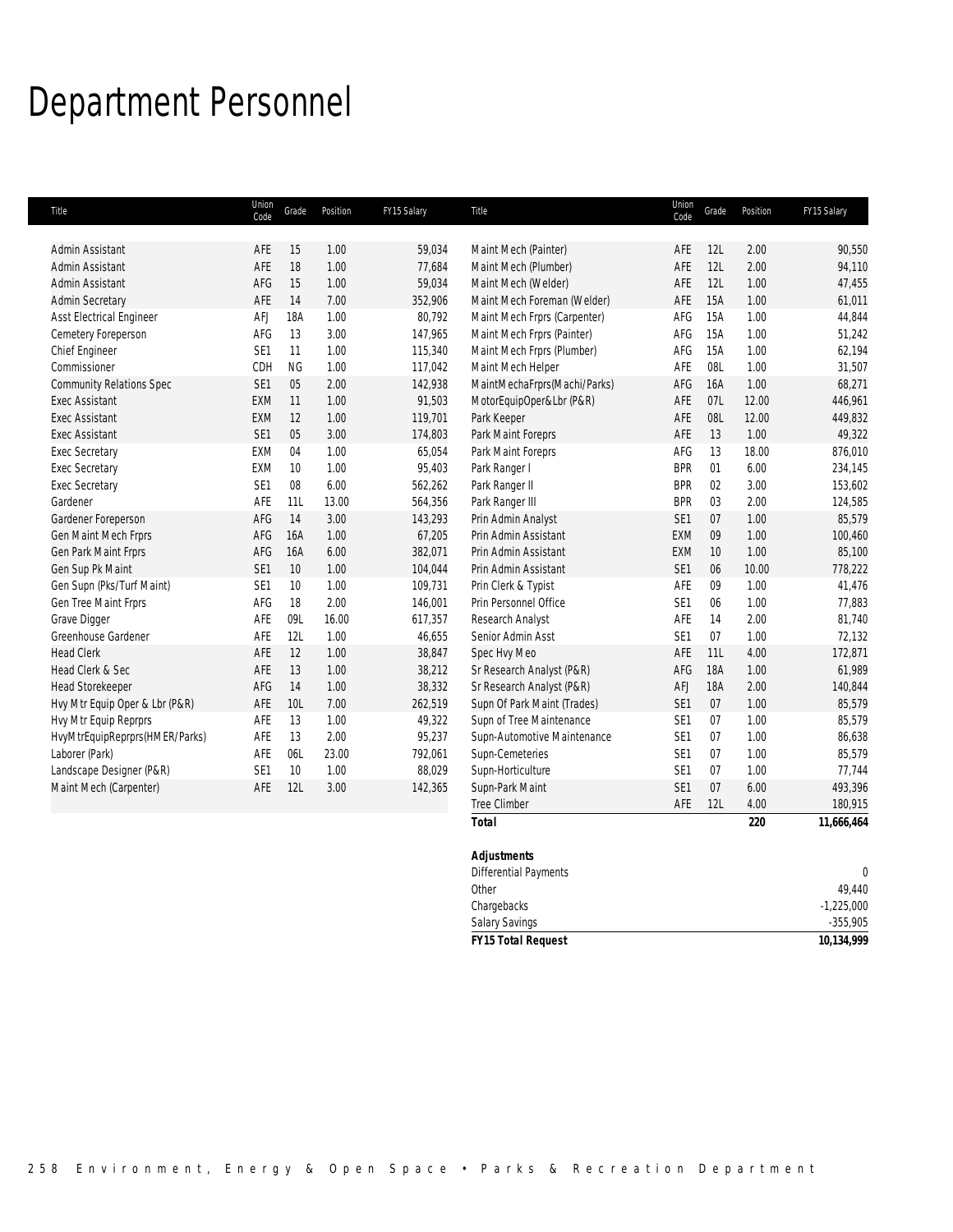# Department Personnel

| Title | Union Code | Grade | Position | FY15 Salary |
|---|---|---|---|---|
| Admin Assistant | AFE | 15 | 1.00 | 59,034 |
| Admin Assistant | AFE | 18 | 1.00 | 77,684 |
| Admin Assistant | AFG | 15 | 1.00 | 59,034 |
| Admin Secretary | AFE | 14 | 7.00 | 352,906 |
| Asst Electrical Engineer | AFJ | 18A | 1.00 | 80,792 |
| Cemetery Foreperson | AFG | 13 | 3.00 | 147,965 |
| Chief Engineer | SE1 | 11 | 1.00 | 115,340 |
| Commissioner | CDH | NG | 1.00 | 117,042 |
| Community Relations Spec | SE1 | 05 | 2.00 | 142,938 |
| Exec Assistant | EXM | 11 | 1.00 | 91,503 |
| Exec Assistant | EXM | 12 | 1.00 | 119,701 |
| Exec Assistant | SE1 | 05 | 3.00 | 174,803 |
| Exec Secretary | EXM | 04 | 1.00 | 65,054 |
| Exec Secretary | EXM | 10 | 1.00 | 95,403 |
| Exec Secretary | SE1 | 08 | 6.00 | 562,262 |
| Gardener | AFE | 11L | 13.00 | 564,356 |
| Gardener Foreperson | AFG | 14 | 3.00 | 143,293 |
| Gen Maint Mech Frprs | AFG | 16A | 1.00 | 67,205 |
| Gen Park Maint Frprs | AFG | 16A | 6.00 | 382,071 |
| Gen Sup Pk Maint | SE1 | 10 | 1.00 | 104,044 |
| Gen Supn (Pks/Turf Maint) | SE1 | 10 | 1.00 | 109,731 |
| Gen Tree Maint Frprs | AFG | 18 | 2.00 | 146,001 |
| Grave Digger | AFE | 09L | 16.00 | 617,357 |
| Greenhouse Gardener | AFE | 12L | 1.00 | 46,655 |
| Head Clerk | AFE | 12 | 1.00 | 38,847 |
| Head Clerk & Sec | AFE | 13 | 1.00 | 38,212 |
| Head Storekeeper | AFG | 14 | 1.00 | 38,332 |
| Hvy Mtr Equip Oper & Lbr (P&R) | AFE | 10L | 7.00 | 262,519 |
| Hvy Mtr Equip Reprprs | AFE | 13 | 1.00 | 49,322 |
| HvyMtrEquipReprprs(HMER/Parks) | AFE | 13 | 2.00 | 95,237 |
| Laborer (Park) | AFE | 06L | 23.00 | 792,061 |
| Landscape Designer (P&R) | SE1 | 10 | 1.00 | 88,029 |
| Maint Mech (Carpenter) | AFE | 12L | 3.00 | 142,365 |
| Maint Mech (Painter) | AFE | 12L | 2.00 | 90,550 |
| Maint Mech (Plumber) | AFE | 12L | 2.00 | 94,110 |
| Maint Mech (Welder) | AFE | 12L | 1.00 | 47,455 |
| Maint Mech Foreman (Welder) | AFE | 15A | 1.00 | 61,011 |
| Maint Mech Frprs (Carpenter) | AFG | 15A | 1.00 | 44,844 |
| Maint Mech Frprs (Painter) | AFG | 15A | 1.00 | 51,242 |
| Maint Mech Frprs (Plumber) | AFG | 15A | 1.00 | 62,194 |
| Maint Mech Helper | AFE | 08L | 1.00 | 31,507 |
| MaintMechaFrprs(Machi/Parks) | AFG | 16A | 1.00 | 68,271 |
| MotorEquipOper&Lbr (P&R) | AFE | 07L | 12.00 | 446,961 |
| Park Keeper | AFE | 08L | 12.00 | 449,832 |
| Park Maint Foreprs | AFE | 13 | 1.00 | 49,322 |
| Park Maint Foreprs | AFG | 13 | 18.00 | 876,010 |
| Park Ranger I | BPR | 01 | 6.00 | 234,145 |
| Park Ranger II | BPR | 02 | 3.00 | 153,602 |
| Park Ranger III | BPR | 03 | 2.00 | 124,585 |
| Prin Admin Analyst | SE1 | 07 | 1.00 | 85,579 |
| Prin Admin Assistant | EXM | 09 | 1.00 | 100,460 |
| Prin Admin Assistant | EXM | 10 | 1.00 | 85,100 |
| Prin Admin Assistant | SE1 | 06 | 10.00 | 778,222 |
| Prin Clerk & Typist | AFE | 09 | 1.00 | 41,476 |
| Prin Personnel Office | SE1 | 06 | 1.00 | 77,883 |
| Research Analyst | AFE | 14 | 2.00 | 81,740 |
| Senior Admin Asst | SE1 | 07 | 1.00 | 72,132 |
| Spec Hvy Meo | AFE | 11L | 4.00 | 172,871 |
| Sr Research Analyst (P&R) | AFG | 18A | 1.00 | 61,989 |
| Sr Research Analyst (P&R) | AFJ | 18A | 2.00 | 140,844 |
| Supn Of Park Maint (Trades) | SE1 | 07 | 1.00 | 85,579 |
| Supn of Tree Maintenance | SE1 | 07 | 1.00 | 85,579 |
| Supn-Automotive Maintenance | SE1 | 07 | 1.00 | 86,638 |
| Supn-Cemeteries | SE1 | 07 | 1.00 | 85,579 |
| Supn-Horticulture | SE1 | 07 | 1.00 | 77,744 |
| Supn-Park Maint | SE1 | 07 | 6.00 | 493,396 |
| Tree Climber | AFE | 12L | 4.00 | 180,915 |
| **Total** | | | **220** | **11,666,464** |

| **Adjustments** | |
|---|---|
| Differential Payments | 0 |
| Other | 49,440 |
| Chargebacks | -1,225,000 |
| Salary Savings | -355,905 |
| ***FY15 Total Request*** | **10,134,999** |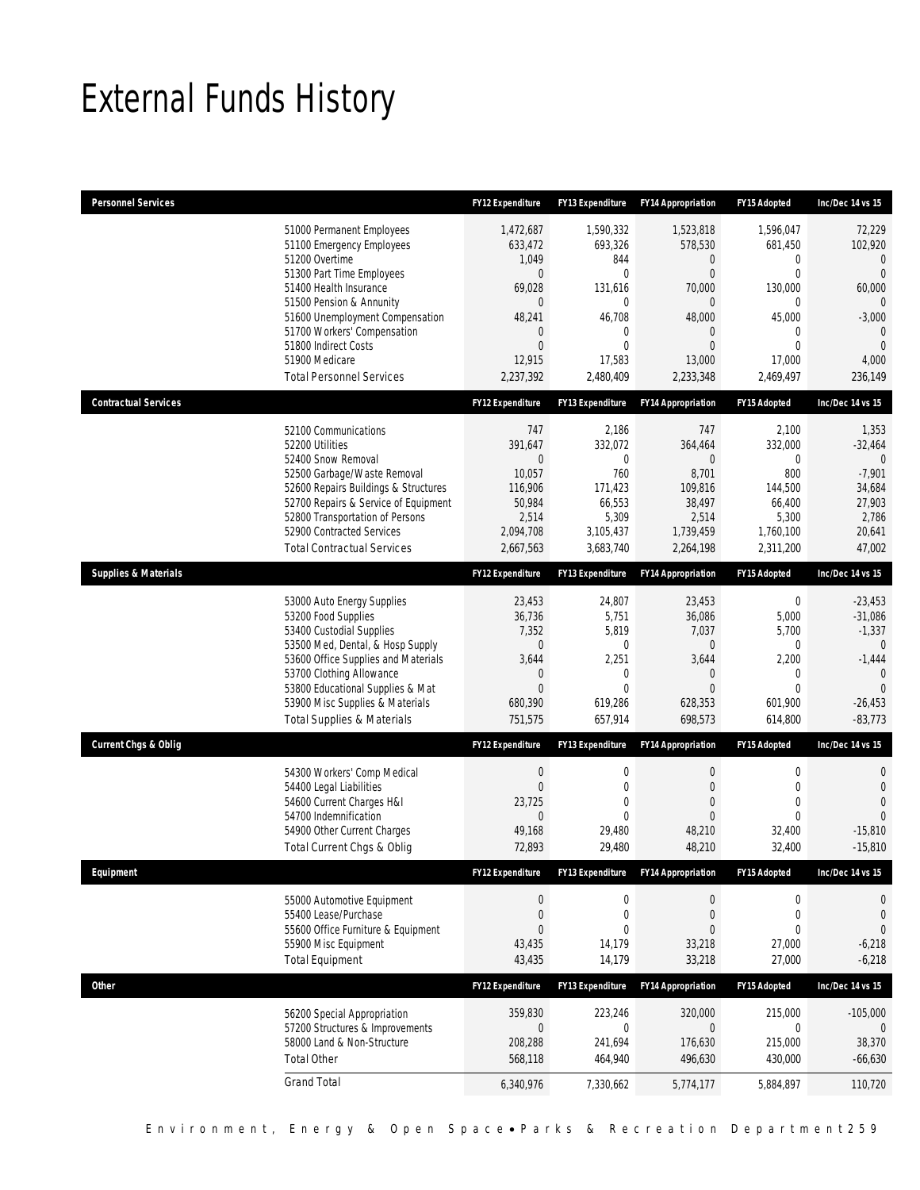# External Funds History

| Personnel Services | FY12 Expenditure | FY13 Expenditure | FY14 Appropriation | FY15 Adopted | Inc/Dec 14 vs 15 |
|---|---|---|---|---|---|
| 51000 Permanent Employees | 1,472,687 | 1,590,332 | 1,523,818 | 1,596,047 | 72,229 |
| 51100 Emergency Employees | 633,472 | 693,326 | 578,530 | 681,450 | 102,920 |
| 51200 Overtime | 1,049 | 844 | 0 | 0 | 0 |
| 51300 Part Time Employees | 0 | 0 | 0 | 0 | 0 |
| 51400 Health Insurance | 69,028 | 131,616 | 70,000 | 130,000 | 60,000 |
| 51500 Pension & Annunity | 0 | 0 | 0 | 0 | 0 |
| 51600 Unemployment Compensation | 48,241 | 46,708 | 48,000 | 45,000 | -3,000 |
| 51700 Workers' Compensation | 0 | 0 | 0 | 0 | 0 |
| 51800 Indirect Costs | 0 | 0 | 0 | 0 | 0 |
| 51900 Medicare | 12,915 | 17,583 | 13,000 | 17,000 | 4,000 |
| Total Personnel Services | 2,237,392 | 2,480,409 | 2,233,348 | 2,469,497 | 236,149 |

| Contractual Services | FY12 Expenditure | FY13 Expenditure | FY14 Appropriation | FY15 Adopted | Inc/Dec 14 vs 15 |
|---|---|---|---|---|---|
| 52100 Communications | 747 | 2,186 | 747 | 2,100 | 1,353 |
| 52200 Utilities | 391,647 | 332,072 | 364,464 | 332,000 | -32,464 |
| 52400 Snow Removal | 0 | 0 | 0 | 0 | 0 |
| 52500 Garbage/Waste Removal | 10,057 | 760 | 8,701 | 800 | -7,901 |
| 52600 Repairs Buildings & Structures | 116,906 | 171,423 | 109,816 | 144,500 | 34,684 |
| 52700 Repairs & Service of Equipment | 50,984 | 66,553 | 38,497 | 66,400 | 27,903 |
| 52800 Transportation of Persons | 2,514 | 5,309 | 2,514 | 5,300 | 2,786 |
| 52900 Contracted Services | 2,094,708 | 3,105,437 | 1,739,459 | 1,760,100 | 20,641 |
| Total Contractual Services | 2,667,563 | 3,683,740 | 2,264,198 | 2,311,200 | 47,002 |

| Supplies & Materials | FY12 Expenditure | FY13 Expenditure | FY14 Appropriation | FY15 Adopted | Inc/Dec 14 vs 15 |
|---|---|---|---|---|---|
| 53000 Auto Energy Supplies | 23,453 | 24,807 | 23,453 | 0 | -23,453 |
| 53200 Food Supplies | 36,736 | 5,751 | 36,086 | 5,000 | -31,086 |
| 53400 Custodial Supplies | 7,352 | 5,819 | 7,037 | 5,700 | -1,337 |
| 53500 Med, Dental, & Hosp Supply | 0 | 0 | 0 | 0 | 0 |
| 53600 Office Supplies and Materials | 3,644 | 2,251 | 3,644 | 2,200 | -1,444 |
| 53700 Clothing Allowance | 0 | 0 | 0 | 0 | 0 |
| 53800 Educational Supplies & Mat | 0 | 0 | 0 | 0 | 0 |
| 53900 Misc Supplies & Materials | 680,390 | 619,286 | 628,353 | 601,900 | -26,453 |
| Total Supplies & Materials | 751,575 | 657,914 | 698,573 | 614,800 | -83,773 |

| Current Chgs & Oblig | FY12 Expenditure | FY13 Expenditure | FY14 Appropriation | FY15 Adopted | Inc/Dec 14 vs 15 |
|---|---|---|---|---|---|
| 54300 Workers' Comp Medical | 0 | 0 | 0 | 0 | 0 |
| 54400 Legal Liabilities | 0 | 0 | 0 | 0 | 0 |
| 54600 Current Charges H&I | 23,725 | 0 | 0 | 0 | 0 |
| 54700 Indemnification | 0 | 0 | 0 | 0 | 0 |
| 54900 Other Current Charges | 49,168 | 29,480 | 48,210 | 32,400 | -15,810 |
| Total Current Chgs & Oblig | 72,893 | 29,480 | 48,210 | 32,400 | -15,810 |

| Equipment | FY12 Expenditure | FY13 Expenditure | FY14 Appropriation | FY15 Adopted | Inc/Dec 14 vs 15 |
|---|---|---|---|---|---|
| 55000 Automotive Equipment | 0 | 0 | 0 | 0 | 0 |
| 55400 Lease/Purchase | 0 | 0 | 0 | 0 | 0 |
| 55600 Office Furniture & Equipment | 0 | 0 | 0 | 0 | 0 |
| 55900 Misc Equipment | 43,435 | 14,179 | 33,218 | 27,000 | -6,218 |
| Total Equipment | 43,435 | 14,179 | 33,218 | 27,000 | -6,218 |

| Other | FY12 Expenditure | FY13 Expenditure | FY14 Appropriation | FY15 Adopted | Inc/Dec 14 vs 15 |
|---|---|---|---|---|---|
| 56200 Special Appropriation | 359,830 | 223,246 | 320,000 | 215,000 | -105,000 |
| 57200 Structures & Improvements | 0 | 0 | 0 | 0 | 0 |
| 58000 Land & Non-Structure | 208,288 | 241,694 | 176,630 | 215,000 | 38,370 |
| Total Other | 568,118 | 464,940 | 496,630 | 430,000 | -66,630 |
| Grand Total | 6,340,976 | 7,330,662 | 5,774,177 | 5,884,897 | 110,720 |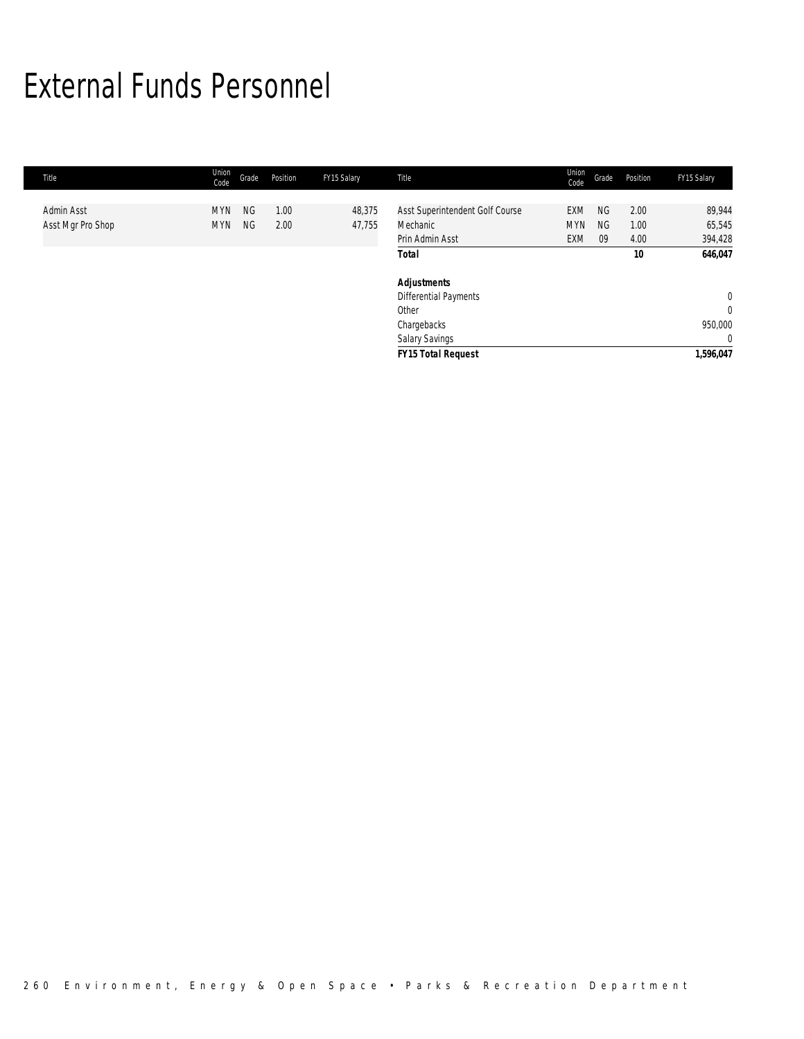# External Funds Personnel

| Title | Union Code | Grade | Position | FY15 Salary | Title | Union Code | Grade | Position | FY15 Salary |
|---|---|---|---|---|---|---|---|---|---|
| Admin Asst | MYN | NG | 1.00 | 48,375 | Asst Superintendent Golf Course | EXM | NG | 2.00 | 89,944 |
| Asst Mgr Pro Shop | MYN | NG | 2.00 | 47,755 | Mechanic | MYN | NG | 1.00 | 65,545 |
| | | | | | Prin Admin Asst | EXM | 09 | 4.00 | 394,428 |
| | | | | | **Total** | | | **10** | **646,047** |
| | | | | | ***Adjustments*** | | | | |
| | | | | | Differential Payments | | | | 0 |
| | | | | | Other | | | | 0 |
| | | | | | Chargebacks | | | | 950,000 |
| | | | | | Salary Savings | | | | 0 |
| | | | | | ***FY15 Total Request*** | | | | **1,596,047** |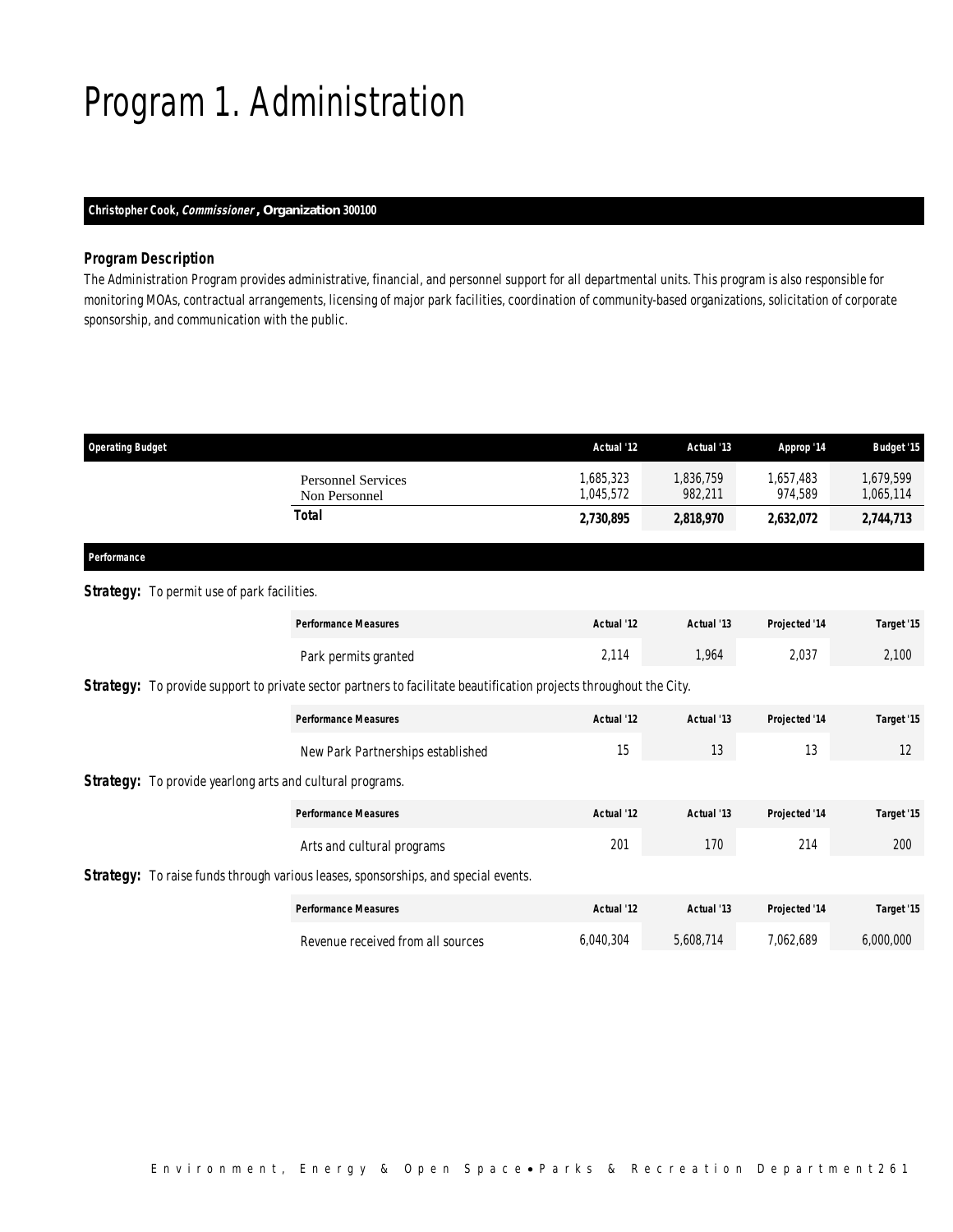# Program 1. Administration

**Christopher Cook, *Commissioner*, Organization 300100**

### Program Description

The Administration Program provides administrative, financial, and personnel support for all departmental units. This program is also responsible for monitoring MOAs, contractual arrangements, licensing of major park facilities, coordination of community-based organizations, solicitation of corporate sponsorship, and communication with the public.

| Operating Budget | Actual '12 | Actual '13 | Approp '14 | Budget '15 |
|---|---|---|---|---|
| Personnel Services | 1,685,323 | 1,836,759 | 1,657,483 | 1,679,599 |
| Non Personnel | 1,045,572 | 982,211 | 974,589 | 1,065,114 |
| **Total** | **2,730,895** | **2,818,970** | **2,632,072** | **2,744,713** |

### Performance

**Strategy:** To permit use of park facilities.

| Performance Measures | Actual '12 | Actual '13 | Projected '14 | Target '15 |
|---|---|---|---|---|
| Park permits granted | 2,114 | 1,964 | 2,037 | 2,100 |

**Strategy:** To provide support to private sector partners to facilitate beautification projects throughout the City.

| Performance Measures | Actual '12 | Actual '13 | Projected '14 | Target '15 |
|---|---|---|---|---|
| New Park Partnerships established | 15 | 13 | 13 | 12 |

**Strategy:** To provide yearlong arts and cultural programs.

| Performance Measures | Actual '12 | Actual '13 | Projected '14 | Target '15 |
|---|---|---|---|---|
| Arts and cultural programs | 201 | 170 | 214 | 200 |

**Strategy:** To raise funds through various leases, sponsorships, and special events.

| Performance Measures | Actual '12 | Actual '13 | Projected '14 | Target '15 |
|---|---|---|---|---|
| Revenue received from all sources | 6,040,304 | 5,608,714 | 7,062,689 | 6,000,000 |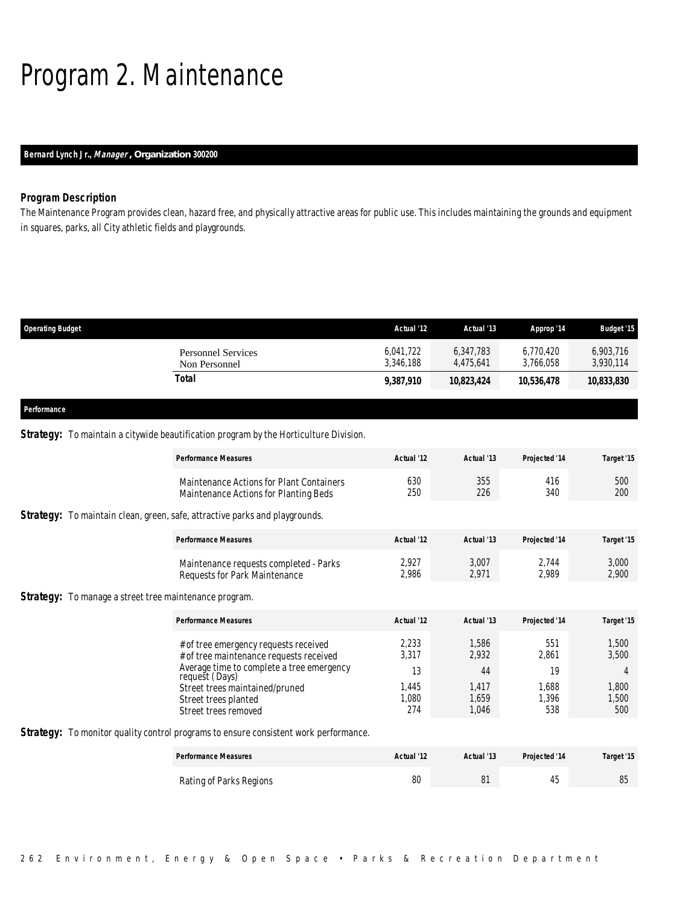# Program 2. Maintenance

**Bernard Lynch Jr., *Manager*, Organization 300200**

### Program Description

The Maintenance Program provides clean, hazard free, and physically attractive areas for public use. This includes maintaining the grounds and equipment in squares, parks, all City athletic fields and playgrounds.

| Operating Budget | Actual '12 | Actual '13 | Approp '14 | Budget '15 |
|---|---|---|---|---|
| Personnel Services | 6,041,722 | 6,347,783 | 6,770,420 | 6,903,716 |
| Non Personnel | 3,346,188 | 4,475,641 | 3,766,058 | 3,930,114 |
| **Total** | **9,387,910** | **10,823,424** | **10,536,478** | **10,833,830** |

### Performance

**Strategy:** To maintain a citywide beautification program by the Horticulture Division.

| Performance Measures | Actual '12 | Actual '13 | Projected '14 | Target '15 |
|---|---|---|---|---|
| Maintenance Actions for Plant Containers | 630 | 355 | 416 | 500 |
| Maintenance Actions for Planting Beds | 250 | 226 | 340 | 200 |

**Strategy:** To maintain clean, green, safe, attractive parks and playgrounds.

| Performance Measures | Actual '12 | Actual '13 | Projected '14 | Target '15 |
|---|---|---|---|---|
| Maintenance requests completed - Parks | 2,927 | 3,007 | 2,744 | 3,000 |
| Requests for Park Maintenance | 2,986 | 2,971 | 2,989 | 2,900 |

**Strategy:** To manage a street tree maintenance program.

| Performance Measures | Actual '12 | Actual '13 | Projected '14 | Target '15 |
|---|---|---|---|---|
| # of tree emergency requests received | 2,233 | 1,586 | 551 | 1,500 |
| # of tree maintenance requests received | 3,317 | 2,932 | 2,861 | 3,500 |
| Average time to complete a tree emergency request (Days) | 13 | 44 | 19 | 4 |
| Street trees maintained/pruned | 1,445 | 1,417 | 1,688 | 1,800 |
| Street trees planted | 1,080 | 1,659 | 1,396 | 1,500 |
| Street trees removed | 274 | 1,046 | 538 | 500 |

**Strategy:** To monitor quality control programs to ensure consistent work performance.

| Performance Measures | Actual '12 | Actual '13 | Projected '14 | Target '15 |
|---|---|---|---|---|
| Rating of Parks Regions | 80 | 81 | 45 | 85 |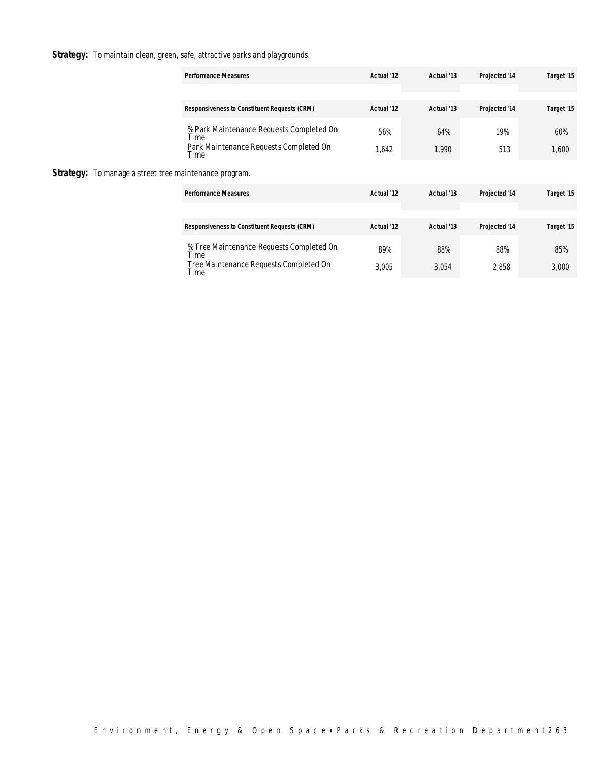**Strategy:** To maintain clean, green, safe, attractive parks and playgrounds.

| Performance Measures | Actual '12 | Actual '13 | Projected '14 | Target '15 |
|---|---|---|---|---|
| | | | | |
| **Responsiveness to Constituent Requests (CRM)** | **Actual '12** | **Actual '13** | **Projected '14** | **Target '15** |
| % Park Maintenance Requests Completed On Time | 56% | 64% | 19% | 60% |
| Park Maintenance Requests Completed On Time | 1,642 | 1,990 | 513 | 1,600 |

**Strategy:** To manage a street tree maintenance program.

| Performance Measures | Actual '12 | Actual '13 | Projected '14 | Target '15 |
|---|---|---|---|---|
| | | | | |
| **Responsiveness to Constituent Requests (CRM)** | **Actual '12** | **Actual '13** | **Projected '14** | **Target '15** |
| % Tree Maintenance Requests Completed On Time | 89% | 88% | 88% | 85% |
| Tree Maintenance Requests Completed On Time | 3,005 | 3,054 | 2,858 | 3,000 |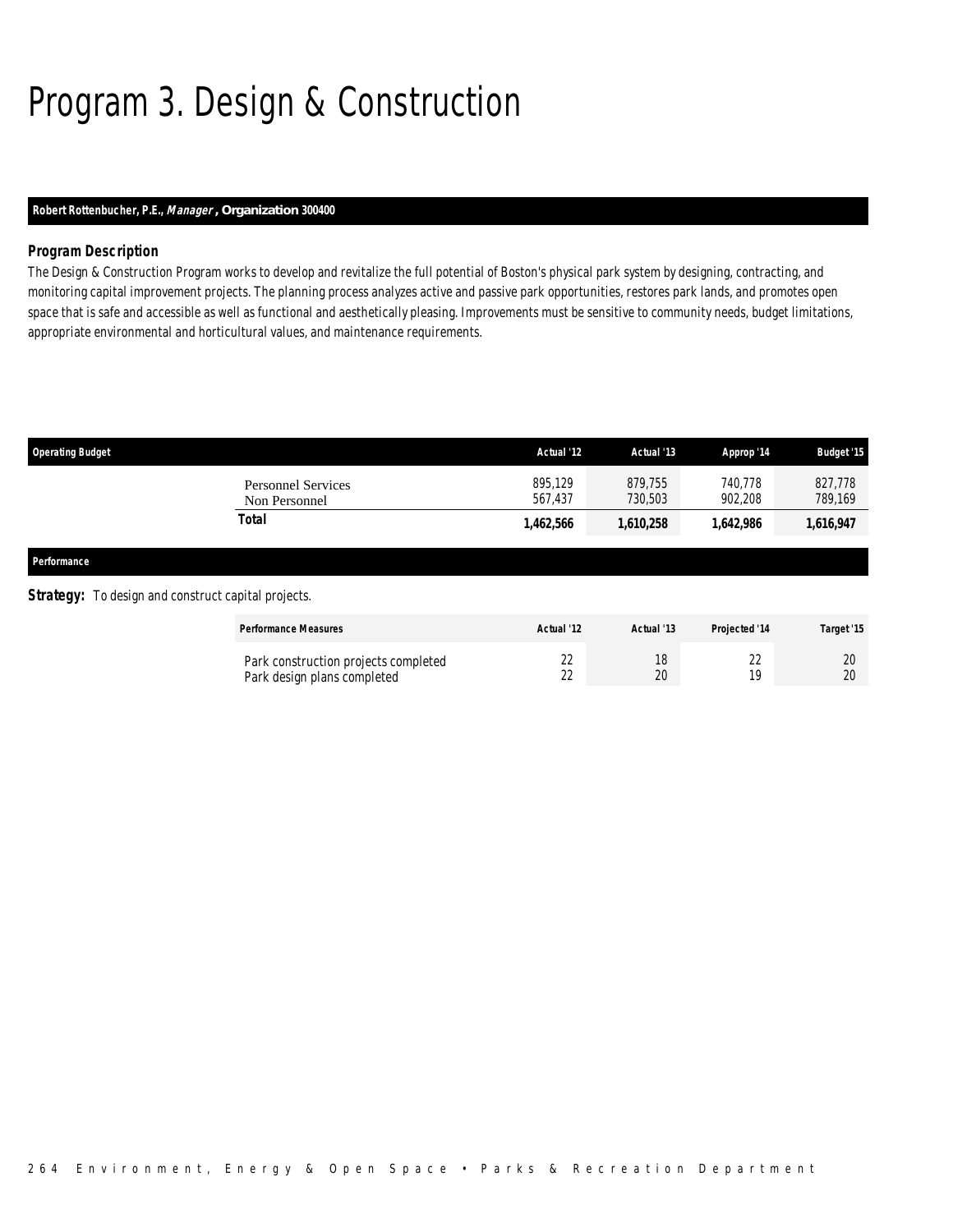# Program 3. Design & Construction

**Robert Rottenbucher, P.E., *Manager*, Organization 300400**

### Program Description

The Design & Construction Program works to develop and revitalize the full potential of Boston's physical park system by designing, contracting, and monitoring capital improvement projects. The planning process analyzes active and passive park opportunities, restores park lands, and promotes open space that is safe and accessible as well as functional and aesthetically pleasing. Improvements must be sensitive to community needs, budget limitations, appropriate environmental and horticultural values, and maintenance requirements.

| Operating Budget | | Actual '12 | Actual '13 | Approp '14 | Budget '15 |
|---|---|---|---|---|---|
| | Personnel Services | 895,129 | 879,755 | 740,778 | 827,778 |
| | Non Personnel | 567,437 | 730,503 | 902,208 | 789,169 |
| | **Total** | **1,462,566** | **1,610,258** | **1,642,986** | **1,616,947** |

### Performance

**Strategy:** To design and construct capital projects.

| Performance Measures | Actual '12 | Actual '13 | Projected '14 | Target '15 |
|---|---|---|---|---|
| Park construction projects completed | 22 | 18 | 22 | 20 |
| Park design plans completed | 22 | 20 | 19 | 20 |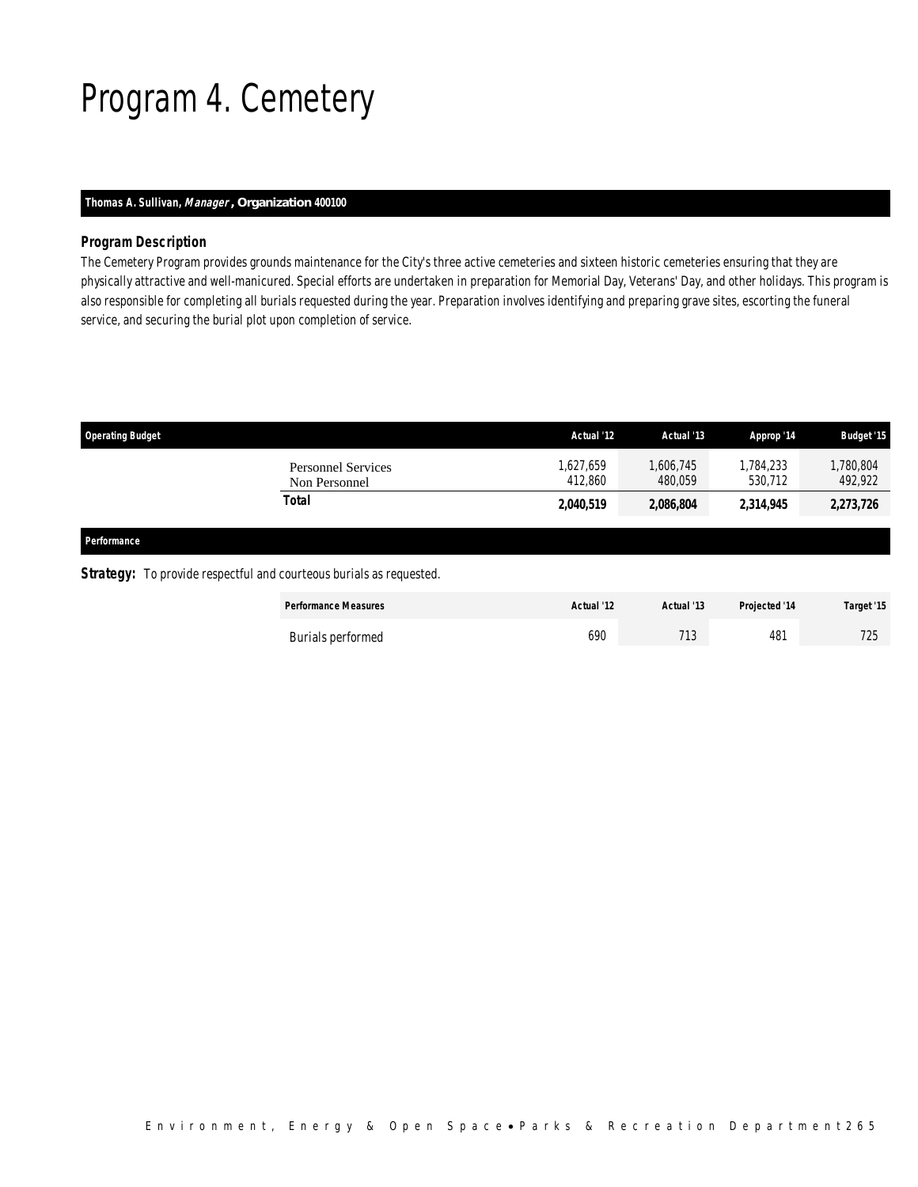# Program 4. Cemetery

**Thomas A. Sullivan, *Manager*, Organization 400100**

### *Program Description*

*The Cemetery Program provides grounds maintenance for the City's three active cemeteries and sixteen historic cemeteries ensuring that they are physically attractive and well-manicured. Special efforts are undertaken in preparation for Memorial Day, Veterans' Day, and other holidays. This program is also responsible for completing all burials requested during the year. Preparation involves identifying and preparing grave sites, escorting the funeral service, and securing the burial plot upon completion of service.*

| Operating Budget | Actual '12 | Actual '13 | Approp '14 | Budget '15 |
|---|---|---|---|---|
| Personnel Services | 1,627,659 | 1,606,745 | 1,784,233 | 1,780,804 |
| Non Personnel | 412,860 | 480,059 | 530,712 | 492,922 |
| **Total** | **2,040,519** | **2,086,804** | **2,314,945** | **2,273,726** |

**Performance**

**Strategy:** To provide respectful and courteous burials as requested.

| Performance Measures | Actual '12 | Actual '13 | Projected '14 | Target '15 |
|---|---|---|---|---|
| Burials performed | 690 | 713 | 481 | 725 |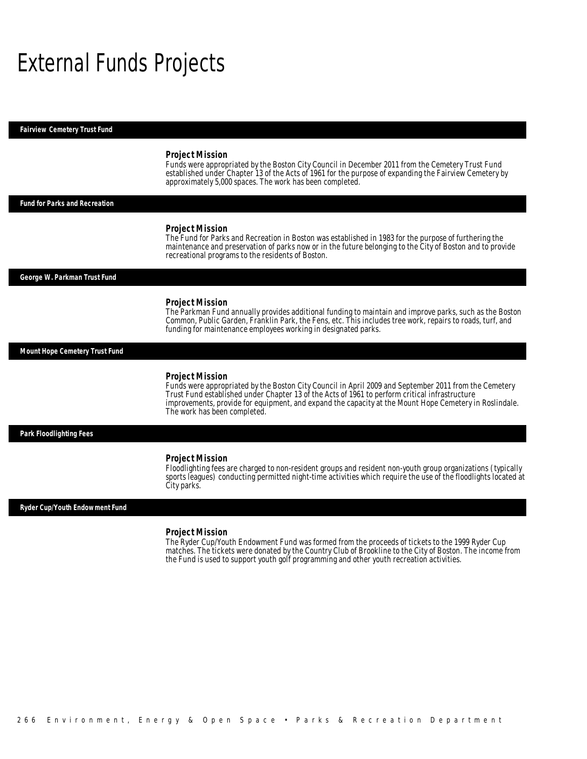# External Funds Projects

## Fairview Cemetery Trust Fund

### Project Mission

Funds were appropriated by the Boston City Council in December 2011 from the Cemetery Trust Fund established under Chapter 13 of the Acts of 1961 for the purpose of expanding the Fairview Cemetery by approximately 5,000 spaces. The work has been completed.

## Fund for Parks and Recreation

### Project Mission

The Fund for Parks and Recreation in Boston was established in 1983 for the purpose of furthering the maintenance and preservation of parks now or in the future belonging to the City of Boston and to provide recreational programs to the residents of Boston.

## George W. Parkman Trust Fund

### Project Mission

The Parkman Fund annually provides additional funding to maintain and improve parks, such as the Boston Common, Public Garden, Franklin Park, the Fens, etc. This includes tree work, repairs to roads, turf, and funding for maintenance employees working in designated parks.

## Mount Hope Cemetery Trust Fund

### Project Mission

Funds were appropriated by the Boston City Council in April 2009 and September 2011 from the Cemetery Trust Fund established under Chapter 13 of the Acts of 1961 to perform critical infrastructure improvements, provide for equipment, and expand the capacity at the Mount Hope Cemetery in Roslindale. The work has been completed.

## Park Floodlighting Fees

### Project Mission

Floodlighting fees are charged to non-resident groups and resident non-youth group organizations (typically sports leagues) conducting permitted night-time activities which require the use of the floodlights located at City parks.

## Ryder Cup/Youth Endowment Fund

### Project Mission

The Ryder Cup/Youth Endowment Fund was formed from the proceeds of tickets to the 1999 Ryder Cup matches. The tickets were donated by the Country Club of Brookline to the City of Boston. The income from the Fund is used to support youth golf programming and other youth recreation activities.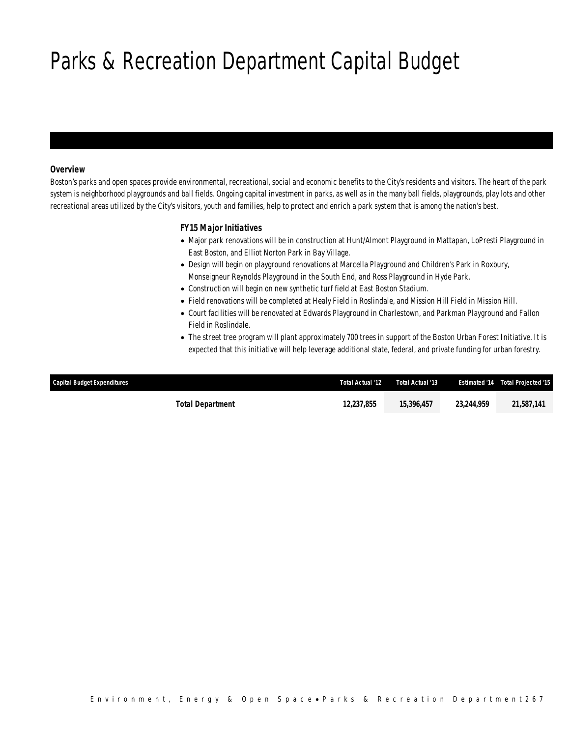# Parks & Recreation Department Capital Budget

### Overview

Boston's parks and open spaces provide environmental, recreational, social and economic benefits to the City's residents and visitors. The heart of the park system is neighborhood playgrounds and ball fields. Ongoing capital investment in parks, as well as in the many ball fields, playgrounds, play lots and other recreational areas utilized by the City's visitors, youth and families, help to protect and enrich a park system that is among the nation's best.

### FY15 Major Initiatives

- Major park renovations will be in construction at Hunt/Almont Playground in Mattapan, LoPresti Playground in East Boston, and Elliot Norton Park in Bay Village.
- Design will begin on playground renovations at Marcella Playground and Children's Park in Roxbury, Monseigneur Reynolds Playground in the South End, and Ross Playground in Hyde Park.
- Construction will begin on new synthetic turf field at East Boston Stadium.
- Field renovations will be completed at Healy Field in Roslindale, and Mission Hill Field in Mission Hill.
- Court facilities will be renovated at Edwards Playground in Charlestown, and Parkman Playground and Fallon Field in Roslindale.
- The street tree program will plant approximately 700 trees in support of the Boston Urban Forest Initiative. It is expected that this initiative will help leverage additional state, federal, and private funding for urban forestry.

| Capital Budget Expenditures | Total Actual '12 | Total Actual '13 | Estimated '14 | Total Projected '15 |
|---|---|---|---|---|
| **Total Department** | **12,237,855** | **15,396,457** | **23,244,959** | **21,587,141** |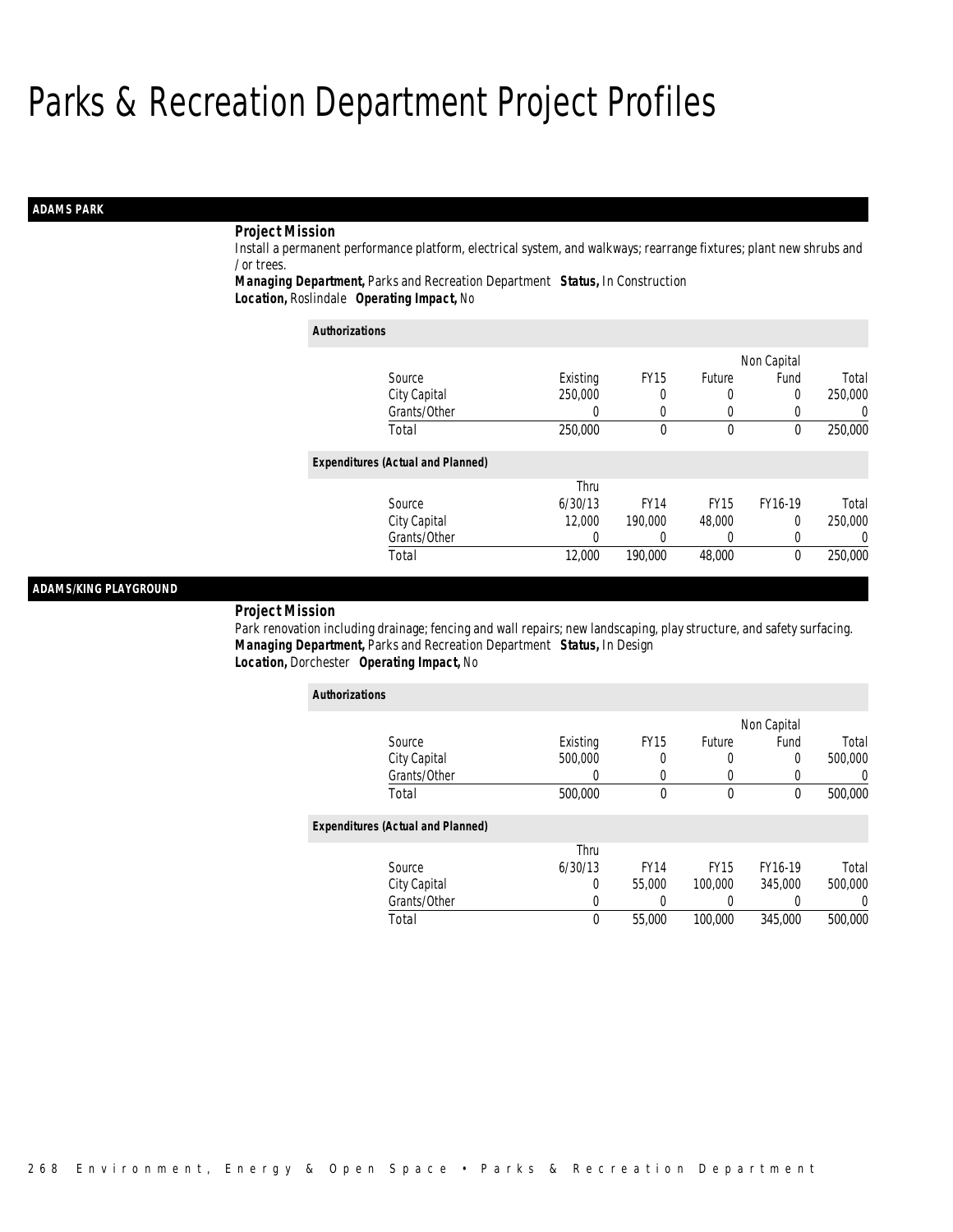# Parks & Recreation Department Project Profiles

## ADAMS PARK

**Project Mission**

Install a permanent performance platform, electrical system, and walkways; rearrange fixtures; plant new shrubs and / or trees.

**Managing Department,** Parks and Recreation Department **Status,** In Construction

**Location,** Roslindale **Operating Impact,** No

*Authorizations*

| Source | Existing | FY15 | Future | Non Capital Fund | Total |
|---|---|---|---|---|---|
| City Capital | 250,000 | 0 | 0 | 0 | 250,000 |
| Grants/Other | 0 | 0 | 0 | 0 | 0 |
| Total | 250,000 | 0 | 0 | 0 | 250,000 |

*Expenditures (Actual and Planned)*

| Source | Thru 6/30/13 | FY14 | FY15 | FY16-19 | Total |
|---|---|---|---|---|---|
| City Capital | 12,000 | 190,000 | 48,000 | 0 | 250,000 |
| Grants/Other | 0 | 0 | 0 | 0 | 0 |
| Total | 12,000 | 190,000 | 48,000 | 0 | 250,000 |

## ADAMS/KING PLAYGROUND

**Project Mission**

Park renovation including drainage; fencing and wall repairs; new landscaping, play structure, and safety surfacing.

**Managing Department,** Parks and Recreation Department **Status,** In Design

**Location,** Dorchester **Operating Impact,** No

*Authorizations*

| Source | Existing | FY15 | Future | Non Capital Fund | Total |
|---|---|---|---|---|---|
| City Capital | 500,000 | 0 | 0 | 0 | 500,000 |
| Grants/Other | 0 | 0 | 0 | 0 | 0 |
| Total | 500,000 | 0 | 0 | 0 | 500,000 |

*Expenditures (Actual and Planned)*

| Source | Thru 6/30/13 | FY14 | FY15 | FY16-19 | Total |
|---|---|---|---|---|---|
| City Capital | 0 | 55,000 | 100,000 | 345,000 | 500,000 |
| Grants/Other | 0 | 0 | 0 | 0 | 0 |
| Total | 0 | 55,000 | 100,000 | 345,000 | 500,000 |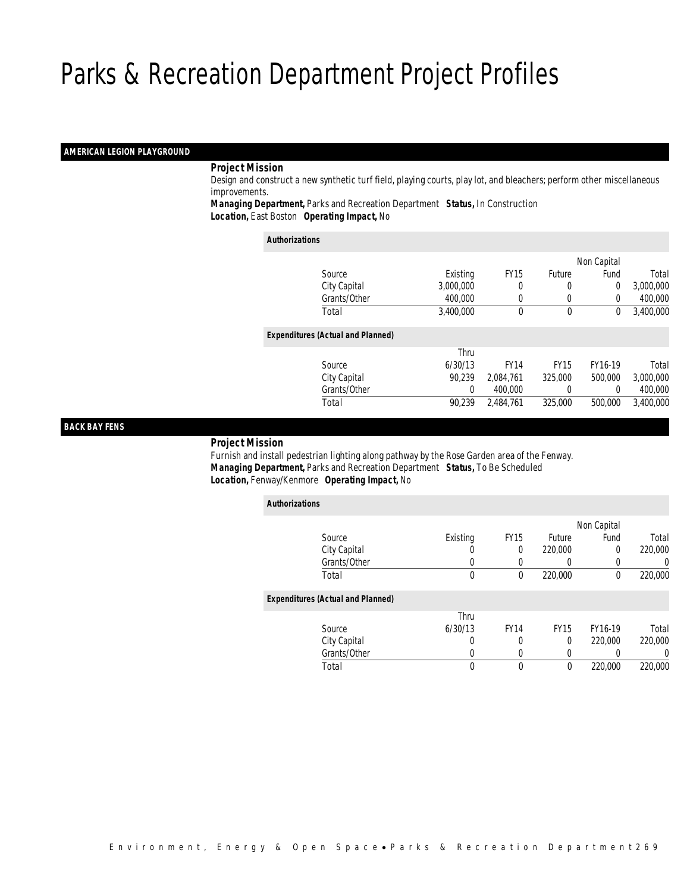# Parks & Recreation Department Project Profiles

## AMERICAN LEGION PLAYGROUND

***Project Mission***

Design and construct a new synthetic turf field, playing courts, play lot, and bleachers; perform other miscellaneous improvements.

***Managing Department,*** Parks and Recreation Department ***Status,*** In Construction
***Location,*** East Boston ***Operating Impact,*** No

***Authorizations***

| Source | Existing | FY15 | Future | Non Capital Fund | Total |
|---|---|---|---|---|---|
| City Capital | 3,000,000 | 0 | 0 | 0 | 3,000,000 |
| Grants/Other | 400,000 | 0 | 0 | 0 | 400,000 |
| Total | 3,400,000 | 0 | 0 | 0 | 3,400,000 |

***Expenditures (Actual and Planned)***

| Source | Thru 6/30/13 | FY14 | FY15 | FY16-19 | Total |
|---|---|---|---|---|---|
| City Capital | 90,239 | 2,084,761 | 325,000 | 500,000 | 3,000,000 |
| Grants/Other | 0 | 400,000 | 0 | 0 | 400,000 |
| Total | 90,239 | 2,484,761 | 325,000 | 500,000 | 3,400,000 |

## BACK BAY FENS

***Project Mission***

Furnish and install pedestrian lighting along pathway by the Rose Garden area of the Fenway.

***Managing Department,*** Parks and Recreation Department ***Status,*** To Be Scheduled
***Location,*** Fenway/Kenmore ***Operating Impact,*** No

***Authorizations***

| Source | Existing | FY15 | Future | Non Capital Fund | Total |
|---|---|---|---|---|---|
| City Capital | 0 | 0 | 220,000 | 0 | 220,000 |
| Grants/Other | 0 | 0 | 0 | 0 | 0 |
| Total | 0 | 0 | 220,000 | 0 | 220,000 |

***Expenditures (Actual and Planned)***

| Source | Thru 6/30/13 | FY14 | FY15 | FY16-19 | Total |
|---|---|---|---|---|---|
| City Capital | 0 | 0 | 0 | 220,000 | 220,000 |
| Grants/Other | 0 | 0 | 0 | 0 | 0 |
| Total | 0 | 0 | 0 | 220,000 | 220,000 |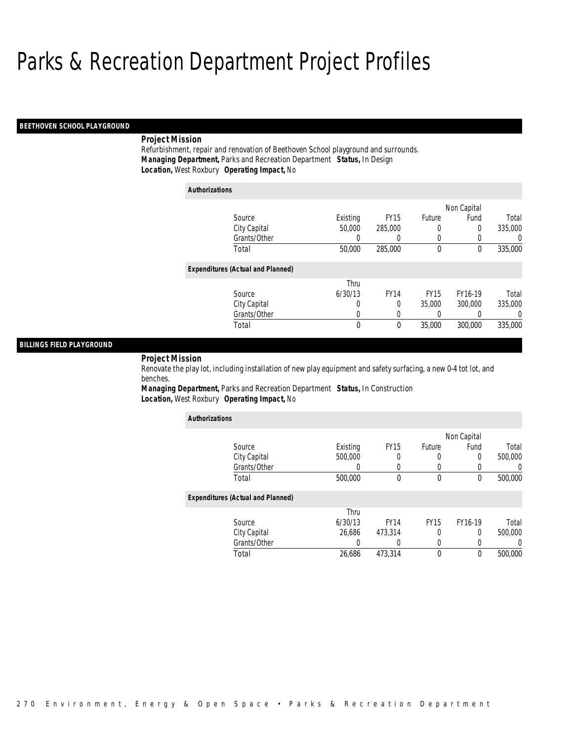# Parks & Recreation Department Project Profiles

## BEETHOVEN SCHOOL PLAYGROUND

***Project Mission***

Refurbishment, repair and renovation of Beethoven School playground and surrounds.

***Managing Department,*** Parks and Recreation Department ***Status,*** In Design

***Location,*** West Roxbury ***Operating Impact,*** No

***Authorizations***

| Source | Existing | FY15 | Future | Non Capital Fund | Total |
|---|---|---|---|---|---|
| City Capital | 50,000 | 285,000 | 0 | 0 | 335,000 |
| Grants/Other | 0 | 0 | 0 | 0 | 0 |
| Total | 50,000 | 285,000 | 0 | 0 | 335,000 |

***Expenditures (Actual and Planned)***

| Source | Thru 6/30/13 | FY14 | FY15 | FY16-19 | Total |
|---|---|---|---|---|---|
| City Capital | 0 | 0 | 35,000 | 300,000 | 335,000 |
| Grants/Other | 0 | 0 | 0 | 0 | 0 |
| Total | 0 | 0 | 35,000 | 300,000 | 335,000 |

## BILLINGS FIELD PLAYGROUND

***Project Mission***

Renovate the play lot, including installation of new play equipment and safety surfacing, a new 0-4 tot lot, and benches.

***Managing Department,*** Parks and Recreation Department ***Status,*** In Construction

***Location,*** West Roxbury ***Operating Impact,*** No

***Authorizations***

| Source | Existing | FY15 | Future | Non Capital Fund | Total |
|---|---|---|---|---|---|
| City Capital | 500,000 | 0 | 0 | 0 | 500,000 |
| Grants/Other | 0 | 0 | 0 | 0 | 0 |
| Total | 500,000 | 0 | 0 | 0 | 500,000 |

***Expenditures (Actual and Planned)***

| Source | Thru 6/30/13 | FY14 | FY15 | FY16-19 | Total |
|---|---|---|---|---|---|
| City Capital | 26,686 | 473,314 | 0 | 0 | 500,000 |
| Grants/Other | 0 | 0 | 0 | 0 | 0 |
| Total | 26,686 | 473,314 | 0 | 0 | 500,000 |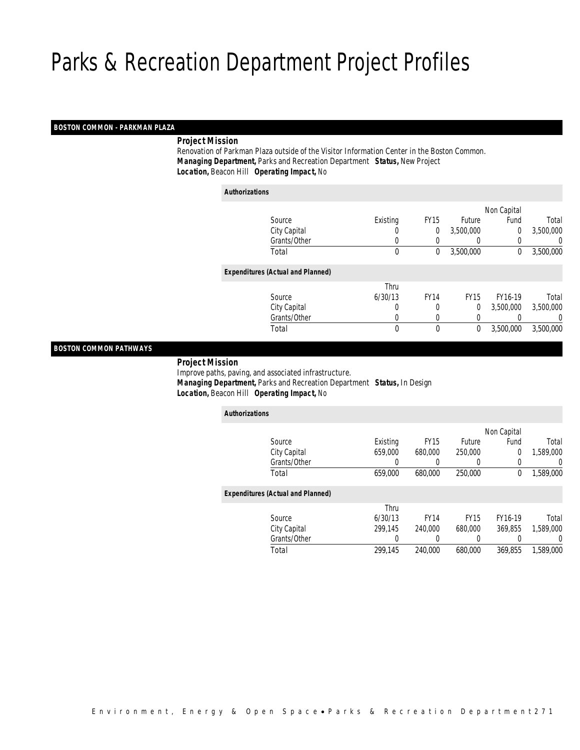# Parks & Recreation Department Project Profiles

## BOSTON COMMON - PARKMAN PLAZA

**Project Mission**

Renovation of Parkman Plaza outside of the Visitor Information Center in the Boston Common.

***Managing Department,*** Parks and Recreation Department ***Status,*** New Project

***Location,*** Beacon Hill ***Operating Impact,*** No

**Authorizations**

| Source | Existing | FY15 | Future | Non Capital Fund | Total |
|---|---|---|---|---|---|
| City Capital | 0 | 0 | 3,500,000 | 0 | 3,500,000 |
| Grants/Other | 0 | 0 | 0 | 0 | 0 |
| Total | 0 | 0 | 3,500,000 | 0 | 3,500,000 |

**Expenditures (Actual and Planned)**

| Source | Thru 6/30/13 | FY14 | FY15 | FY16-19 | Total |
|---|---|---|---|---|---|
| City Capital | 0 | 0 | 0 | 3,500,000 | 3,500,000 |
| Grants/Other | 0 | 0 | 0 | 0 | 0 |
| Total | 0 | 0 | 0 | 3,500,000 | 3,500,000 |

## BOSTON COMMON PATHWAYS

**Project Mission**

Improve paths, paving, and associated infrastructure.

***Managing Department,*** Parks and Recreation Department ***Status,*** In Design

***Location,*** Beacon Hill ***Operating Impact,*** No

**Authorizations**

| Source | Existing | FY15 | Future | Non Capital Fund | Total |
|---|---|---|---|---|---|
| City Capital | 659,000 | 680,000 | 250,000 | 0 | 1,589,000 |
| Grants/Other | 0 | 0 | 0 | 0 | 0 |
| Total | 659,000 | 680,000 | 250,000 | 0 | 1,589,000 |

**Expenditures (Actual and Planned)**

| Source | Thru 6/30/13 | FY14 | FY15 | FY16-19 | Total |
|---|---|---|---|---|---|
| City Capital | 299,145 | 240,000 | 680,000 | 369,855 | 1,589,000 |
| Grants/Other | 0 | 0 | 0 | 0 | 0 |
| Total | 299,145 | 240,000 | 680,000 | 369,855 | 1,589,000 |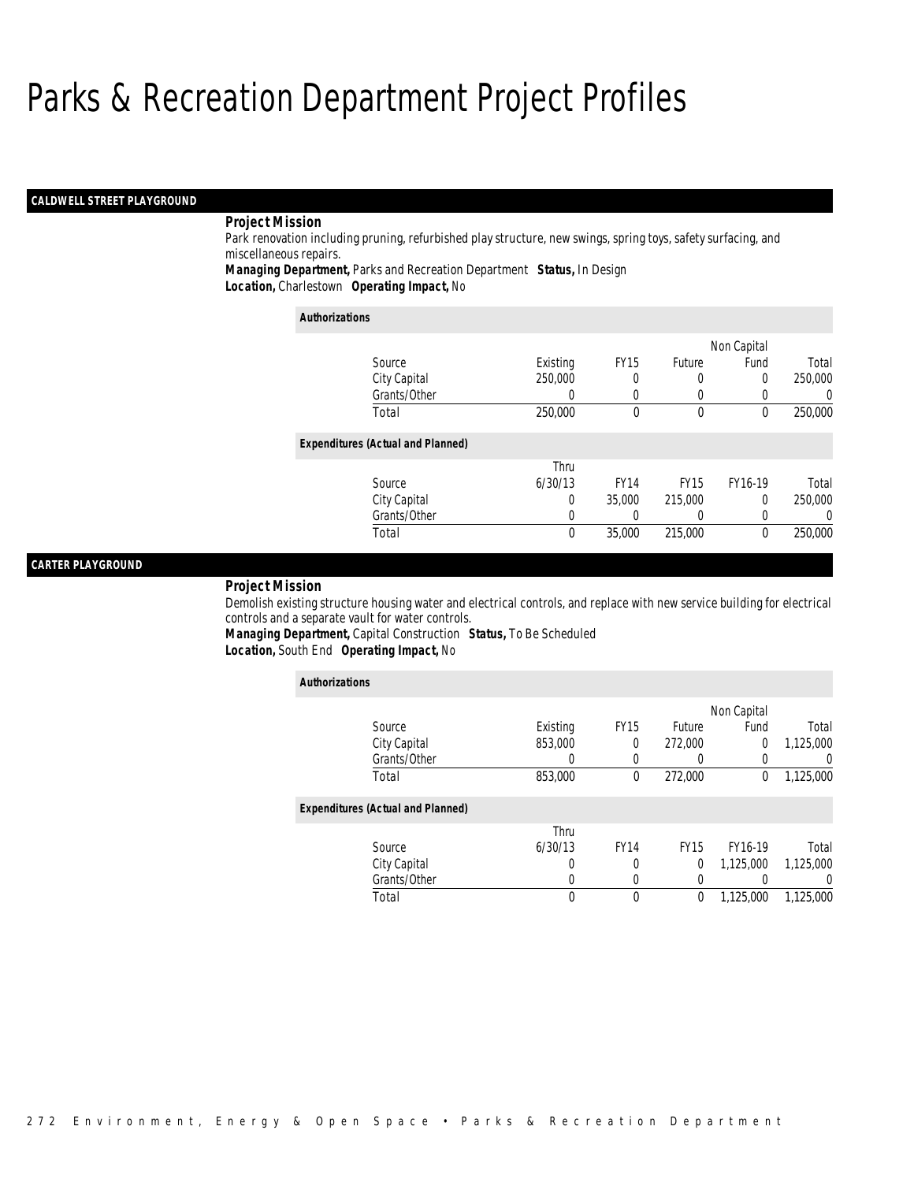# Parks & Recreation Department Project Profiles

## CALDWELL STREET PLAYGROUND

**Project Mission**

Park renovation including pruning, refurbished play structure, new swings, spring toys, safety surfacing, and miscellaneous repairs.

***Managing Department,*** Parks and Recreation Department ***Status,*** In Design

***Location,*** Charlestown ***Operating Impact,*** No

***Authorizations***

| Source | Existing | FY15 | Future | Non Capital Fund | Total |
|---|---|---|---|---|---|
| City Capital | 250,000 | 0 | 0 | 0 | 250,000 |
| Grants/Other | 0 | 0 | 0 | 0 | 0 |
| Total | 250,000 | 0 | 0 | 0 | 250,000 |

***Expenditures (Actual and Planned)***

| Source | Thru 6/30/13 | FY14 | FY15 | FY16-19 | Total |
|---|---|---|---|---|---|
| City Capital | 0 | 35,000 | 215,000 | 0 | 250,000 |
| Grants/Other | 0 | 0 | 0 | 0 | 0 |
| Total | 0 | 35,000 | 215,000 | 0 | 250,000 |

## CARTER PLAYGROUND

**Project Mission**

Demolish existing structure housing water and electrical controls, and replace with new service building for electrical controls and a separate vault for water controls.

***Managing Department,*** Capital Construction ***Status,*** To Be Scheduled

***Location,*** South End ***Operating Impact,*** No

***Authorizations***

| Source | Existing | FY15 | Future | Non Capital Fund | Total |
|---|---|---|---|---|---|
| City Capital | 853,000 | 0 | 272,000 | 0 | 1,125,000 |
| Grants/Other | 0 | 0 | 0 | 0 | 0 |
| Total | 853,000 | 0 | 272,000 | 0 | 1,125,000 |

***Expenditures (Actual and Planned)***

| Source | Thru 6/30/13 | FY14 | FY15 | FY16-19 | Total |
|---|---|---|---|---|---|
| City Capital | 0 | 0 | 0 | 1,125,000 | 1,125,000 |
| Grants/Other | 0 | 0 | 0 | 0 | 0 |
| Total | 0 | 0 | 0 | 1,125,000 | 1,125,000 |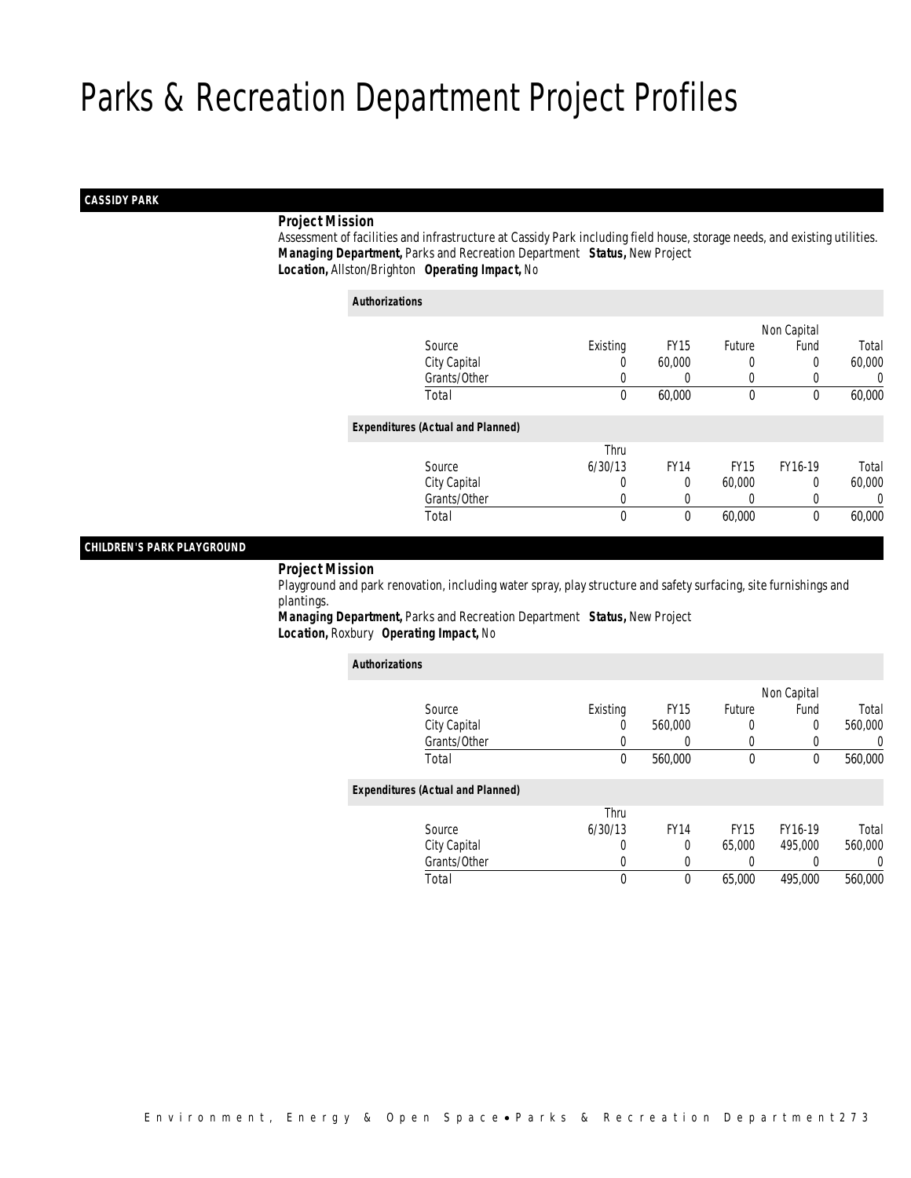# Parks & Recreation Department Project Profiles

## CASSIDY PARK

**Project Mission**

Assessment of facilities and infrastructure at Cassidy Park including field house, storage needs, and existing utilities.

***Managing Department,*** Parks and Recreation Department ***Status,*** New Project

***Location,*** Allston/Brighton ***Operating Impact,*** No

**Authorizations**

| Source | Existing | FY15 | Future | Non Capital Fund | Total |
|---|---|---|---|---|---|
| City Capital | 0 | 60,000 | 0 | 0 | 60,000 |
| Grants/Other | 0 | 0 | 0 | 0 | 0 |
| Total | 0 | 60,000 | 0 | 0 | 60,000 |

**Expenditures (Actual and Planned)**

| Source | Thru 6/30/13 | FY14 | FY15 | FY16-19 | Total |
|---|---|---|---|---|---|
| City Capital | 0 | 0 | 60,000 | 0 | 60,000 |
| Grants/Other | 0 | 0 | 0 | 0 | 0 |
| Total | 0 | 0 | 60,000 | 0 | 60,000 |

## CHILDREN'S PARK PLAYGROUND

**Project Mission**

Playground and park renovation, including water spray, play structure and safety surfacing, site furnishings and plantings.

***Managing Department,*** Parks and Recreation Department ***Status,*** New Project

***Location,*** Roxbury ***Operating Impact,*** No

**Authorizations**

| Source | Existing | FY15 | Future | Non Capital Fund | Total |
|---|---|---|---|---|---|
| City Capital | 0 | 560,000 | 0 | 0 | 560,000 |
| Grants/Other | 0 | 0 | 0 | 0 | 0 |
| Total | 0 | 560,000 | 0 | 0 | 560,000 |

**Expenditures (Actual and Planned)**

| Source | Thru 6/30/13 | FY14 | FY15 | FY16-19 | Total |
|---|---|---|---|---|---|
| City Capital | 0 | 0 | 65,000 | 495,000 | 560,000 |
| Grants/Other | 0 | 0 | 0 | 0 | 0 |
| Total | 0 | 0 | 65,000 | 495,000 | 560,000 |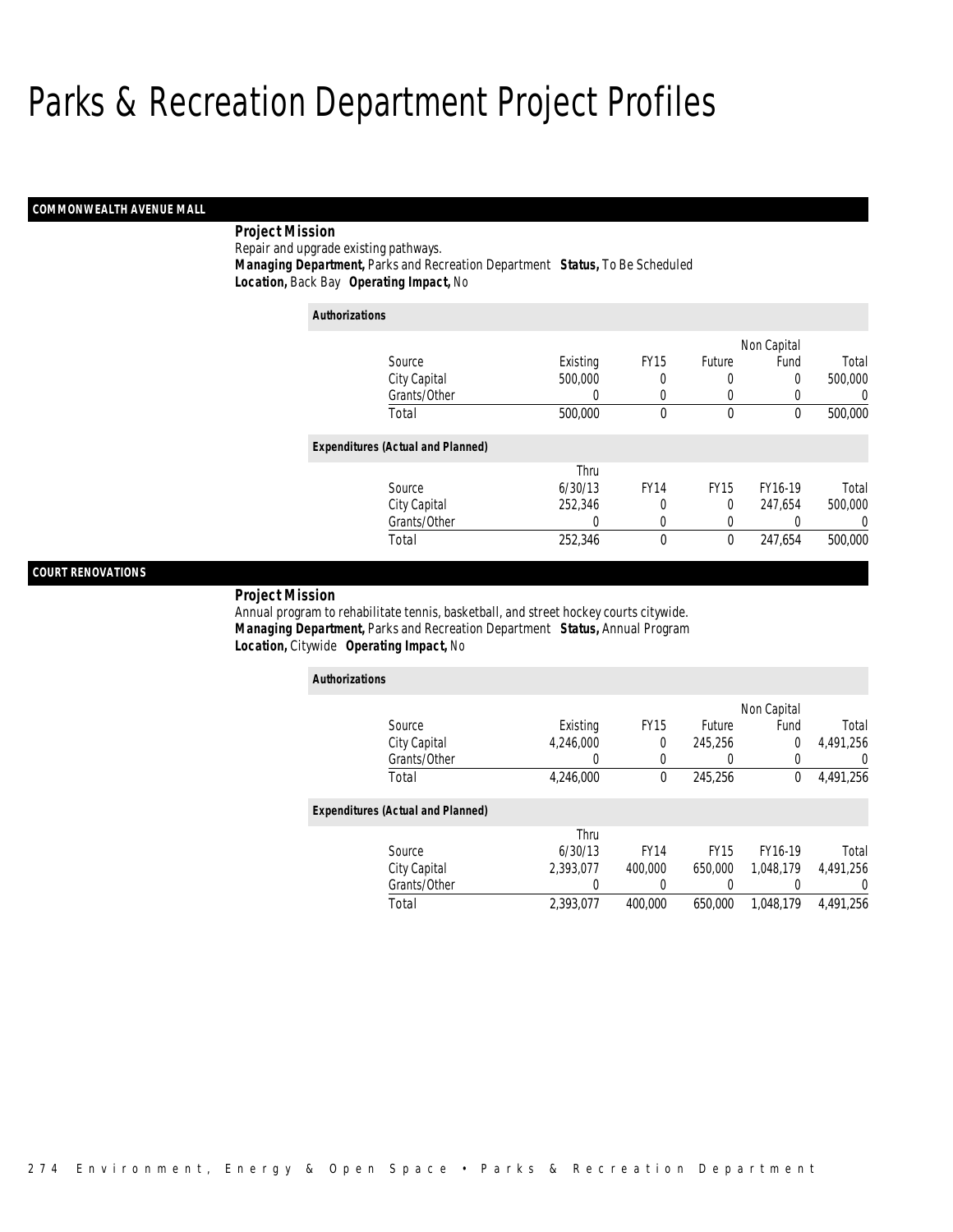# Parks & Recreation Department Project Profiles

## COMMONWEALTH AVENUE MALL

**Project Mission**

Repair and upgrade existing pathways.

***Managing Department,*** Parks and Recreation Department ***Status,*** To Be Scheduled

***Location,*** Back Bay ***Operating Impact,*** No

**Authorizations**

| Source | Existing | FY15 | Future | Non Capital Fund | Total |
|---|---|---|---|---|---|
| City Capital | 500,000 | 0 | 0 | 0 | 500,000 |
| Grants/Other | 0 | 0 | 0 | 0 | 0 |
| Total | 500,000 | 0 | 0 | 0 | 500,000 |

**Expenditures (Actual and Planned)**

| Source | Thru 6/30/13 | FY14 | FY15 | FY16-19 | Total |
|---|---|---|---|---|---|
| City Capital | 252,346 | 0 | 0 | 247,654 | 500,000 |
| Grants/Other | 0 | 0 | 0 | 0 | 0 |
| Total | 252,346 | 0 | 0 | 247,654 | 500,000 |

## COURT RENOVATIONS

**Project Mission**

Annual program to rehabilitate tennis, basketball, and street hockey courts citywide.

***Managing Department,*** Parks and Recreation Department ***Status,*** Annual Program

***Location,*** Citywide ***Operating Impact,*** No

**Authorizations**

| Source | Existing | FY15 | Future | Non Capital Fund | Total |
|---|---|---|---|---|---|
| City Capital | 4,246,000 | 0 | 245,256 | 0 | 4,491,256 |
| Grants/Other | 0 | 0 | 0 | 0 | 0 |
| Total | 4,246,000 | 0 | 245,256 | 0 | 4,491,256 |

**Expenditures (Actual and Planned)**

| Source | Thru 6/30/13 | FY14 | FY15 | FY16-19 | Total |
|---|---|---|---|---|---|
| City Capital | 2,393,077 | 400,000 | 650,000 | 1,048,179 | 4,491,256 |
| Grants/Other | 0 | 0 | 0 | 0 | 0 |
| Total | 2,393,077 | 400,000 | 650,000 | 1,048,179 | 4,491,256 |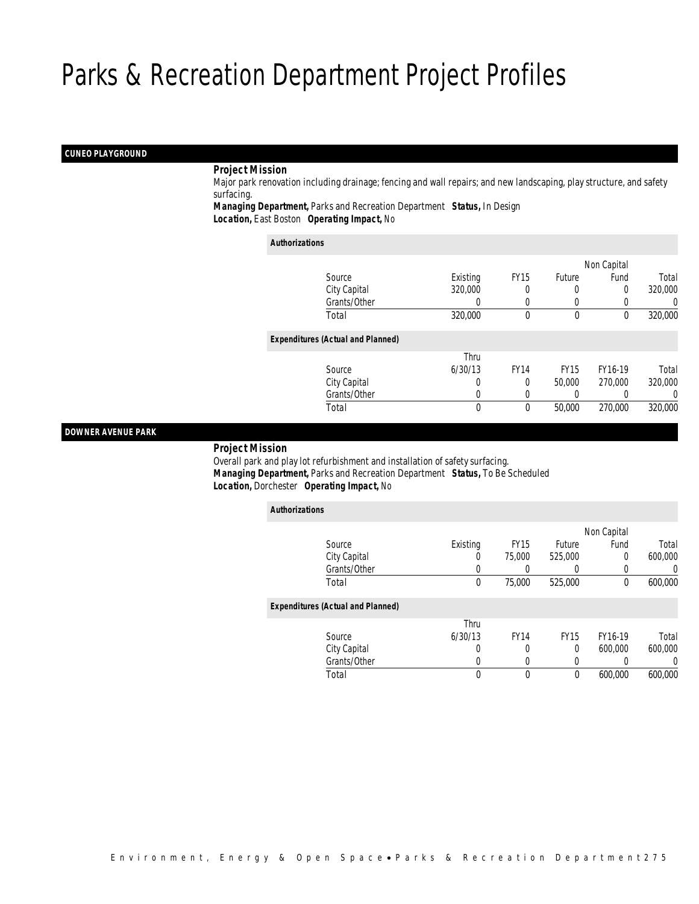# Parks & Recreation Department Project Profiles

## CUNEO PLAYGROUND

**Project Mission**

Major park renovation including drainage; fencing and wall repairs; and new landscaping, play structure, and safety surfacing.

**Managing Department,** Parks and Recreation Department **Status,** In Design

**Location,** East Boston **Operating Impact,** No

**Authorizations**

| Source | Existing | FY15 | Future | Non Capital Fund | Total |
|---|---|---|---|---|---|
| City Capital | 320,000 | 0 | 0 | 0 | 320,000 |
| Grants/Other | 0 | 0 | 0 | 0 | 0 |
| Total | 320,000 | 0 | 0 | 0 | 320,000 |

**Expenditures (Actual and Planned)**

| Source | Thru 6/30/13 | FY14 | FY15 | FY16-19 | Total |
|---|---|---|---|---|---|
| City Capital | 0 | 0 | 50,000 | 270,000 | 320,000 |
| Grants/Other | 0 | 0 | 0 | 0 | 0 |
| Total | 0 | 0 | 50,000 | 270,000 | 320,000 |

## DOWNER AVENUE PARK

**Project Mission**

Overall park and play lot refurbishment and installation of safety surfacing.

**Managing Department,** Parks and Recreation Department **Status,** To Be Scheduled

**Location,** Dorchester **Operating Impact,** No

**Authorizations**

| Source | Existing | FY15 | Future | Non Capital Fund | Total |
|---|---|---|---|---|---|
| City Capital | 0 | 75,000 | 525,000 | 0 | 600,000 |
| Grants/Other | 0 | 0 | 0 | 0 | 0 |
| Total | 0 | 75,000 | 525,000 | 0 | 600,000 |

**Expenditures (Actual and Planned)**

| Source | Thru 6/30/13 | FY14 | FY15 | FY16-19 | Total |
|---|---|---|---|---|---|
| City Capital | 0 | 0 | 0 | 600,000 | 600,000 |
| Grants/Other | 0 | 0 | 0 | 0 | 0 |
| Total | 0 | 0 | 0 | 600,000 | 600,000 |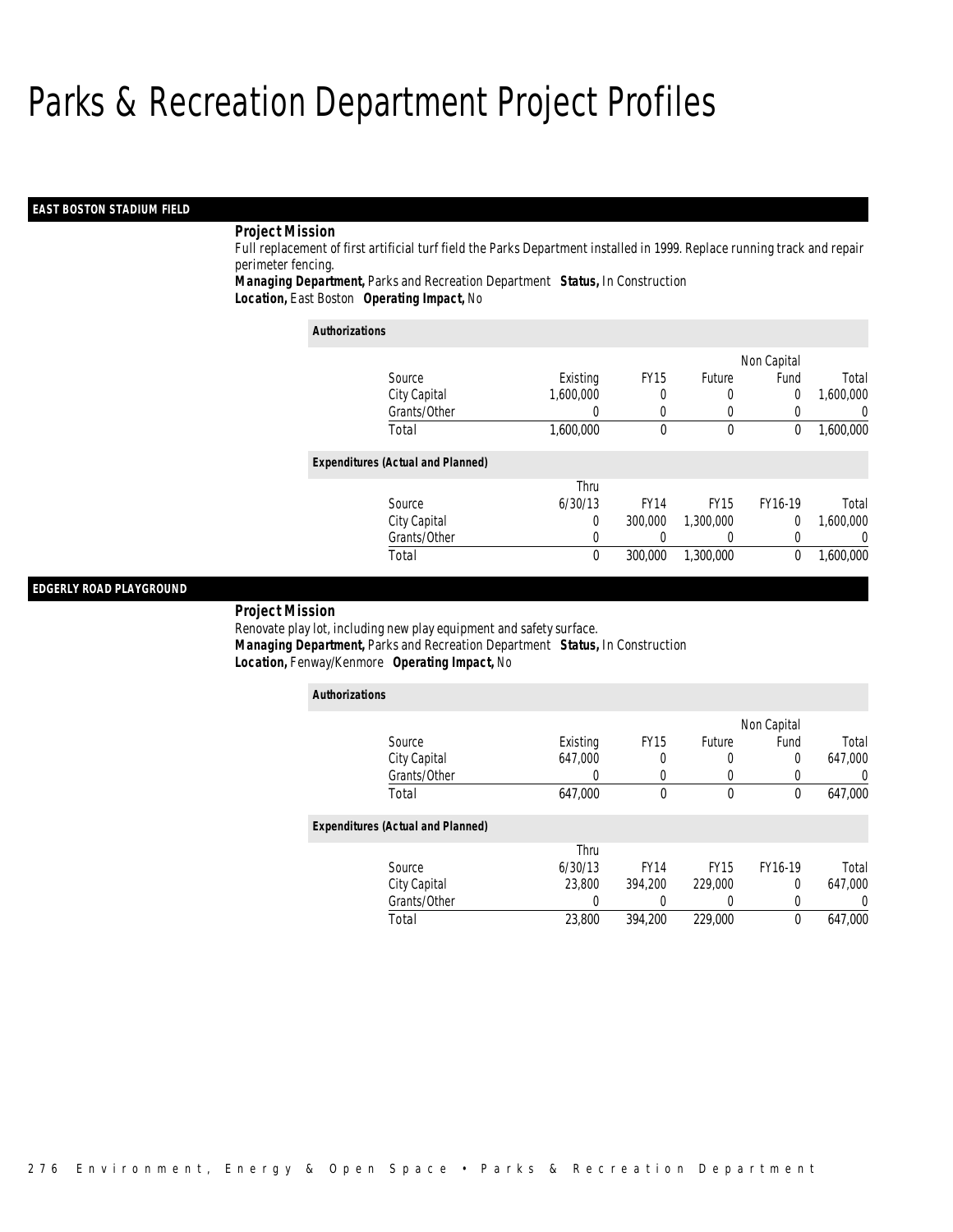# Parks & Recreation Department Project Profiles

## EAST BOSTON STADIUM FIELD

**Project Mission**

Full replacement of first artificial turf field the Parks Department installed in 1999. Replace running track and repair perimeter fencing.

***Managing Department,*** Parks and Recreation Department ***Status,*** In Construction

***Location,*** East Boston ***Operating Impact,*** No

**Authorizations**

| Source | Existing | FY15 | Future | Non Capital Fund | Total |
|---|---|---|---|---|---|
| City Capital | 1,600,000 | 0 | 0 | 0 | 1,600,000 |
| Grants/Other | 0 | 0 | 0 | 0 | 0 |
| Total | 1,600,000 | 0 | 0 | 0 | 1,600,000 |

**Expenditures (Actual and Planned)**

| Source | Thru 6/30/13 | FY14 | FY15 | FY16-19 | Total |
|---|---|---|---|---|---|
| City Capital | 0 | 300,000 | 1,300,000 | 0 | 1,600,000 |
| Grants/Other | 0 | 0 | 0 | 0 | 0 |
| Total | 0 | 300,000 | 1,300,000 | 0 | 1,600,000 |

## EDGERLY ROAD PLAYGROUND

**Project Mission**

Renovate play lot, including new play equipment and safety surface.

***Managing Department,*** Parks and Recreation Department ***Status,*** In Construction

***Location,*** Fenway/Kenmore ***Operating Impact,*** No

**Authorizations**

| Source | Existing | FY15 | Future | Non Capital Fund | Total |
|---|---|---|---|---|---|
| City Capital | 647,000 | 0 | 0 | 0 | 647,000 |
| Grants/Other | 0 | 0 | 0 | 0 | 0 |
| Total | 647,000 | 0 | 0 | 0 | 647,000 |

**Expenditures (Actual and Planned)**

| Source | Thru 6/30/13 | FY14 | FY15 | FY16-19 | Total |
|---|---|---|---|---|---|
| City Capital | 23,800 | 394,200 | 229,000 | 0 | 647,000 |
| Grants/Other | 0 | 0 | 0 | 0 | 0 |
| Total | 23,800 | 394,200 | 229,000 | 0 | 647,000 |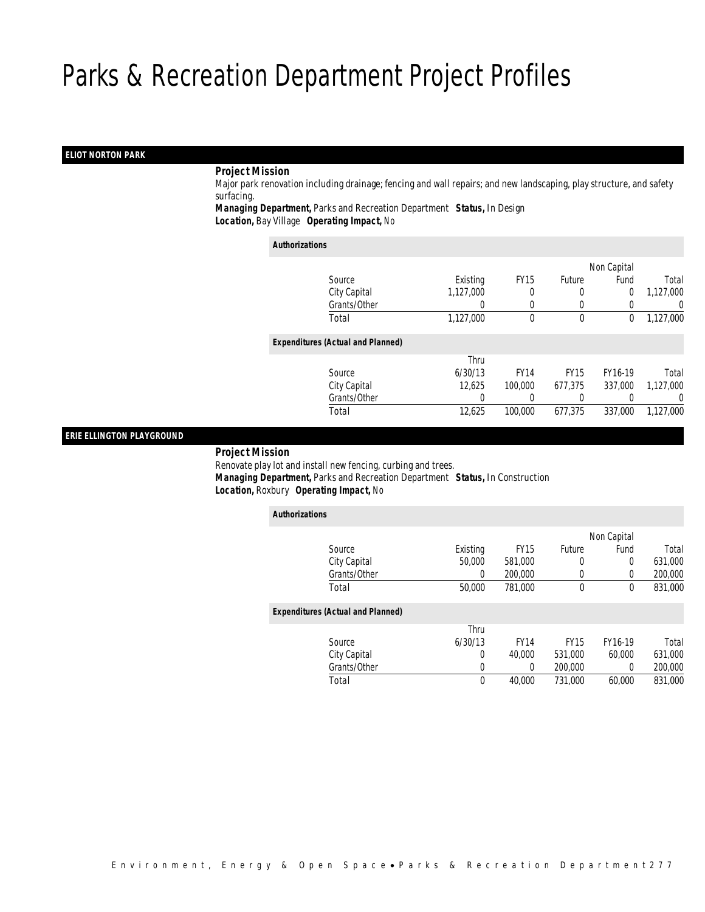# Parks & Recreation Department Project Profiles

## ELIOT NORTON PARK

**Project Mission**

Major park renovation including drainage; fencing and wall repairs; and new landscaping, play structure, and safety surfacing.

***Managing Department,*** Parks and Recreation Department ***Status,*** In Design

***Location,*** Bay Village ***Operating Impact,*** No

**Authorizations**

| Source | Existing | FY15 | Future | Non Capital Fund | Total |
|---|---|---|---|---|---|
| City Capital | 1,127,000 | 0 | 0 | 0 | 1,127,000 |
| Grants/Other | 0 | 0 | 0 | 0 | 0 |
| Total | 1,127,000 | 0 | 0 | 0 | 1,127,000 |

**Expenditures (Actual and Planned)**

| Source | Thru 6/30/13 | FY14 | FY15 | FY16-19 | Total |
|---|---|---|---|---|---|
| City Capital | 12,625 | 100,000 | 677,375 | 337,000 | 1,127,000 |
| Grants/Other | 0 | 0 | 0 | 0 | 0 |
| Total | 12,625 | 100,000 | 677,375 | 337,000 | 1,127,000 |

## ERIE ELLINGTON PLAYGROUND

**Project Mission**

Renovate play lot and install new fencing, curbing and trees.

***Managing Department,*** Parks and Recreation Department ***Status,*** In Construction

***Location,*** Roxbury ***Operating Impact,*** No

**Authorizations**

| Source | Existing | FY15 | Future | Non Capital Fund | Total |
|---|---|---|---|---|---|
| City Capital | 50,000 | 581,000 | 0 | 0 | 631,000 |
| Grants/Other | 0 | 200,000 | 0 | 0 | 200,000 |
| Total | 50,000 | 781,000 | 0 | 0 | 831,000 |

**Expenditures (Actual and Planned)**

| Source | Thru 6/30/13 | FY14 | FY15 | FY16-19 | Total |
|---|---|---|---|---|---|
| City Capital | 0 | 40,000 | 531,000 | 60,000 | 631,000 |
| Grants/Other | 0 | 0 | 200,000 | 0 | 200,000 |
| Total | 0 | 40,000 | 731,000 | 60,000 | 831,000 |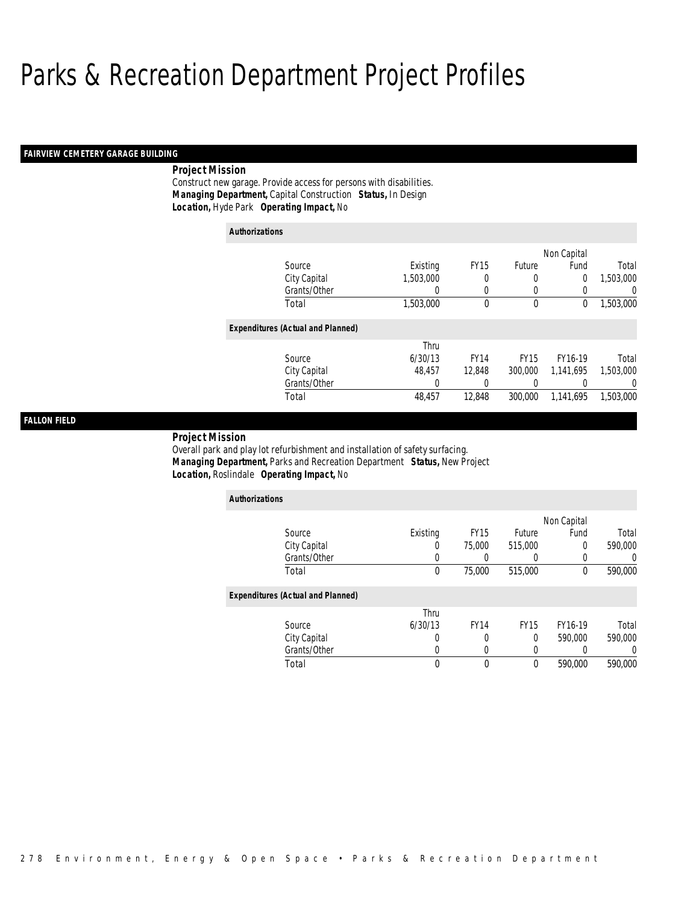# Parks & Recreation Department Project Profiles

## FAIRVIEW CEMETERY GARAGE BUILDING

**Project Mission**

Construct new garage. Provide access for persons with disabilities.

***Managing Department,*** Capital Construction ***Status,*** In Design

***Location,*** Hyde Park ***Operating Impact,*** No

***Authorizations***

| Source | Existing | FY15 | Future | Non Capital Fund | Total |
|---|---|---|---|---|---|
| City Capital | 1,503,000 | 0 | 0 | 0 | 1,503,000 |
| Grants/Other | 0 | 0 | 0 | 0 | 0 |
| Total | 1,503,000 | 0 | 0 | 0 | 1,503,000 |

***Expenditures (Actual and Planned)***

| Source | Thru 6/30/13 | FY14 | FY15 | FY16-19 | Total |
|---|---|---|---|---|---|
| City Capital | 48,457 | 12,848 | 300,000 | 1,141,695 | 1,503,000 |
| Grants/Other | 0 | 0 | 0 | 0 | 0 |
| Total | 48,457 | 12,848 | 300,000 | 1,141,695 | 1,503,000 |

## FALLON FIELD

**Project Mission**

Overall park and play lot refurbishment and installation of safety surfacing.

***Managing Department,*** Parks and Recreation Department ***Status,*** New Project

***Location,*** Roslindale ***Operating Impact,*** No

***Authorizations***

| Source | Existing | FY15 | Future | Non Capital Fund | Total |
|---|---|---|---|---|---|
| City Capital | 0 | 75,000 | 515,000 | 0 | 590,000 |
| Grants/Other | 0 | 0 | 0 | 0 | 0 |
| Total | 0 | 75,000 | 515,000 | 0 | 590,000 |

***Expenditures (Actual and Planned)***

| Source | Thru 6/30/13 | FY14 | FY15 | FY16-19 | Total |
|---|---|---|---|---|---|
| City Capital | 0 | 0 | 0 | 590,000 | 590,000 |
| Grants/Other | 0 | 0 | 0 | 0 | 0 |
| Total | 0 | 0 | 0 | 590,000 | 590,000 |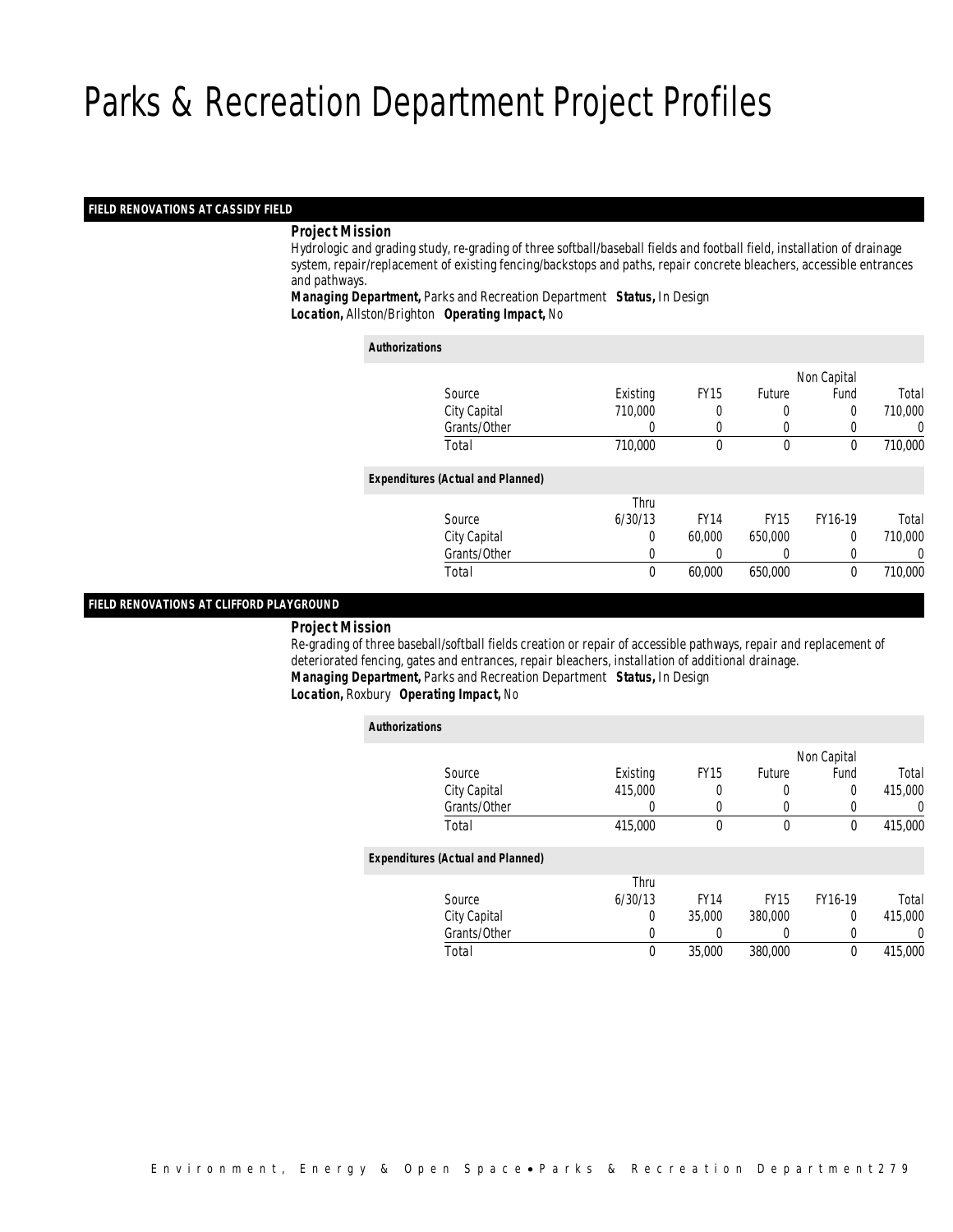# Parks & Recreation Department Project Profiles

## FIELD RENOVATIONS AT CASSIDY FIELD

**Project Mission**

Hydrologic and grading study, re-grading of three softball/baseball fields and football field, installation of drainage system, repair/replacement of existing fencing/backstops and paths, repair concrete bleachers, accessible entrances and pathways.

***Managing Department,*** Parks and Recreation Department ***Status,*** In Design

***Location,*** Allston/Brighton ***Operating Impact,*** No

**Authorizations**

| Source | Existing | FY15 | Future | Non Capital Fund | Total |
|---|---|---|---|---|---|
| City Capital | 710,000 | 0 | 0 | 0 | 710,000 |
| Grants/Other | 0 | 0 | 0 | 0 | 0 |
| Total | 710,000 | 0 | 0 | 0 | 710,000 |

**Expenditures (Actual and Planned)**

| Source | Thru 6/30/13 | FY14 | FY15 | FY16-19 | Total |
|---|---|---|---|---|---|
| City Capital | 0 | 60,000 | 650,000 | 0 | 710,000 |
| Grants/Other | 0 | 0 | 0 | 0 | 0 |
| Total | 0 | 60,000 | 650,000 | 0 | 710,000 |

## FIELD RENOVATIONS AT CLIFFORD PLAYGROUND

**Project Mission**

Re-grading of three baseball/softball fields creation or repair of accessible pathways, repair and replacement of deteriorated fencing, gates and entrances, repair bleachers, installation of additional drainage.

***Managing Department,*** Parks and Recreation Department ***Status,*** In Design

***Location,*** Roxbury ***Operating Impact,*** No

**Authorizations**

| Source | Existing | FY15 | Future | Non Capital Fund | Total |
|---|---|---|---|---|---|
| City Capital | 415,000 | 0 | 0 | 0 | 415,000 |
| Grants/Other | 0 | 0 | 0 | 0 | 0 |
| Total | 415,000 | 0 | 0 | 0 | 415,000 |

**Expenditures (Actual and Planned)**

| Source | Thru 6/30/13 | FY14 | FY15 | FY16-19 | Total |
|---|---|---|---|---|---|
| City Capital | 0 | 35,000 | 380,000 | 0 | 415,000 |
| Grants/Other | 0 | 0 | 0 | 0 | 0 |
| Total | 0 | 35,000 | 380,000 | 0 | 415,000 |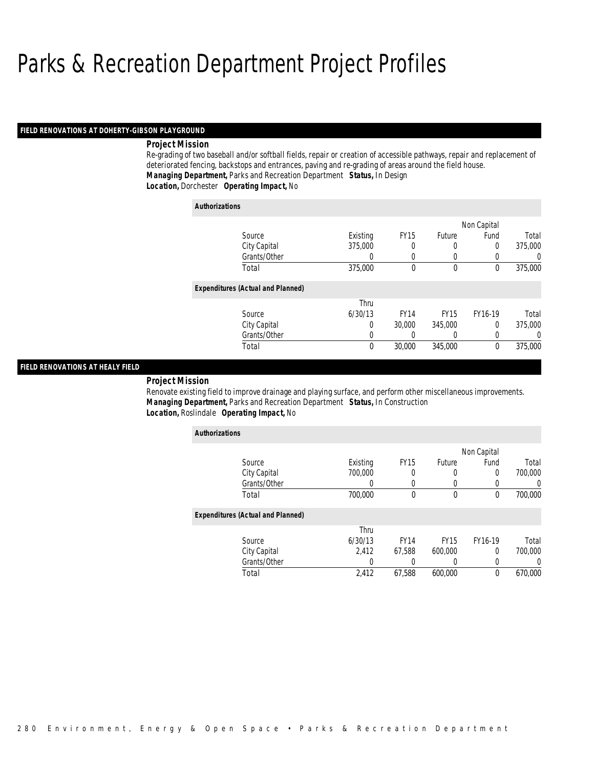# Parks & Recreation Department Project Profiles

## FIELD RENOVATIONS AT DOHERTY-GIBSON PLAYGROUND

**Project Mission**

Re-grading of two baseball and/or softball fields, repair or creation of accessible pathways, repair and replacement of deteriorated fencing, backstops and entrances, paving and re-grading of areas around the field house.

***Managing Department,*** Parks and Recreation Department ***Status,*** In Design

***Location,*** Dorchester ***Operating Impact,*** No

***Authorizations***

| Source | Existing | FY15 | Future | Non Capital Fund | Total |
|---|---|---|---|---|---|
| City Capital | 375,000 | 0 | 0 | 0 | 375,000 |
| Grants/Other | 0 | 0 | 0 | 0 | 0 |
| Total | 375,000 | 0 | 0 | 0 | 375,000 |

***Expenditures (Actual and Planned)***

| Source | Thru 6/30/13 | FY14 | FY15 | FY16-19 | Total |
|---|---|---|---|---|---|
| City Capital | 0 | 30,000 | 345,000 | 0 | 375,000 |
| Grants/Other | 0 | 0 | 0 | 0 | 0 |
| Total | 0 | 30,000 | 345,000 | 0 | 375,000 |

## FIELD RENOVATIONS AT HEALY FIELD

**Project Mission**

Renovate existing field to improve drainage and playing surface, and perform other miscellaneous improvements.

***Managing Department,*** Parks and Recreation Department ***Status,*** In Construction

***Location,*** Roslindale ***Operating Impact,*** No

***Authorizations***

| Source | Existing | FY15 | Future | Non Capital Fund | Total |
|---|---|---|---|---|---|
| City Capital | 700,000 | 0 | 0 | 0 | 700,000 |
| Grants/Other | 0 | 0 | 0 | 0 | 0 |
| Total | 700,000 | 0 | 0 | 0 | 700,000 |

***Expenditures (Actual and Planned)***

| Source | Thru 6/30/13 | FY14 | FY15 | FY16-19 | Total |
|---|---|---|---|---|---|
| City Capital | 2,412 | 67,588 | 600,000 | 0 | 700,000 |
| Grants/Other | 0 | 0 | 0 | 0 | 0 |
| Total | 2,412 | 67,588 | 600,000 | 0 | 670,000 |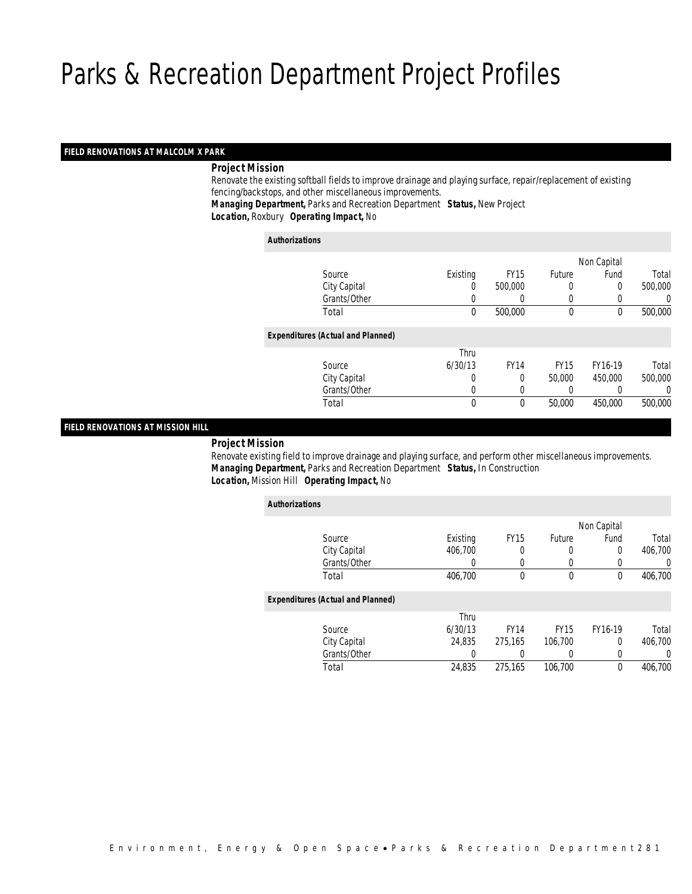# Parks & Recreation Department Project Profiles

## FIELD RENOVATIONS AT MALCOLM X PARK

**Project Mission**

Renovate the existing softball fields to improve drainage and playing surface, repair/replacement of existing fencing/backstops, and other miscellaneous improvements.

***Managing Department,*** Parks and Recreation Department ***Status,*** New Project

***Location,*** Roxbury ***Operating Impact,*** No

***Authorizations***

| Source | Existing | FY15 | Future | Non Capital Fund | Total |
|---|---|---|---|---|---|
| City Capital | 0 | 500,000 | 0 | 0 | 500,000 |
| Grants/Other | 0 | 0 | 0 | 0 | 0 |
| Total | 0 | 500,000 | 0 | 0 | 500,000 |

***Expenditures (Actual and Planned)***

| Source | Thru 6/30/13 | FY14 | FY15 | FY16-19 | Total |
|---|---|---|---|---|---|
| City Capital | 0 | 0 | 50,000 | 450,000 | 500,000 |
| Grants/Other | 0 | 0 | 0 | 0 | 0 |
| Total | 0 | 0 | 50,000 | 450,000 | 500,000 |

## FIELD RENOVATIONS AT MISSION HILL

**Project Mission**

Renovate existing field to improve drainage and playing surface, and perform other miscellaneous improvements.

***Managing Department,*** Parks and Recreation Department ***Status,*** In Construction

***Location,*** Mission Hill ***Operating Impact,*** No

***Authorizations***

| Source | Existing | FY15 | Future | Non Capital Fund | Total |
|---|---|---|---|---|---|
| City Capital | 406,700 | 0 | 0 | 0 | 406,700 |
| Grants/Other | 0 | 0 | 0 | 0 | 0 |
| Total | 406,700 | 0 | 0 | 0 | 406,700 |

***Expenditures (Actual and Planned)***

| Source | Thru 6/30/13 | FY14 | FY15 | FY16-19 | Total |
|---|---|---|---|---|---|
| City Capital | 24,835 | 275,165 | 106,700 | 0 | 406,700 |
| Grants/Other | 0 | 0 | 0 | 0 | 0 |
| Total | 24,835 | 275,165 | 106,700 | 0 | 406,700 |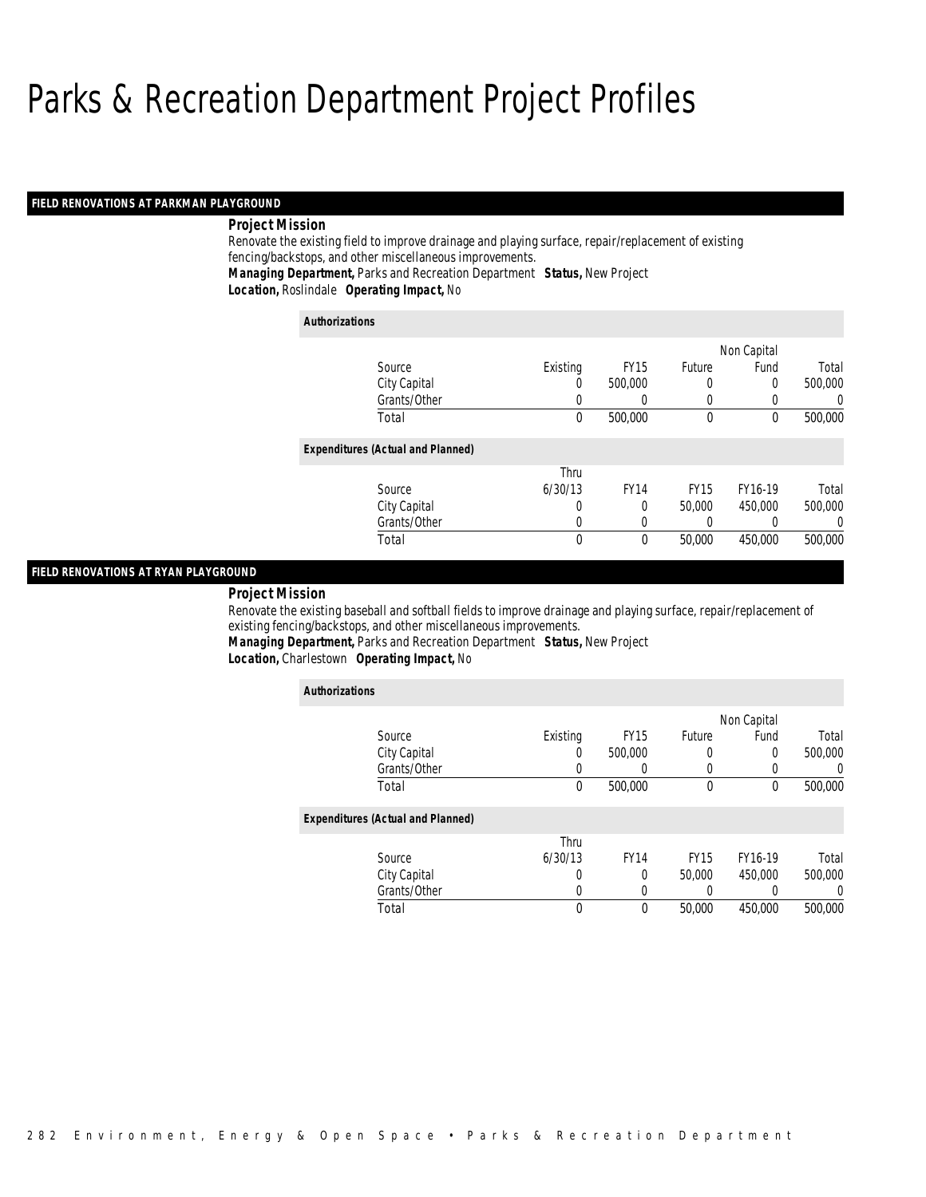# Parks & Recreation Department Project Profiles

## FIELD RENOVATIONS AT PARKMAN PLAYGROUND

**Project Mission**

Renovate the existing field to improve drainage and playing surface, repair/replacement of existing fencing/backstops, and other miscellaneous improvements.

***Managing Department,*** Parks and Recreation Department ***Status,*** New Project

***Location,*** Roslindale ***Operating Impact,*** No

**Authorizations**

| Source | Existing | FY15 | Future | Non Capital Fund | Total |
|---|---|---|---|---|---|
| City Capital | 0 | 500,000 | 0 | 0 | 500,000 |
| Grants/Other | 0 | 0 | 0 | 0 | 0 |
| Total | 0 | 500,000 | 0 | 0 | 500,000 |

**Expenditures (Actual and Planned)**

| Source | Thru 6/30/13 | FY14 | FY15 | FY16-19 | Total |
|---|---|---|---|---|---|
| City Capital | 0 | 0 | 50,000 | 450,000 | 500,000 |
| Grants/Other | 0 | 0 | 0 | 0 | 0 |
| Total | 0 | 0 | 50,000 | 450,000 | 500,000 |

## FIELD RENOVATIONS AT RYAN PLAYGROUND

**Project Mission**

Renovate the existing baseball and softball fields to improve drainage and playing surface, repair/replacement of existing fencing/backstops, and other miscellaneous improvements.

***Managing Department,*** Parks and Recreation Department ***Status,*** New Project

***Location,*** Charlestown ***Operating Impact,*** No

**Authorizations**

| Source | Existing | FY15 | Future | Non Capital Fund | Total |
|---|---|---|---|---|---|
| City Capital | 0 | 500,000 | 0 | 0 | 500,000 |
| Grants/Other | 0 | 0 | 0 | 0 | 0 |
| Total | 0 | 500,000 | 0 | 0 | 500,000 |

**Expenditures (Actual and Planned)**

| Source | Thru 6/30/13 | FY14 | FY15 | FY16-19 | Total |
|---|---|---|---|---|---|
| City Capital | 0 | 0 | 50,000 | 450,000 | 500,000 |
| Grants/Other | 0 | 0 | 0 | 0 | 0 |
| Total | 0 | 0 | 50,000 | 450,000 | 500,000 |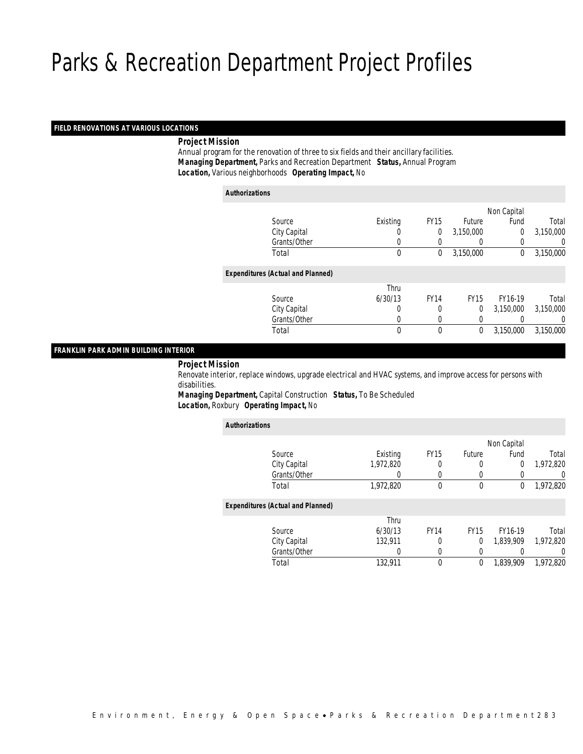# Parks & Recreation Department Project Profiles

## FIELD RENOVATIONS AT VARIOUS LOCATIONS

***Project Mission***

Annual program for the renovation of three to six fields and their ancillary facilities.

***Managing Department,*** Parks and Recreation Department ***Status,*** Annual Program

***Location,*** Various neighborhoods ***Operating Impact,*** No

***Authorizations***

| Source | Existing | FY15 | Future | Non Capital Fund | Total |
|---|---|---|---|---|---|
| City Capital | 0 | 0 | 3,150,000 | 0 | 3,150,000 |
| Grants/Other | 0 | 0 | 0 | 0 | 0 |
| Total | 0 | 0 | 3,150,000 | 0 | 3,150,000 |

***Expenditures (Actual and Planned)***

| Source | Thru 6/30/13 | FY14 | FY15 | FY16-19 | Total |
|---|---|---|---|---|---|
| City Capital | 0 | 0 | 0 | 3,150,000 | 3,150,000 |
| Grants/Other | 0 | 0 | 0 | 0 | 0 |
| Total | 0 | 0 | 0 | 3,150,000 | 3,150,000 |

## FRANKLIN PARK ADMIN BUILDING INTERIOR

***Project Mission***

Renovate interior, replace windows, upgrade electrical and HVAC systems, and improve access for persons with disabilities.

***Managing Department,*** Capital Construction ***Status,*** To Be Scheduled

***Location,*** Roxbury ***Operating Impact,*** No

***Authorizations***

| Source | Existing | FY15 | Future | Non Capital Fund | Total |
|---|---|---|---|---|---|
| City Capital | 1,972,820 | 0 | 0 | 0 | 1,972,820 |
| Grants/Other | 0 | 0 | 0 | 0 | 0 |
| Total | 1,972,820 | 0 | 0 | 0 | 1,972,820 |

***Expenditures (Actual and Planned)***

| Source | Thru 6/30/13 | FY14 | FY15 | FY16-19 | Total |
|---|---|---|---|---|---|
| City Capital | 132,911 | 0 | 0 | 1,839,909 | 1,972,820 |
| Grants/Other | 0 | 0 | 0 | 0 | 0 |
| Total | 132,911 | 0 | 0 | 1,839,909 | 1,972,820 |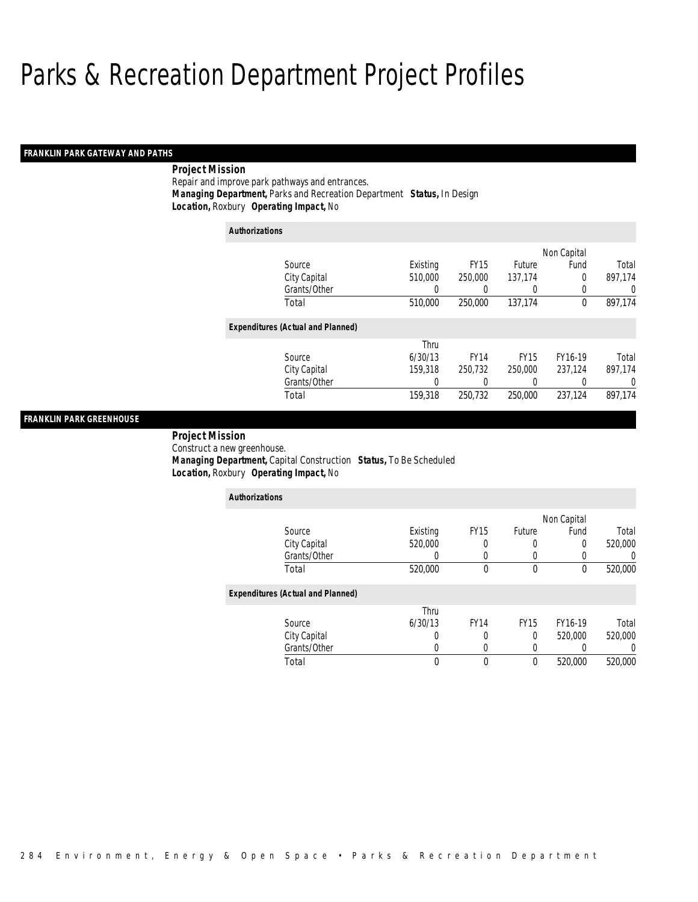# Parks & Recreation Department Project Profiles

## FRANKLIN PARK GATEWAY AND PATHS

**Project Mission**
Repair and improve park pathways and entrances.
***Managing Department,*** Parks and Recreation Department ***Status,*** In Design
***Location,*** Roxbury ***Operating Impact,*** No

***Authorizations***

| Source | Existing | FY15 | Future | Non Capital Fund | Total |
|---|---|---|---|---|---|
| City Capital | 510,000 | 250,000 | 137,174 | 0 | 897,174 |
| Grants/Other | 0 | 0 | 0 | 0 | 0 |
| Total | 510,000 | 250,000 | 137,174 | 0 | 897,174 |

***Expenditures (Actual and Planned)***

| Source | Thru 6/30/13 | FY14 | FY15 | FY16-19 | Total |
|---|---|---|---|---|---|
| City Capital | 159,318 | 250,732 | 250,000 | 237,124 | 897,174 |
| Grants/Other | 0 | 0 | 0 | 0 | 0 |
| Total | 159,318 | 250,732 | 250,000 | 237,124 | 897,174 |

## FRANKLIN PARK GREENHOUSE

**Project Mission**
Construct a new greenhouse.
***Managing Department,*** Capital Construction ***Status,*** To Be Scheduled
***Location,*** Roxbury ***Operating Impact,*** No

***Authorizations***

| Source | Existing | FY15 | Future | Non Capital Fund | Total |
|---|---|---|---|---|---|
| City Capital | 520,000 | 0 | 0 | 0 | 520,000 |
| Grants/Other | 0 | 0 | 0 | 0 | 0 |
| Total | 520,000 | 0 | 0 | 0 | 520,000 |

***Expenditures (Actual and Planned)***

| Source | Thru 6/30/13 | FY14 | FY15 | FY16-19 | Total |
|---|---|---|---|---|---|
| City Capital | 0 | 0 | 0 | 520,000 | 520,000 |
| Grants/Other | 0 | 0 | 0 | 0 | 0 |
| Total | 0 | 0 | 0 | 520,000 | 520,000 |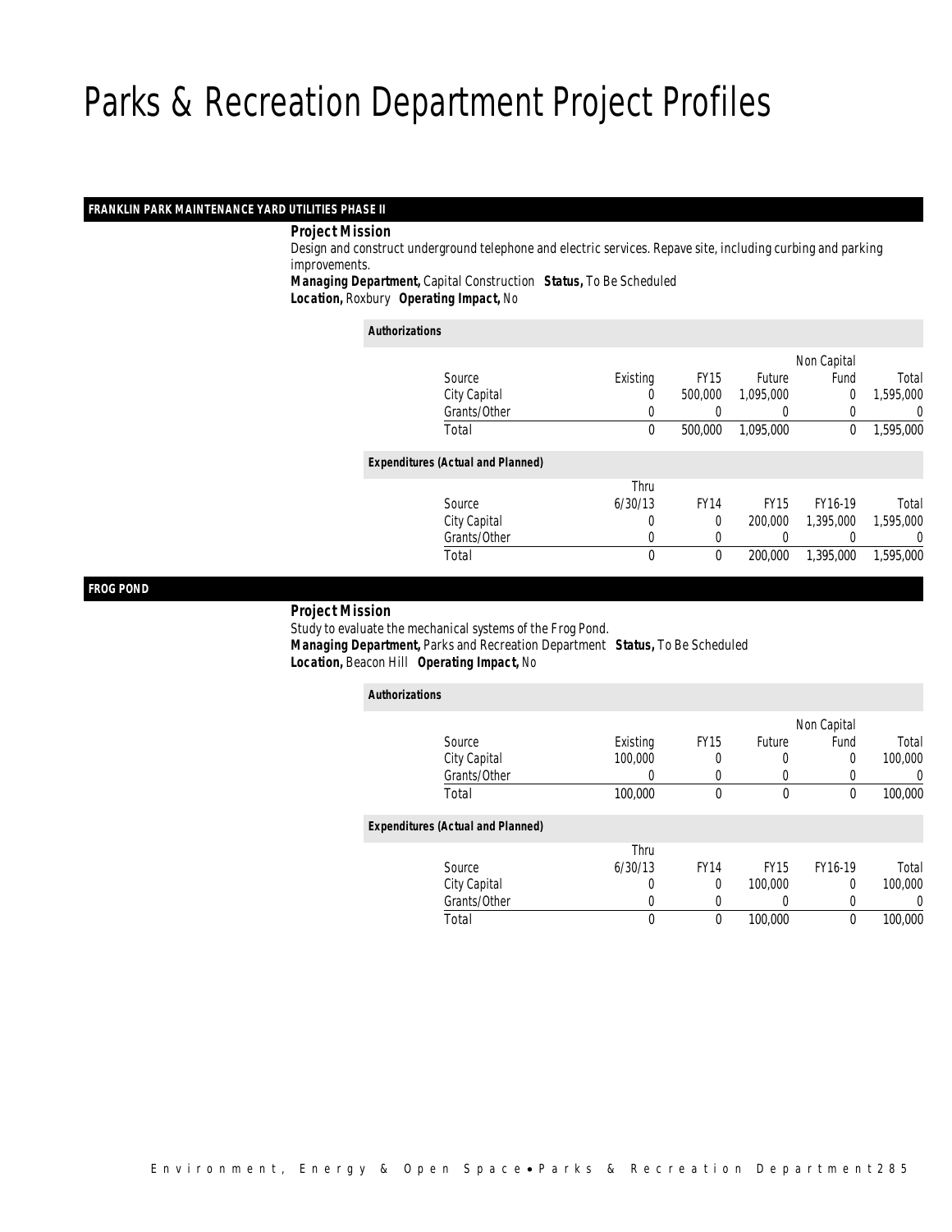# Parks & Recreation Department Project Profiles

## FRANKLIN PARK MAINTENANCE YARD UTILITIES PHASE II

**Project Mission**

Design and construct underground telephone and electric services. Repave site, including curbing and parking improvements.

**Managing Department,** Capital Construction **Status,** To Be Scheduled

**Location,** Roxbury **Operating Impact,** No

**Authorizations**

| Source | Existing | FY15 | Future | Non Capital Fund | Total |
|---|---|---|---|---|---|
| City Capital | 0 | 500,000 | 1,095,000 | 0 | 1,595,000 |
| Grants/Other | 0 | 0 | 0 | 0 | 0 |
| Total | 0 | 500,000 | 1,095,000 | 0 | 1,595,000 |

**Expenditures (Actual and Planned)**

| Source | Thru 6/30/13 | FY14 | FY15 | FY16-19 | Total |
|---|---|---|---|---|---|
| City Capital | 0 | 0 | 200,000 | 1,395,000 | 1,595,000 |
| Grants/Other | 0 | 0 | 0 | 0 | 0 |
| Total | 0 | 0 | 200,000 | 1,395,000 | 1,595,000 |

## FROG POND

**Project Mission**

Study to evaluate the mechanical systems of the Frog Pond.

**Managing Department,** Parks and Recreation Department **Status,** To Be Scheduled

**Location,** Beacon Hill **Operating Impact,** No

**Authorizations**

| Source | Existing | FY15 | Future | Non Capital Fund | Total |
|---|---|---|---|---|---|
| City Capital | 100,000 | 0 | 0 | 0 | 100,000 |
| Grants/Other | 0 | 0 | 0 | 0 | 0 |
| Total | 100,000 | 0 | 0 | 0 | 100,000 |

**Expenditures (Actual and Planned)**

| Source | Thru 6/30/13 | FY14 | FY15 | FY16-19 | Total |
|---|---|---|---|---|---|
| City Capital | 0 | 0 | 100,000 | 0 | 100,000 |
| Grants/Other | 0 | 0 | 0 | 0 | 0 |
| Total | 0 | 0 | 100,000 | 0 | 100,000 |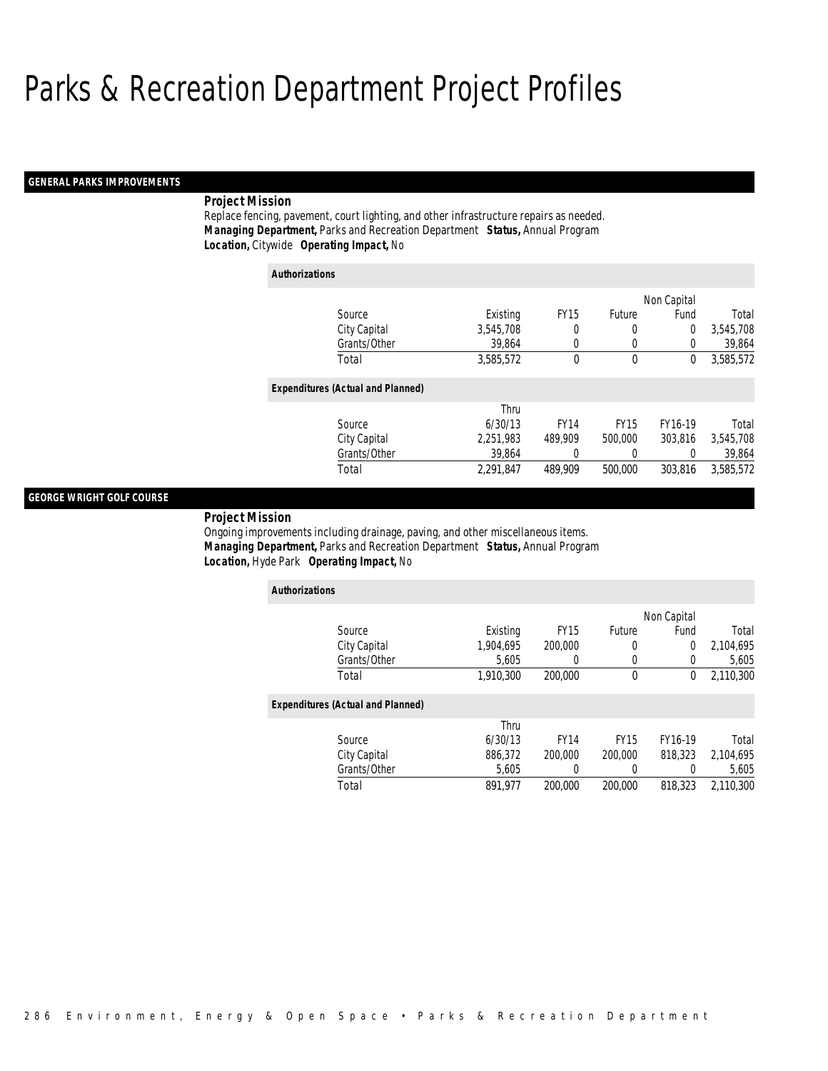# Parks & Recreation Department Project Profiles

## GENERAL PARKS IMPROVEMENTS

**Project Mission**

Replace fencing, pavement, court lighting, and other infrastructure repairs as needed.

***Managing Department,*** Parks and Recreation Department ***Status,*** Annual Program

***Location,*** Citywide ***Operating Impact,*** No

***Authorizations***

| Source | Existing | FY15 | Future | Non Capital Fund | Total |
|---|---|---|---|---|---|
| City Capital | 3,545,708 | 0 | 0 | 0 | 3,545,708 |
| Grants/Other | 39,864 | 0 | 0 | 0 | 39,864 |
| Total | 3,585,572 | 0 | 0 | 0 | 3,585,572 |

***Expenditures (Actual and Planned)***

| Source | Thru 6/30/13 | FY14 | FY15 | FY16-19 | Total |
|---|---|---|---|---|---|
| City Capital | 2,251,983 | 489,909 | 500,000 | 303,816 | 3,545,708 |
| Grants/Other | 39,864 | 0 | 0 | 0 | 39,864 |
| Total | 2,291,847 | 489,909 | 500,000 | 303,816 | 3,585,572 |

## GEORGE WRIGHT GOLF COURSE

**Project Mission**

Ongoing improvements including drainage, paving, and other miscellaneous items.

***Managing Department,*** Parks and Recreation Department ***Status,*** Annual Program

***Location,*** Hyde Park ***Operating Impact,*** No

***Authorizations***

| Source | Existing | FY15 | Future | Non Capital Fund | Total |
|---|---|---|---|---|---|
| City Capital | 1,904,695 | 200,000 | 0 | 0 | 2,104,695 |
| Grants/Other | 5,605 | 0 | 0 | 0 | 5,605 |
| Total | 1,910,300 | 200,000 | 0 | 0 | 2,110,300 |

***Expenditures (Actual and Planned)***

| Source | Thru 6/30/13 | FY14 | FY15 | FY16-19 | Total |
|---|---|---|---|---|---|
| City Capital | 886,372 | 200,000 | 200,000 | 818,323 | 2,104,695 |
| Grants/Other | 5,605 | 0 | 0 | 0 | 5,605 |
| Total | 891,977 | 200,000 | 200,000 | 818,323 | 2,110,300 |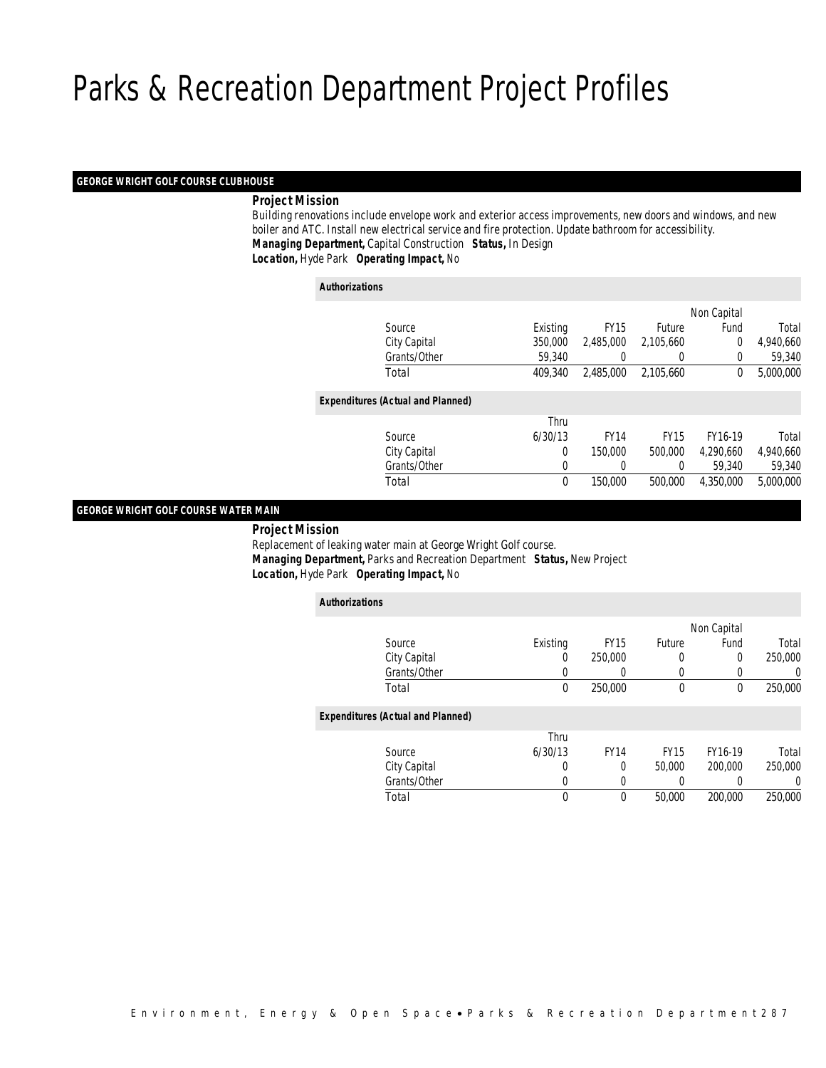# Parks & Recreation Department Project Profiles

## GEORGE WRIGHT GOLF COURSE CLUBHOUSE

***Project Mission***

Building renovations include envelope work and exterior access improvements, new doors and windows, and new boiler and ATC. Install new electrical service and fire protection. Update bathroom for accessibility.

***Managing Department,*** Capital Construction ***Status,*** In Design

***Location,*** Hyde Park ***Operating Impact,*** No

***Authorizations***

| Source | Existing | FY15 | Future | Non Capital Fund | Total |
|---|---|---|---|---|---|
| City Capital | 350,000 | 2,485,000 | 2,105,660 | 0 | 4,940,660 |
| Grants/Other | 59,340 | 0 | 0 | 0 | 59,340 |
| Total | 409,340 | 2,485,000 | 2,105,660 | 0 | 5,000,000 |

***Expenditures (Actual and Planned)***

| Source | Thru 6/30/13 | FY14 | FY15 | FY16-19 | Total |
|---|---|---|---|---|---|
| City Capital | 0 | 150,000 | 500,000 | 4,290,660 | 4,940,660 |
| Grants/Other | 0 | 0 | 0 | 59,340 | 59,340 |
| Total | 0 | 150,000 | 500,000 | 4,350,000 | 5,000,000 |

## GEORGE WRIGHT GOLF COURSE WATER MAIN

***Project Mission***

Replacement of leaking water main at George Wright Golf course.

***Managing Department,*** Parks and Recreation Department ***Status,*** New Project

***Location,*** Hyde Park ***Operating Impact,*** No

***Authorizations***

| Source | Existing | FY15 | Future | Non Capital Fund | Total |
|---|---|---|---|---|---|
| City Capital | 0 | 250,000 | 0 | 0 | 250,000 |
| Grants/Other | 0 | 0 | 0 | 0 | 0 |
| Total | 0 | 250,000 | 0 | 0 | 250,000 |

***Expenditures (Actual and Planned)***

| Source | Thru 6/30/13 | FY14 | FY15 | FY16-19 | Total |
|---|---|---|---|---|---|
| City Capital | 0 | 0 | 50,000 | 200,000 | 250,000 |
| Grants/Other | 0 | 0 | 0 | 0 | 0 |
| Total | 0 | 0 | 50,000 | 200,000 | 250,000 |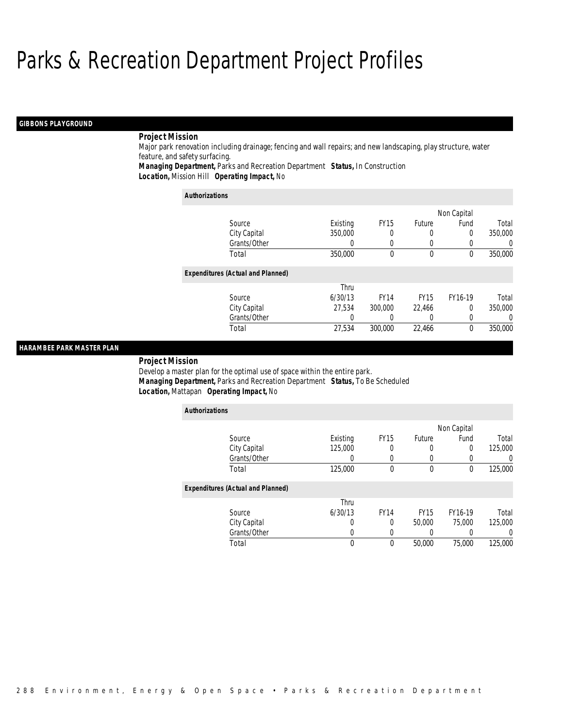# Parks & Recreation Department Project Profiles

## GIBBONS PLAYGROUND

***Project Mission***

Major park renovation including drainage; fencing and wall repairs; and new landscaping, play structure, water feature, and safety surfacing.

***Managing Department,*** Parks and Recreation Department ***Status,*** In Construction
***Location,*** Mission Hill ***Operating Impact,*** No

***Authorizations***

| Source | Existing | FY15 | Future | Non Capital Fund | Total |
|---|---|---|---|---|---|
| City Capital | 350,000 | 0 | 0 | 0 | 350,000 |
| Grants/Other | 0 | 0 | 0 | 0 | 0 |
| Total | 350,000 | 0 | 0 | 0 | 350,000 |

***Expenditures (Actual and Planned)***

| Source | Thru 6/30/13 | FY14 | FY15 | FY16-19 | Total |
|---|---|---|---|---|---|
| City Capital | 27,534 | 300,000 | 22,466 | 0 | 350,000 |
| Grants/Other | 0 | 0 | 0 | 0 | 0 |
| Total | 27,534 | 300,000 | 22,466 | 0 | 350,000 |

## HARAMBEE PARK MASTER PLAN

***Project Mission***

Develop a master plan for the optimal use of space within the entire park.

***Managing Department,*** Parks and Recreation Department ***Status,*** To Be Scheduled
***Location,*** Mattapan ***Operating Impact,*** No

***Authorizations***

| Source | Existing | FY15 | Future | Non Capital Fund | Total |
|---|---|---|---|---|---|
| City Capital | 125,000 | 0 | 0 | 0 | 125,000 |
| Grants/Other | 0 | 0 | 0 | 0 | 0 |
| Total | 125,000 | 0 | 0 | 0 | 125,000 |

***Expenditures (Actual and Planned)***

| Source | Thru 6/30/13 | FY14 | FY15 | FY16-19 | Total |
|---|---|---|---|---|---|
| City Capital | 0 | 0 | 50,000 | 75,000 | 125,000 |
| Grants/Other | 0 | 0 | 0 | 0 | 0 |
| Total | 0 | 0 | 50,000 | 75,000 | 125,000 |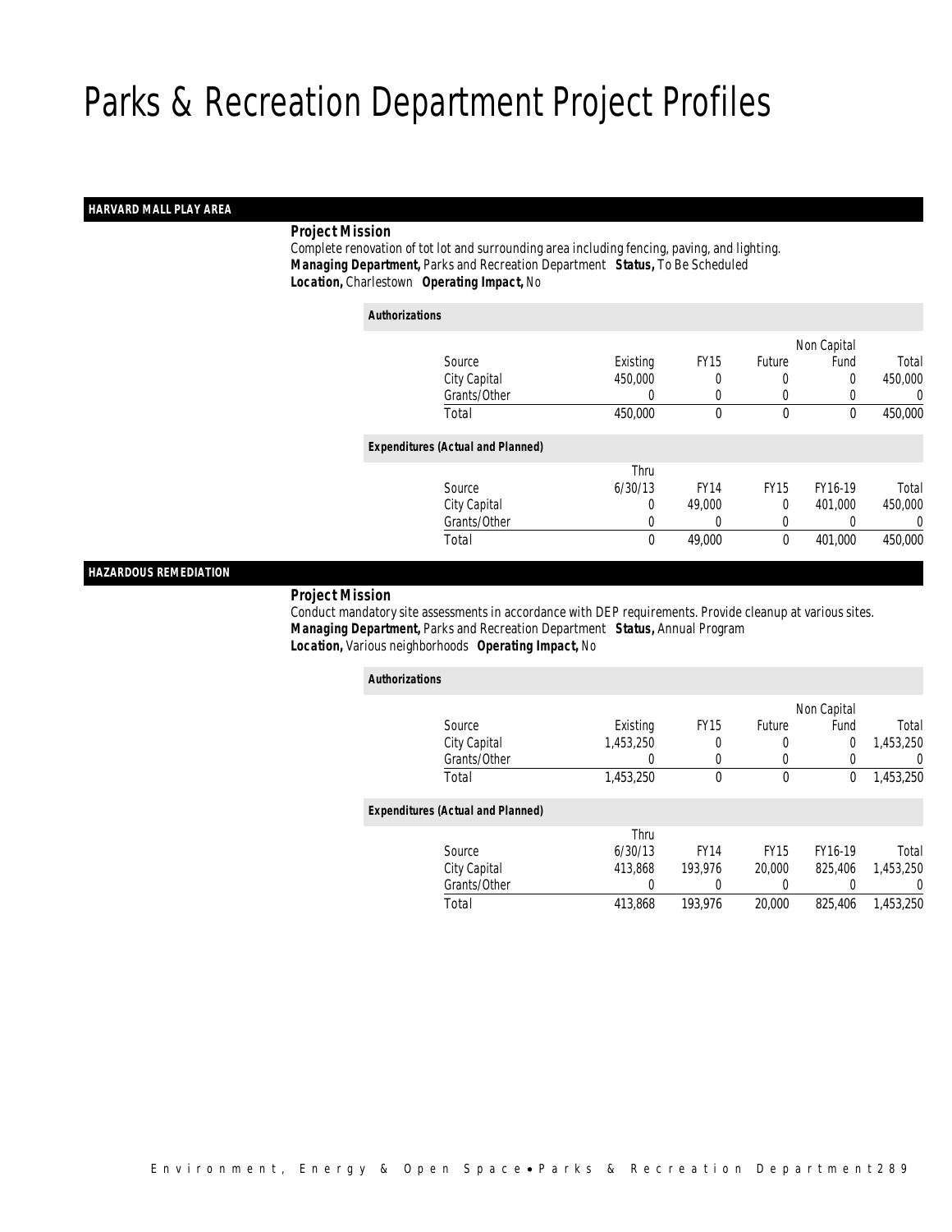# Parks & Recreation Department Project Profiles

## HARVARD MALL PLAY AREA

**Project Mission**

Complete renovation of tot lot and surrounding area including fencing, paving, and lighting.

***Managing Department,*** Parks and Recreation Department ***Status,*** To Be Scheduled

***Location,*** Charlestown ***Operating Impact,*** No

***Authorizations***

| Source | Existing | FY15 | Future | Non Capital Fund | Total |
|---|---|---|---|---|---|
| City Capital | 450,000 | 0 | 0 | 0 | 450,000 |
| Grants/Other | 0 | 0 | 0 | 0 | 0 |
| Total | 450,000 | 0 | 0 | 0 | 450,000 |

***Expenditures (Actual and Planned)***

| Source | Thru 6/30/13 | FY14 | FY15 | FY16-19 | Total |
|---|---|---|---|---|---|
| City Capital | 0 | 49,000 | 0 | 401,000 | 450,000 |
| Grants/Other | 0 | 0 | 0 | 0 | 0 |
| Total | 0 | 49,000 | 0 | 401,000 | 450,000 |

## HAZARDOUS REMEDIATION

**Project Mission**

Conduct mandatory site assessments in accordance with DEP requirements. Provide cleanup at various sites.

***Managing Department,*** Parks and Recreation Department ***Status,*** Annual Program

***Location,*** Various neighborhoods ***Operating Impact,*** No

***Authorizations***

| Source | Existing | FY15 | Future | Non Capital Fund | Total |
|---|---|---|---|---|---|
| City Capital | 1,453,250 | 0 | 0 | 0 | 1,453,250 |
| Grants/Other | 0 | 0 | 0 | 0 | 0 |
| Total | 1,453,250 | 0 | 0 | 0 | 1,453,250 |

***Expenditures (Actual and Planned)***

| Source | Thru 6/30/13 | FY14 | FY15 | FY16-19 | Total |
|---|---|---|---|---|---|
| City Capital | 413,868 | 193,976 | 20,000 | 825,406 | 1,453,250 |
| Grants/Other | 0 | 0 | 0 | 0 | 0 |
| Total | 413,868 | 193,976 | 20,000 | 825,406 | 1,453,250 |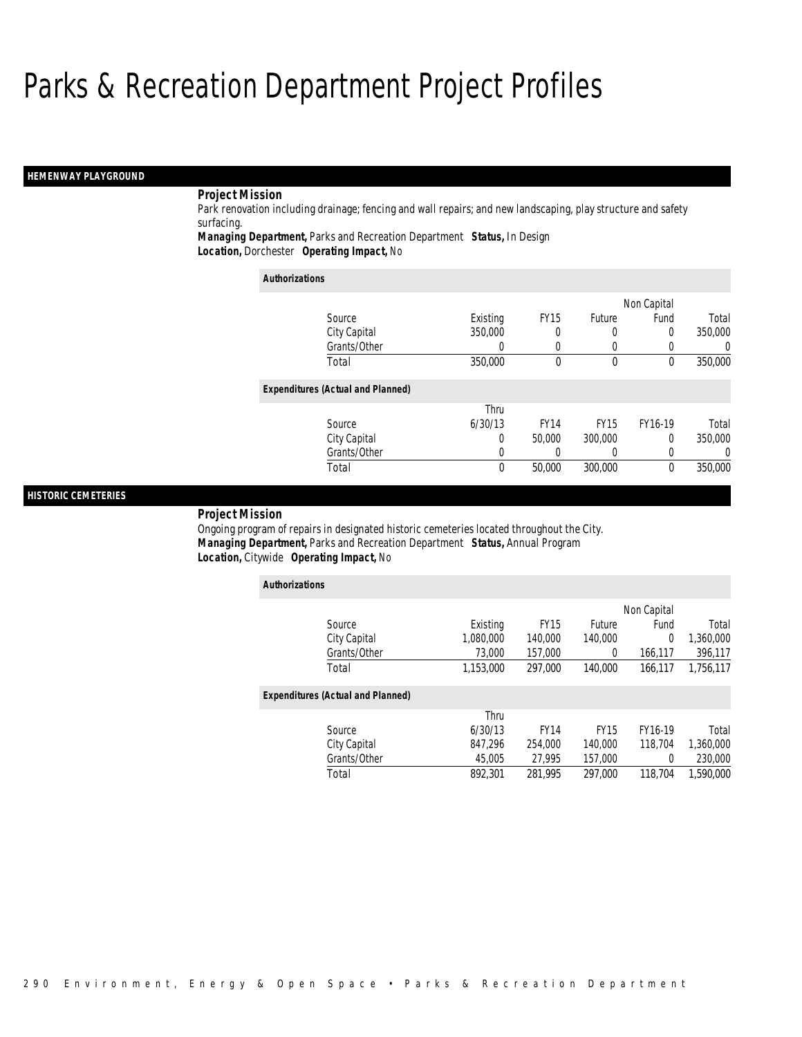# Parks & Recreation Department Project Profiles

## HEMENWAY PLAYGROUND

**Project Mission**

Park renovation including drainage; fencing and wall repairs; and new landscaping, play structure and safety surfacing.

**Managing Department,** Parks and Recreation Department **Status,** In Design
**Location,** Dorchester **Operating Impact,** No

*Authorizations*

| Source | Existing | FY15 | Future | Non Capital Fund | Total |
|---|---|---|---|---|---|
| City Capital | 350,000 | 0 | 0 | 0 | 350,000 |
| Grants/Other | 0 | 0 | 0 | 0 | 0 |
| Total | 350,000 | 0 | 0 | 0 | 350,000 |

*Expenditures (Actual and Planned)*

| Source | Thru 6/30/13 | FY14 | FY15 | FY16-19 | Total |
|---|---|---|---|---|---|
| City Capital | 0 | 50,000 | 300,000 | 0 | 350,000 |
| Grants/Other | 0 | 0 | 0 | 0 | 0 |
| Total | 0 | 50,000 | 300,000 | 0 | 350,000 |

## HISTORIC CEMETERIES

**Project Mission**

Ongoing program of repairs in designated historic cemeteries located throughout the City.

**Managing Department,** Parks and Recreation Department **Status,** Annual Program
**Location,** Citywide **Operating Impact,** No

*Authorizations*

| Source | Existing | FY15 | Future | Non Capital Fund | Total |
|---|---|---|---|---|---|
| City Capital | 1,080,000 | 140,000 | 140,000 | 0 | 1,360,000 |
| Grants/Other | 73,000 | 157,000 | 0 | 166,117 | 396,117 |
| Total | 1,153,000 | 297,000 | 140,000 | 166,117 | 1,756,117 |

*Expenditures (Actual and Planned)*

| Source | Thru 6/30/13 | FY14 | FY15 | FY16-19 | Total |
|---|---|---|---|---|---|
| City Capital | 847,296 | 254,000 | 140,000 | 118,704 | 1,360,000 |
| Grants/Other | 45,005 | 27,995 | 157,000 | 0 | 230,000 |
| Total | 892,301 | 281,995 | 297,000 | 118,704 | 1,590,000 |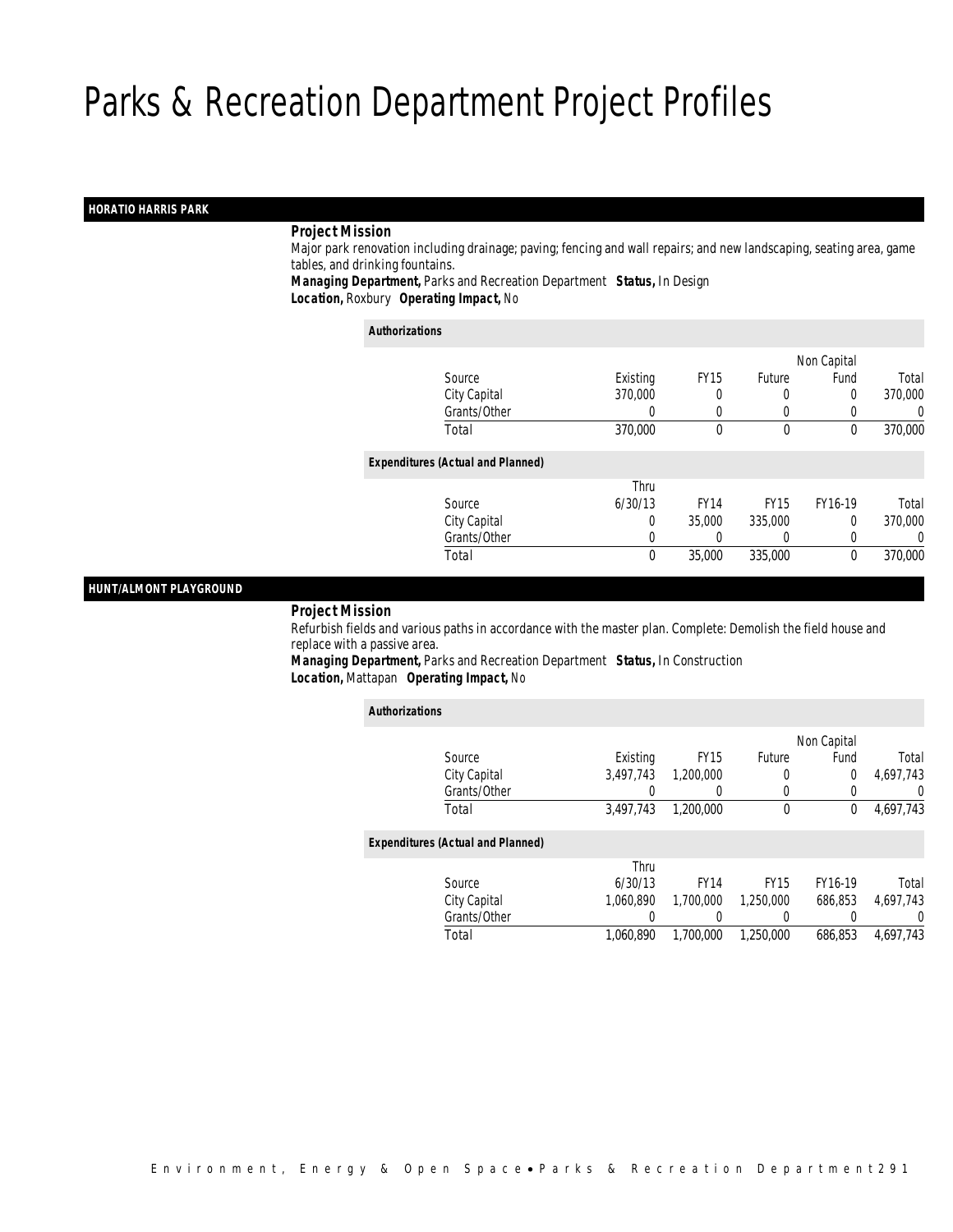# Parks & Recreation Department Project Profiles

## HORATIO HARRIS PARK

**Project Mission**

Major park renovation including drainage; paving; fencing and wall repairs; and new landscaping, seating area, game tables, and drinking fountains.

**Managing Department,** Parks and Recreation Department **Status,** In Design
**Location,** Roxbury **Operating Impact,** No

**Authorizations**

| Source | Existing | FY15 | Future | Non Capital Fund | Total |
|---|---|---|---|---|---|
| City Capital | 370,000 | 0 | 0 | 0 | 370,000 |
| Grants/Other | 0 | 0 | 0 | 0 | 0 |
| Total | 370,000 | 0 | 0 | 0 | 370,000 |

**Expenditures (Actual and Planned)**

| Source | Thru 6/30/13 | FY14 | FY15 | FY16-19 | Total |
|---|---|---|---|---|---|
| City Capital | 0 | 35,000 | 335,000 | 0 | 370,000 |
| Grants/Other | 0 | 0 | 0 | 0 | 0 |
| Total | 0 | 35,000 | 335,000 | 0 | 370,000 |

## HUNT/ALMONT PLAYGROUND

**Project Mission**

Refurbish fields and various paths in accordance with the master plan. Complete: Demolish the field house and replace with a passive area.

**Managing Department,** Parks and Recreation Department **Status,** In Construction
**Location,** Mattapan **Operating Impact,** No

**Authorizations**

| Source | Existing | FY15 | Future | Non Capital Fund | Total |
|---|---|---|---|---|---|
| City Capital | 3,497,743 | 1,200,000 | 0 | 0 | 4,697,743 |
| Grants/Other | 0 | 0 | 0 | 0 | 0 |
| Total | 3,497,743 | 1,200,000 | 0 | 0 | 4,697,743 |

**Expenditures (Actual and Planned)**

| Source | Thru 6/30/13 | FY14 | FY15 | FY16-19 | Total |
|---|---|---|---|---|---|
| City Capital | 1,060,890 | 1,700,000 | 1,250,000 | 686,853 | 4,697,743 |
| Grants/Other | 0 | 0 | 0 | 0 | 0 |
| Total | 1,060,890 | 1,700,000 | 1,250,000 | 686,853 | 4,697,743 |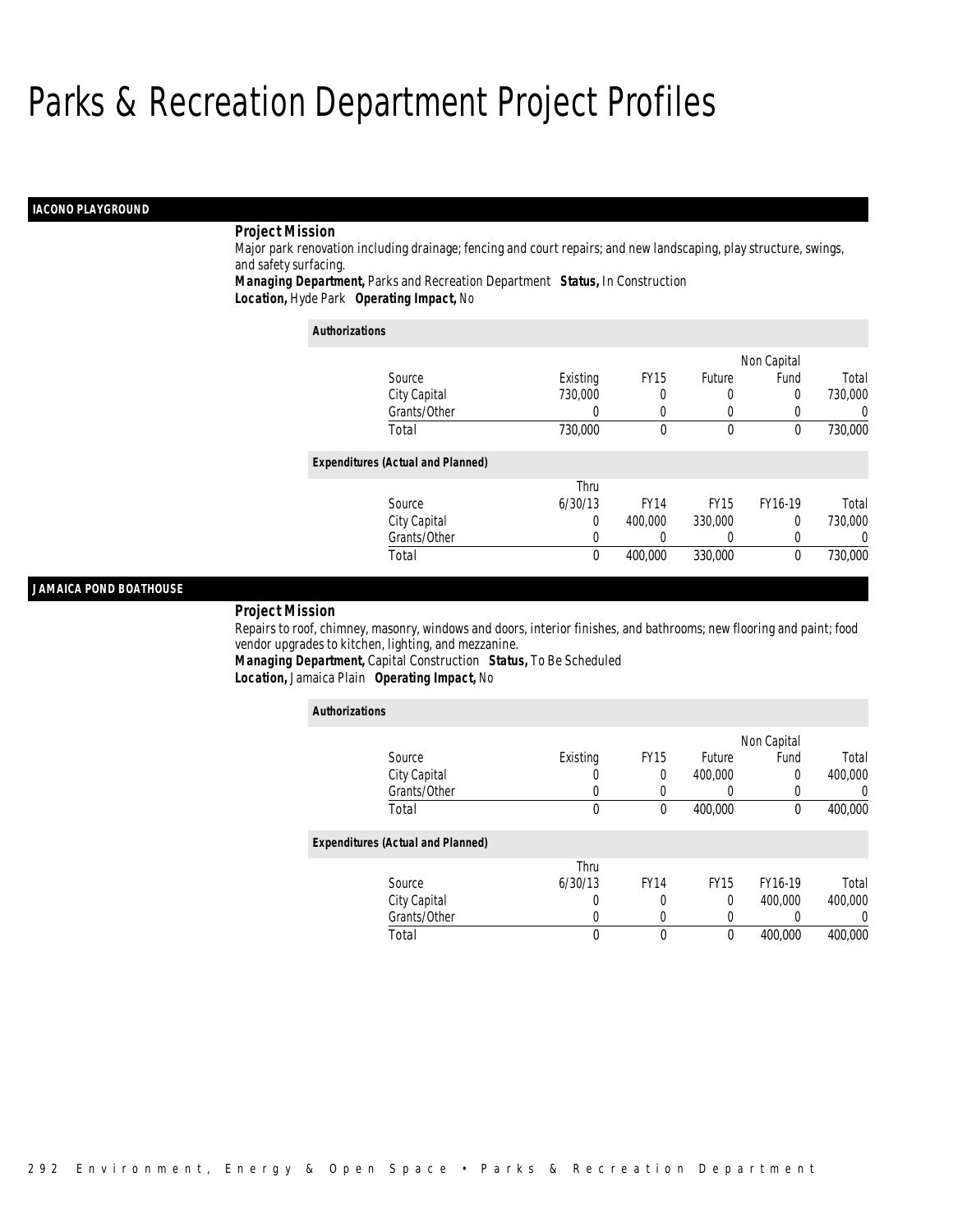# Parks & Recreation Department Project Profiles

## IACONO PLAYGROUND

**Project Mission**

Major park renovation including drainage; fencing and court repairs; and new landscaping, play structure, swings, and safety surfacing.

***Managing Department,*** Parks and Recreation Department ***Status,*** In Construction
***Location,*** Hyde Park ***Operating Impact,*** No

***Authorizations***

| Source | Existing | FY15 | Future | Non Capital Fund | Total |
|---|---|---|---|---|---|
| City Capital | 730,000 | 0 | 0 | 0 | 730,000 |
| Grants/Other | 0 | 0 | 0 | 0 | 0 |
| Total | 730,000 | 0 | 0 | 0 | 730,000 |

***Expenditures (Actual and Planned)***

| Source | Thru 6/30/13 | FY14 | FY15 | FY16-19 | Total |
|---|---|---|---|---|---|
| City Capital | 0 | 400,000 | 330,000 | 0 | 730,000 |
| Grants/Other | 0 | 0 | 0 | 0 | 0 |
| Total | 0 | 400,000 | 330,000 | 0 | 730,000 |

## JAMAICA POND BOATHOUSE

**Project Mission**

Repairs to roof, chimney, masonry, windows and doors, interior finishes, and bathrooms; new flooring and paint; food vendor upgrades to kitchen, lighting, and mezzanine.

***Managing Department,*** Capital Construction ***Status,*** To Be Scheduled
***Location,*** Jamaica Plain ***Operating Impact,*** No

***Authorizations***

| Source | Existing | FY15 | Future | Non Capital Fund | Total |
|---|---|---|---|---|---|
| City Capital | 0 | 0 | 400,000 | 0 | 400,000 |
| Grants/Other | 0 | 0 | 0 | 0 | 0 |
| Total | 0 | 0 | 400,000 | 0 | 400,000 |

***Expenditures (Actual and Planned)***

| Source | Thru 6/30/13 | FY14 | FY15 | FY16-19 | Total |
|---|---|---|---|---|---|
| City Capital | 0 | 0 | 0 | 400,000 | 400,000 |
| Grants/Other | 0 | 0 | 0 | 0 | 0 |
| Total | 0 | 0 | 0 | 400,000 | 400,000 |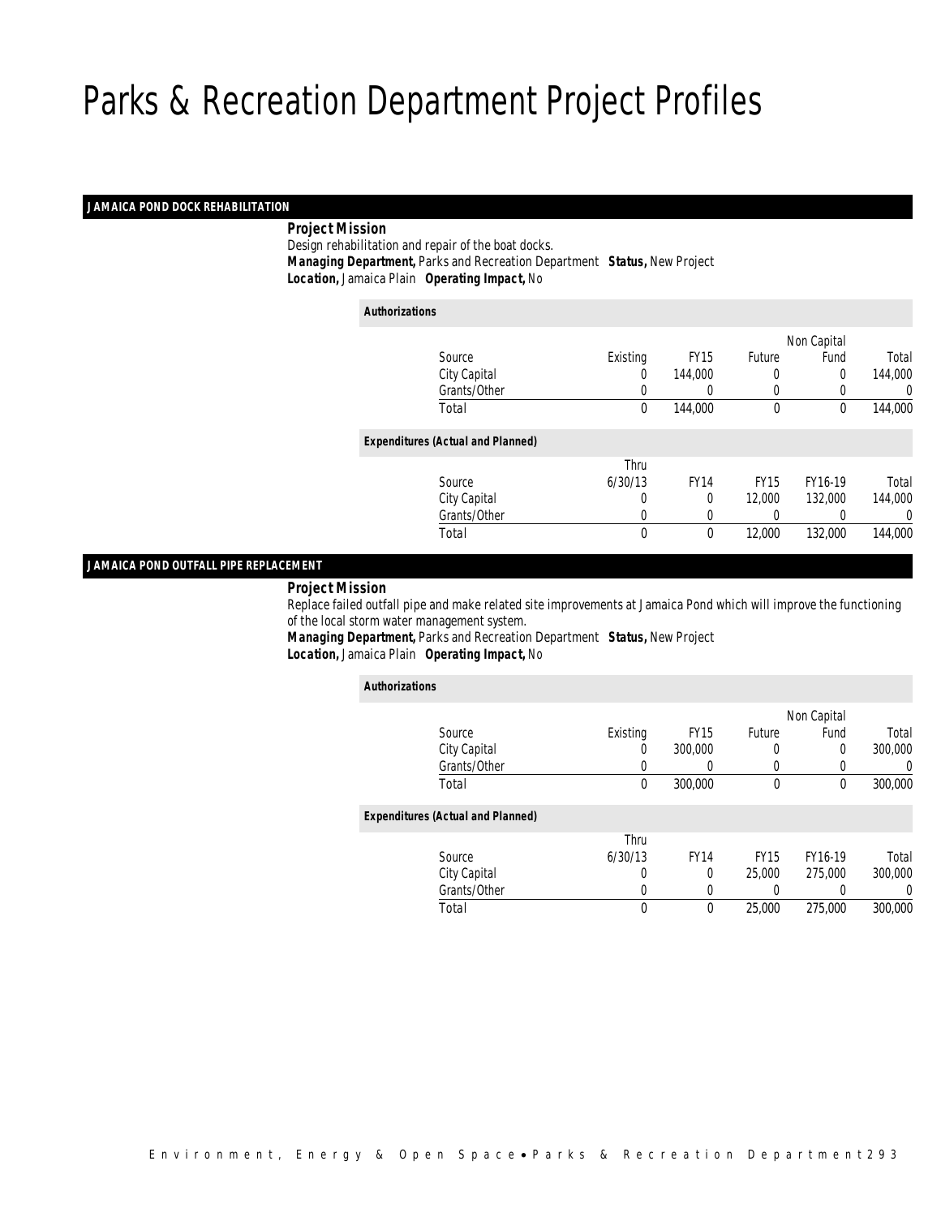# Parks & Recreation Department Project Profiles

## JAMAICA POND DOCK REHABILITATION

**Project Mission**

Design rehabilitation and repair of the boat docks.

**Managing Department,** Parks and Recreation Department **Status,** New Project

**Location,** Jamaica Plain **Operating Impact,** No

**Authorizations**

| Source | Existing | FY15 | Future | Non Capital Fund | Total |
|---|---|---|---|---|---|
| City Capital | 0 | 144,000 | 0 | 0 | 144,000 |
| Grants/Other | 0 | 0 | 0 | 0 | 0 |
| Total | 0 | 144,000 | 0 | 0 | 144,000 |

**Expenditures (Actual and Planned)**

| Source | Thru 6/30/13 | FY14 | FY15 | FY16-19 | Total |
|---|---|---|---|---|---|
| City Capital | 0 | 0 | 12,000 | 132,000 | 144,000 |
| Grants/Other | 0 | 0 | 0 | 0 | 0 |
| Total | 0 | 0 | 12,000 | 132,000 | 144,000 |

## JAMAICA POND OUTFALL PIPE REPLACEMENT

**Project Mission**

Replace failed outfall pipe and make related site improvements at Jamaica Pond which will improve the functioning of the local storm water management system.

**Managing Department,** Parks and Recreation Department **Status,** New Project

**Location,** Jamaica Plain **Operating Impact,** No

**Authorizations**

| Source | Existing | FY15 | Future | Non Capital Fund | Total |
|---|---|---|---|---|---|
| City Capital | 0 | 300,000 | 0 | 0 | 300,000 |
| Grants/Other | 0 | 0 | 0 | 0 | 0 |
| Total | 0 | 300,000 | 0 | 0 | 300,000 |

**Expenditures (Actual and Planned)**

| Source | Thru 6/30/13 | FY14 | FY15 | FY16-19 | Total |
|---|---|---|---|---|---|
| City Capital | 0 | 0 | 25,000 | 275,000 | 300,000 |
| Grants/Other | 0 | 0 | 0 | 0 | 0 |
| Total | 0 | 0 | 25,000 | 275,000 | 300,000 |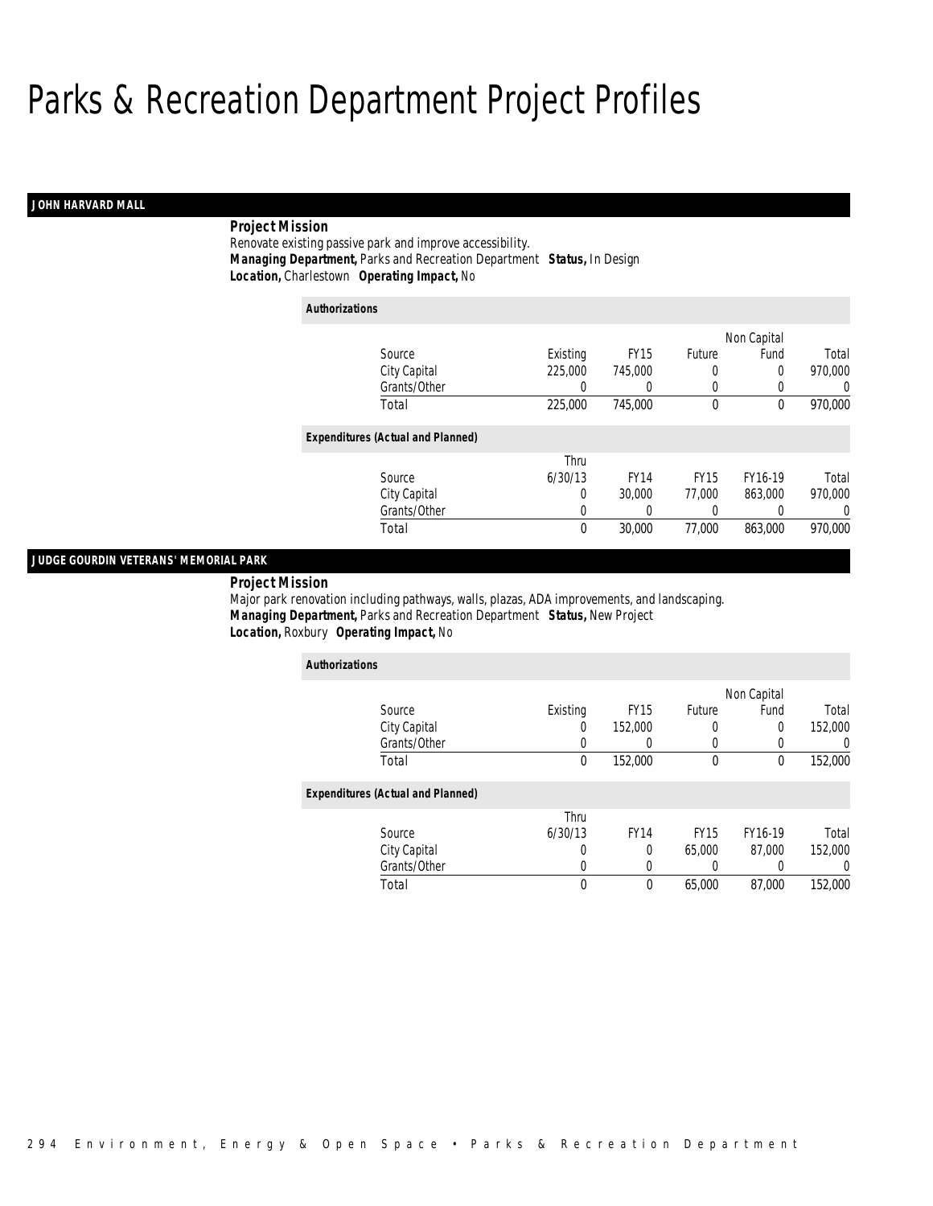# Parks & Recreation Department Project Profiles

## JOHN HARVARD MALL

**Project Mission**

Renovate existing passive park and improve accessibility.

***Managing Department,*** Parks and Recreation Department ***Status,*** In Design

***Location,*** Charlestown ***Operating Impact,*** No

**Authorizations**

| Source | Existing | FY15 | Future | Non Capital Fund | Total |
|---|---|---|---|---|---|
| City Capital | 225,000 | 745,000 | 0 | 0 | 970,000 |
| Grants/Other | 0 | 0 | 0 | 0 | 0 |
| Total | 225,000 | 745,000 | 0 | 0 | 970,000 |

**Expenditures (Actual and Planned)**

| Source | Thru 6/30/13 | FY14 | FY15 | FY16-19 | Total |
|---|---|---|---|---|---|
| City Capital | 0 | 30,000 | 77,000 | 863,000 | 970,000 |
| Grants/Other | 0 | 0 | 0 | 0 | 0 |
| Total | 0 | 30,000 | 77,000 | 863,000 | 970,000 |

## JUDGE GOURDIN VETERANS' MEMORIAL PARK

**Project Mission**

Major park renovation including pathways, walls, plazas, ADA improvements, and landscaping.

***Managing Department,*** Parks and Recreation Department ***Status,*** New Project

***Location,*** Roxbury ***Operating Impact,*** No

**Authorizations**

| Source | Existing | FY15 | Future | Non Capital Fund | Total |
|---|---|---|---|---|---|
| City Capital | 0 | 152,000 | 0 | 0 | 152,000 |
| Grants/Other | 0 | 0 | 0 | 0 | 0 |
| Total | 0 | 152,000 | 0 | 0 | 152,000 |

**Expenditures (Actual and Planned)**

| Source | Thru 6/30/13 | FY14 | FY15 | FY16-19 | Total |
|---|---|---|---|---|---|
| City Capital | 0 | 0 | 65,000 | 87,000 | 152,000 |
| Grants/Other | 0 | 0 | 0 | 0 | 0 |
| Total | 0 | 0 | 65,000 | 87,000 | 152,000 |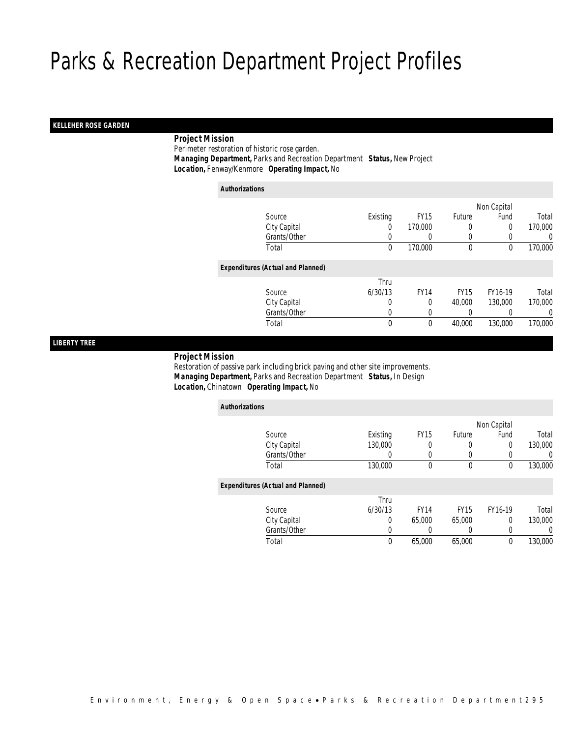# Parks & Recreation Department Project Profiles

## KELLEHER ROSE GARDEN

**Project Mission**

Perimeter restoration of historic rose garden.

***Managing Department,*** Parks and Recreation Department ***Status,*** New Project

***Location,*** Fenway/Kenmore ***Operating Impact,*** No

***Authorizations***

| Source | Existing | FY15 | Future | Non Capital Fund | Total |
|---|---|---|---|---|---|
| City Capital | 0 | 170,000 | 0 | 0 | 170,000 |
| Grants/Other | 0 | 0 | 0 | 0 | 0 |
| Total | 0 | 170,000 | 0 | 0 | 170,000 |

***Expenditures (Actual and Planned)***

| Source | Thru 6/30/13 | FY14 | FY15 | FY16-19 | Total |
|---|---|---|---|---|---|
| City Capital | 0 | 0 | 40,000 | 130,000 | 170,000 |
| Grants/Other | 0 | 0 | 0 | 0 | 0 |
| Total | 0 | 0 | 40,000 | 130,000 | 170,000 |

## LIBERTY TREE

**Project Mission**

Restoration of passive park including brick paving and other site improvements.

***Managing Department,*** Parks and Recreation Department ***Status,*** In Design

***Location,*** Chinatown ***Operating Impact,*** No

***Authorizations***

| Source | Existing | FY15 | Future | Non Capital Fund | Total |
|---|---|---|---|---|---|
| City Capital | 130,000 | 0 | 0 | 0 | 130,000 |
| Grants/Other | 0 | 0 | 0 | 0 | 0 |
| Total | 130,000 | 0 | 0 | 0 | 130,000 |

***Expenditures (Actual and Planned)***

| Source | Thru 6/30/13 | FY14 | FY15 | FY16-19 | Total |
|---|---|---|---|---|---|
| City Capital | 0 | 65,000 | 65,000 | 0 | 130,000 |
| Grants/Other | 0 | 0 | 0 | 0 | 0 |
| Total | 0 | 65,000 | 65,000 | 0 | 130,000 |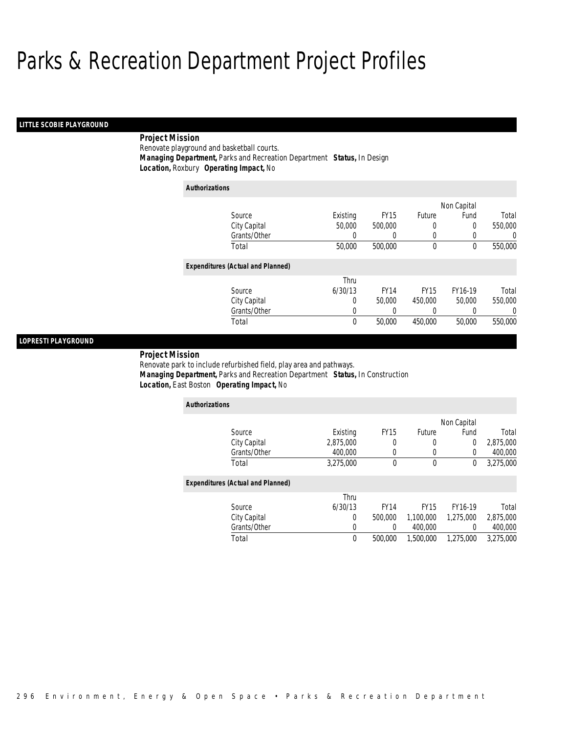# Parks & Recreation Department Project Profiles

## LITTLE SCOBIE PLAYGROUND

**Project Mission**

Renovate playground and basketball courts.

***Managing Department,*** Parks and Recreation Department ***Status,*** In Design

***Location,*** Roxbury ***Operating Impact,*** No

**Authorizations**

| Source | Existing | FY15 | Future | Non Capital Fund | Total |
|---|---|---|---|---|---|
| City Capital | 50,000 | 500,000 | 0 | 0 | 550,000 |
| Grants/Other | 0 | 0 | 0 | 0 | 0 |
| Total | 50,000 | 500,000 | 0 | 0 | 550,000 |

**Expenditures (Actual and Planned)**

| Source | Thru 6/30/13 | FY14 | FY15 | FY16-19 | Total |
|---|---|---|---|---|---|
| City Capital | 0 | 50,000 | 450,000 | 50,000 | 550,000 |
| Grants/Other | 0 | 0 | 0 | 0 | 0 |
| Total | 0 | 50,000 | 450,000 | 50,000 | 550,000 |

## LOPRESTI PLAYGROUND

**Project Mission**

Renovate park to include refurbished field, play area and pathways.

***Managing Department,*** Parks and Recreation Department ***Status,*** In Construction

***Location,*** East Boston ***Operating Impact,*** No

**Authorizations**

| Source | Existing | FY15 | Future | Non Capital Fund | Total |
|---|---|---|---|---|---|
| City Capital | 2,875,000 | 0 | 0 | 0 | 2,875,000 |
| Grants/Other | 400,000 | 0 | 0 | 0 | 400,000 |
| Total | 3,275,000 | 0 | 0 | 0 | 3,275,000 |

**Expenditures (Actual and Planned)**

| Source | Thru 6/30/13 | FY14 | FY15 | FY16-19 | Total |
|---|---|---|---|---|---|
| City Capital | 0 | 500,000 | 1,100,000 | 1,275,000 | 2,875,000 |
| Grants/Other | 0 | 0 | 400,000 | 0 | 400,000 |
| Total | 0 | 500,000 | 1,500,000 | 1,275,000 | 3,275,000 |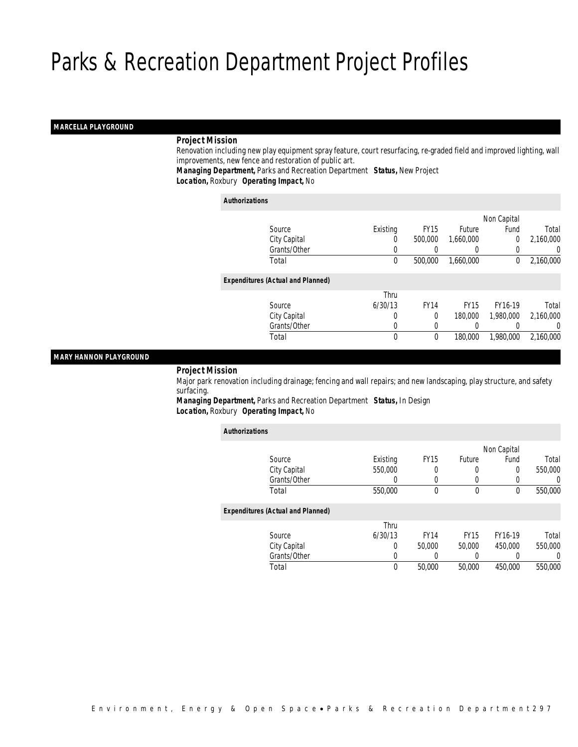# Parks & Recreation Department Project Profiles

## MARCELLA PLAYGROUND

**Project Mission**

Renovation including new play equipment spray feature, court resurfacing, re-graded field and improved lighting, wall improvements, new fence and restoration of public art.

**Managing Department,** Parks and Recreation Department **Status,** New Project

**Location,** Roxbury **Operating Impact,** No

*Authorizations*

| Source | Existing | FY15 | Future | Non Capital Fund | Total |
|---|---|---|---|---|---|
| City Capital | 0 | 500,000 | 1,660,000 | 0 | 2,160,000 |
| Grants/Other | 0 | 0 | 0 | 0 | 0 |
| Total | 0 | 500,000 | 1,660,000 | 0 | 2,160,000 |

*Expenditures (Actual and Planned)*

| Source | Thru 6/30/13 | FY14 | FY15 | FY16-19 | Total |
|---|---|---|---|---|---|
| City Capital | 0 | 0 | 180,000 | 1,980,000 | 2,160,000 |
| Grants/Other | 0 | 0 | 0 | 0 | 0 |
| Total | 0 | 0 | 180,000 | 1,980,000 | 2,160,000 |

## MARY HANNON PLAYGROUND

**Project Mission**

Major park renovation including drainage; fencing and wall repairs; and new landscaping, play structure, and safety surfacing.

**Managing Department,** Parks and Recreation Department **Status,** In Design

**Location,** Roxbury **Operating Impact,** No

*Authorizations*

| Source | Existing | FY15 | Future | Non Capital Fund | Total |
|---|---|---|---|---|---|
| City Capital | 550,000 | 0 | 0 | 0 | 550,000 |
| Grants/Other | 0 | 0 | 0 | 0 | 0 |
| Total | 550,000 | 0 | 0 | 0 | 550,000 |

*Expenditures (Actual and Planned)*

| Source | Thru 6/30/13 | FY14 | FY15 | FY16-19 | Total |
|---|---|---|---|---|---|
| City Capital | 0 | 50,000 | 50,000 | 450,000 | 550,000 |
| Grants/Other | 0 | 0 | 0 | 0 | 0 |
| Total | 0 | 50,000 | 50,000 | 450,000 | 550,000 |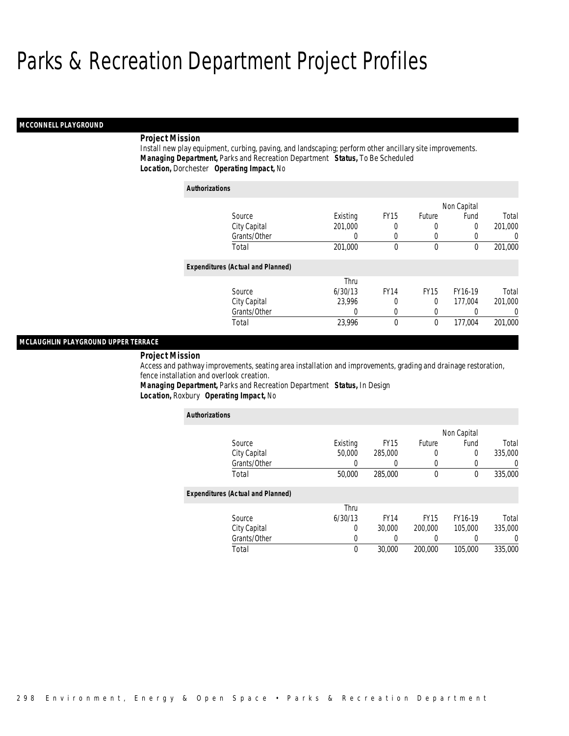# Parks & Recreation Department Project Profiles

## MCCONNELL PLAYGROUND

**Project Mission**

Install new play equipment, curbing, paving, and landscaping; perform other ancillary site improvements.

***Managing Department,*** Parks and Recreation Department ***Status,*** To Be Scheduled

***Location,*** Dorchester ***Operating Impact,*** No

**Authorizations**

| Source | Existing | FY15 | Future | Non Capital Fund | Total |
|---|---|---|---|---|---|
| City Capital | 201,000 | 0 | 0 | 0 | 201,000 |
| Grants/Other | 0 | 0 | 0 | 0 | 0 |
| Total | 201,000 | 0 | 0 | 0 | 201,000 |

**Expenditures (Actual and Planned)**

| Source | Thru 6/30/13 | FY14 | FY15 | FY16-19 | Total |
|---|---|---|---|---|---|
| City Capital | 23,996 | 0 | 0 | 177,004 | 201,000 |
| Grants/Other | 0 | 0 | 0 | 0 | 0 |
| Total | 23,996 | 0 | 0 | 177,004 | 201,000 |

## MCLAUGHLIN PLAYGROUND UPPER TERRACE

**Project Mission**

Access and pathway improvements, seating area installation and improvements, grading and drainage restoration, fence installation and overlook creation.

***Managing Department,*** Parks and Recreation Department ***Status,*** In Design

***Location,*** Roxbury ***Operating Impact,*** No

**Authorizations**

| Source | Existing | FY15 | Future | Non Capital Fund | Total |
|---|---|---|---|---|---|
| City Capital | 50,000 | 285,000 | 0 | 0 | 335,000 |
| Grants/Other | 0 | 0 | 0 | 0 | 0 |
| Total | 50,000 | 285,000 | 0 | 0 | 335,000 |

**Expenditures (Actual and Planned)**

| Source | Thru 6/30/13 | FY14 | FY15 | FY16-19 | Total |
|---|---|---|---|---|---|
| City Capital | 0 | 30,000 | 200,000 | 105,000 | 335,000 |
| Grants/Other | 0 | 0 | 0 | 0 | 0 |
| Total | 0 | 30,000 | 200,000 | 105,000 | 335,000 |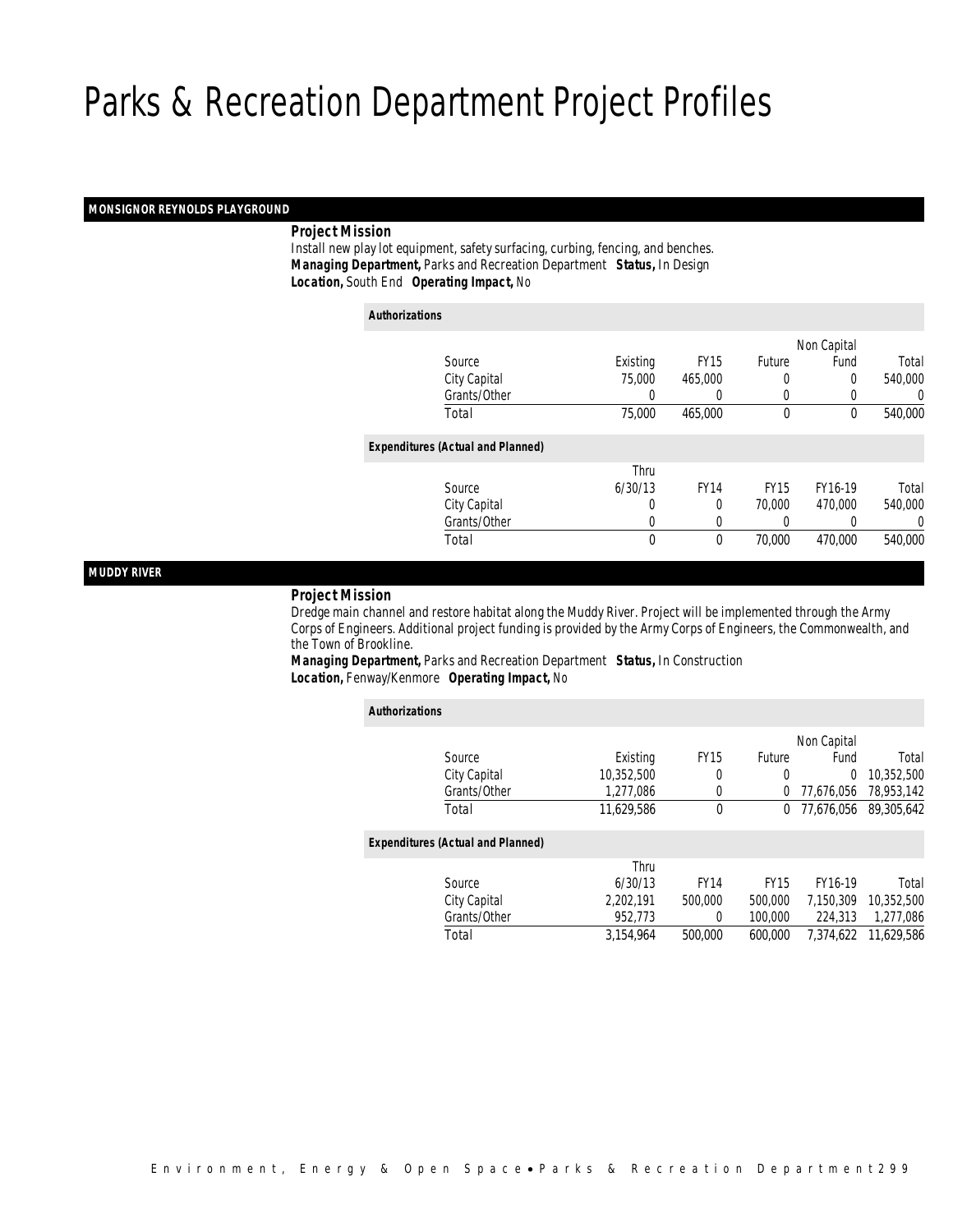# Parks & Recreation Department Project Profiles

## MONSIGNOR REYNOLDS PLAYGROUND

***Project Mission***

Install new play lot equipment, safety surfacing, curbing, fencing, and benches.

***Managing Department,*** Parks and Recreation Department ***Status,*** In Design

***Location,*** South End ***Operating Impact,*** No

***Authorizations***

| Source | Existing | FY15 | Future | Non Capital Fund | Total |
|---|---|---|---|---|---|
| City Capital | 75,000 | 465,000 | 0 | 0 | 540,000 |
| Grants/Other | 0 | 0 | 0 | 0 | 0 |
| Total | 75,000 | 465,000 | 0 | 0 | 540,000 |

***Expenditures (Actual and Planned)***

| Source | Thru 6/30/13 | FY14 | FY15 | FY16-19 | Total |
|---|---|---|---|---|---|
| City Capital | 0 | 0 | 70,000 | 470,000 | 540,000 |
| Grants/Other | 0 | 0 | 0 | 0 | 0 |
| Total | 0 | 0 | 70,000 | 470,000 | 540,000 |

## MUDDY RIVER

***Project Mission***

Dredge main channel and restore habitat along the Muddy River. Project will be implemented through the Army Corps of Engineers. Additional project funding is provided by the Army Corps of Engineers, the Commonwealth, and the Town of Brookline.

***Managing Department,*** Parks and Recreation Department ***Status,*** In Construction

***Location,*** Fenway/Kenmore ***Operating Impact,*** No

***Authorizations***

| Source | Existing | FY15 | Future | Non Capital Fund | Total |
|---|---|---|---|---|---|
| City Capital | 10,352,500 | 0 | 0 | 0 | 10,352,500 |
| Grants/Other | 1,277,086 | 0 | 0 | 77,676,056 | 78,953,142 |
| Total | 11,629,586 | 0 | 0 | 77,676,056 | 89,305,642 |

***Expenditures (Actual and Planned)***

| Source | Thru 6/30/13 | FY14 | FY15 | FY16-19 | Total |
|---|---|---|---|---|---|
| City Capital | 2,202,191 | 500,000 | 500,000 | 7,150,309 | 10,352,500 |
| Grants/Other | 952,773 | 0 | 100,000 | 224,313 | 1,277,086 |
| Total | 3,154,964 | 500,000 | 600,000 | 7,374,622 | 11,629,586 |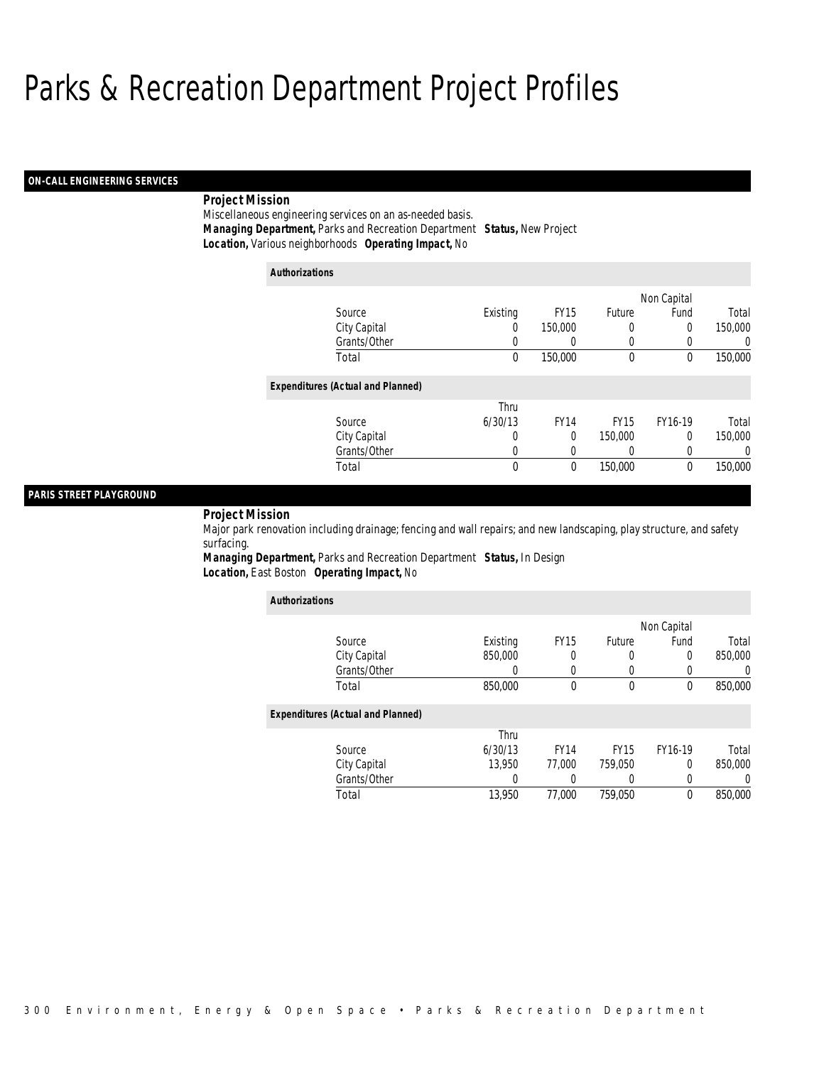# Parks & Recreation Department Project Profiles

## ON-CALL ENGINEERING SERVICES

**Project Mission**

Miscellaneous engineering services on an as-needed basis.

**Managing Department,** Parks and Recreation Department **Status,** New Project

**Location,** Various neighborhoods **Operating Impact,** No

*Authorizations*

| Source | Existing | FY15 | Future | Non Capital Fund | Total |
|---|---|---|---|---|---|
| City Capital | 0 | 150,000 | 0 | 0 | 150,000 |
| Grants/Other | 0 | 0 | 0 | 0 | 0 |
| Total | 0 | 150,000 | 0 | 0 | 150,000 |

*Expenditures (Actual and Planned)*

| Source | Thru 6/30/13 | FY14 | FY15 | FY16-19 | Total |
|---|---|---|---|---|---|
| City Capital | 0 | 0 | 150,000 | 0 | 150,000 |
| Grants/Other | 0 | 0 | 0 | 0 | 0 |
| Total | 0 | 0 | 150,000 | 0 | 150,000 |

## PARIS STREET PLAYGROUND

**Project Mission**

Major park renovation including drainage; fencing and wall repairs; and new landscaping, play structure, and safety surfacing.

**Managing Department,** Parks and Recreation Department **Status,** In Design

**Location,** East Boston **Operating Impact,** No

*Authorizations*

| Source | Existing | FY15 | Future | Non Capital Fund | Total |
|---|---|---|---|---|---|
| City Capital | 850,000 | 0 | 0 | 0 | 850,000 |
| Grants/Other | 0 | 0 | 0 | 0 | 0 |
| Total | 850,000 | 0 | 0 | 0 | 850,000 |

*Expenditures (Actual and Planned)*

| Source | Thru 6/30/13 | FY14 | FY15 | FY16-19 | Total |
|---|---|---|---|---|---|
| City Capital | 13,950 | 77,000 | 759,050 | 0 | 850,000 |
| Grants/Other | 0 | 0 | 0 | 0 | 0 |
| Total | 13,950 | 77,000 | 759,050 | 0 | 850,000 |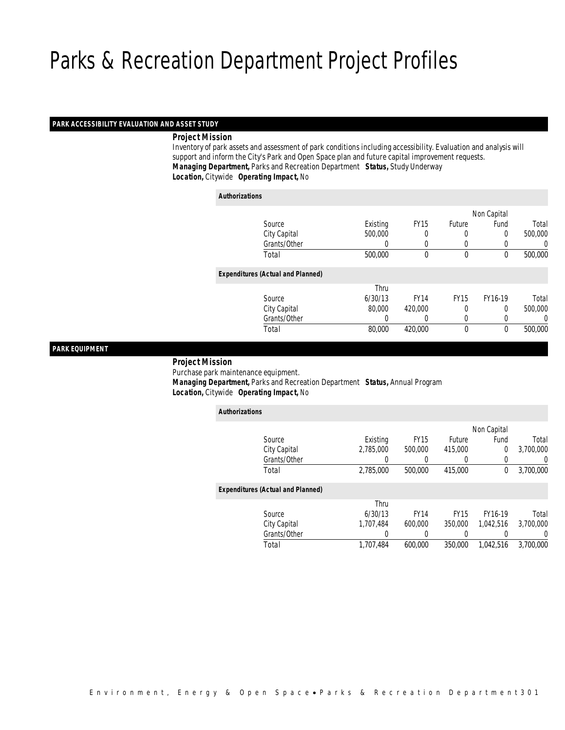# Parks & Recreation Department Project Profiles

## PARK ACCESSIBILITY EVALUATION AND ASSET STUDY

***Project Mission***

Inventory of park assets and assessment of park conditions including accessibility. Evaluation and analysis will support and inform the City's Park and Open Space plan and future capital improvement requests.

***Managing Department,*** Parks and Recreation Department ***Status,*** Study Underway

***Location,*** Citywide ***Operating Impact,*** No

***Authorizations***

| Source | Existing | FY15 | Future | Non Capital Fund | Total |
|---|---|---|---|---|---|
| City Capital | 500,000 | 0 | 0 | 0 | 500,000 |
| Grants/Other | 0 | 0 | 0 | 0 | 0 |
| Total | 500,000 | 0 | 0 | 0 | 500,000 |

***Expenditures (Actual and Planned)***

| Source | Thru 6/30/13 | FY14 | FY15 | FY16-19 | Total |
|---|---|---|---|---|---|
| City Capital | 80,000 | 420,000 | 0 | 0 | 500,000 |
| Grants/Other | 0 | 0 | 0 | 0 | 0 |
| Total | 80,000 | 420,000 | 0 | 0 | 500,000 |

## PARK EQUIPMENT

***Project Mission***

Purchase park maintenance equipment.

***Managing Department,*** Parks and Recreation Department ***Status,*** Annual Program

***Location,*** Citywide ***Operating Impact,*** No

***Authorizations***

| Source | Existing | FY15 | Future | Non Capital Fund | Total |
|---|---|---|---|---|---|
| City Capital | 2,785,000 | 500,000 | 415,000 | 0 | 3,700,000 |
| Grants/Other | 0 | 0 | 0 | 0 | 0 |
| Total | 2,785,000 | 500,000 | 415,000 | 0 | 3,700,000 |

***Expenditures (Actual and Planned)***

| Source | Thru 6/30/13 | FY14 | FY15 | FY16-19 | Total |
|---|---|---|---|---|---|
| City Capital | 1,707,484 | 600,000 | 350,000 | 1,042,516 | 3,700,000 |
| Grants/Other | 0 | 0 | 0 | 0 | 0 |
| Total | 1,707,484 | 600,000 | 350,000 | 1,042,516 | 3,700,000 |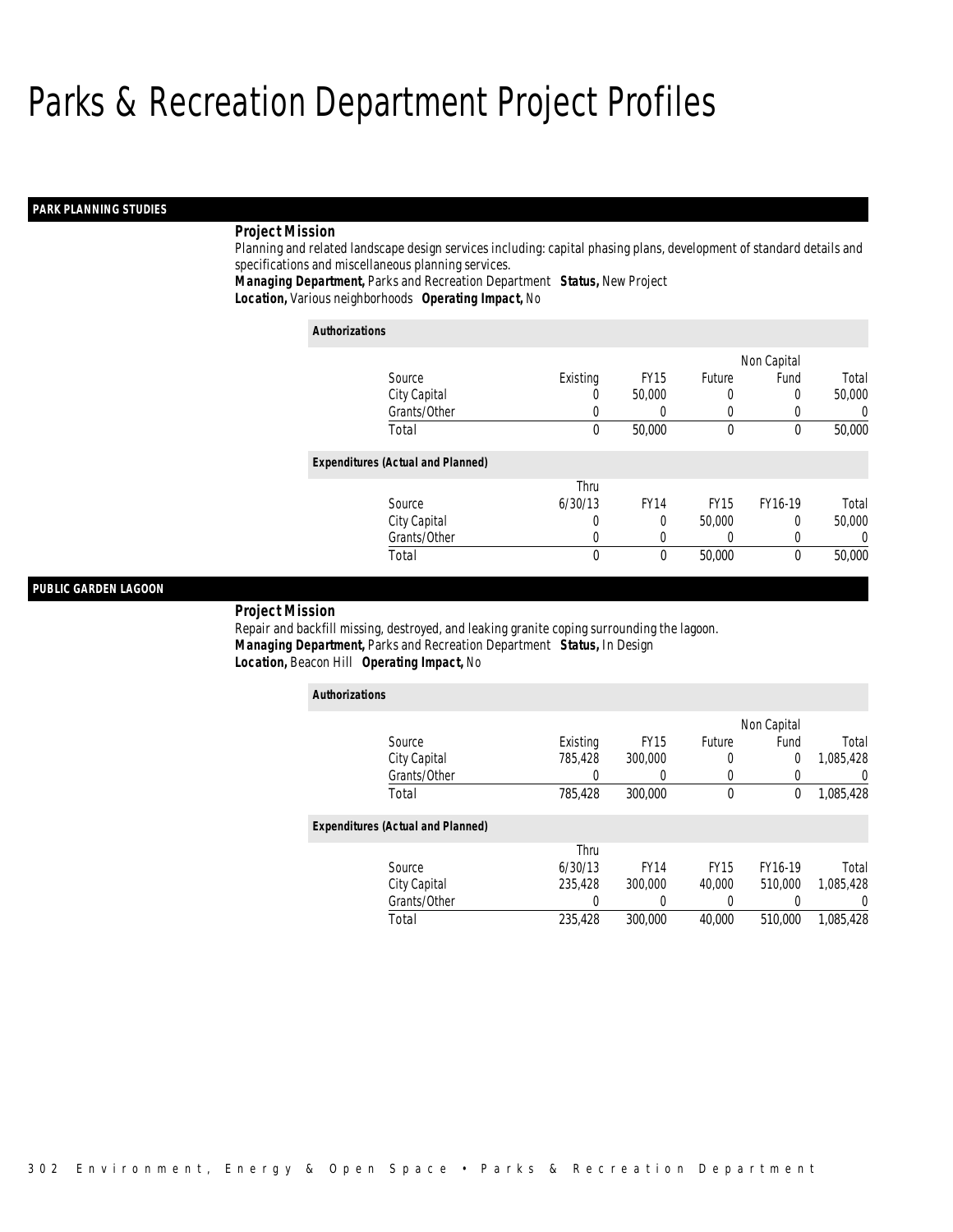# Parks & Recreation Department Project Profiles

## PARK PLANNING STUDIES

***Project Mission***

Planning and related landscape design services including: capital phasing plans, development of standard details and specifications and miscellaneous planning services.

***Managing Department,*** Parks and Recreation Department ***Status,*** New Project
***Location,*** Various neighborhoods ***Operating Impact,*** No

***Authorizations***

| Source | Existing | FY15 | Future | Non Capital Fund | Total |
|---|---|---|---|---|---|
| City Capital | 0 | 50,000 | 0 | 0 | 50,000 |
| Grants/Other | 0 | 0 | 0 | 0 | 0 |
| Total | 0 | 50,000 | 0 | 0 | 50,000 |

***Expenditures (Actual and Planned)***

| Source | Thru 6/30/13 | FY14 | FY15 | FY16-19 | Total |
|---|---|---|---|---|---|
| City Capital | 0 | 0 | 50,000 | 0 | 50,000 |
| Grants/Other | 0 | 0 | 0 | 0 | 0 |
| Total | 0 | 0 | 50,000 | 0 | 50,000 |

## PUBLIC GARDEN LAGOON

***Project Mission***

Repair and backfill missing, destroyed, and leaking granite coping surrounding the lagoon.

***Managing Department,*** Parks and Recreation Department ***Status,*** In Design
***Location,*** Beacon Hill ***Operating Impact,*** No

***Authorizations***

| Source | Existing | FY15 | Future | Non Capital Fund | Total |
|---|---|---|---|---|---|
| City Capital | 785,428 | 300,000 | 0 | 0 | 1,085,428 |
| Grants/Other | 0 | 0 | 0 | 0 | 0 |
| Total | 785,428 | 300,000 | 0 | 0 | 1,085,428 |

***Expenditures (Actual and Planned)***

| Source | Thru 6/30/13 | FY14 | FY15 | FY16-19 | Total |
|---|---|---|---|---|---|
| City Capital | 235,428 | 300,000 | 40,000 | 510,000 | 1,085,428 |
| Grants/Other | 0 | 0 | 0 | 0 | 0 |
| Total | 235,428 | 300,000 | 40,000 | 510,000 | 1,085,428 |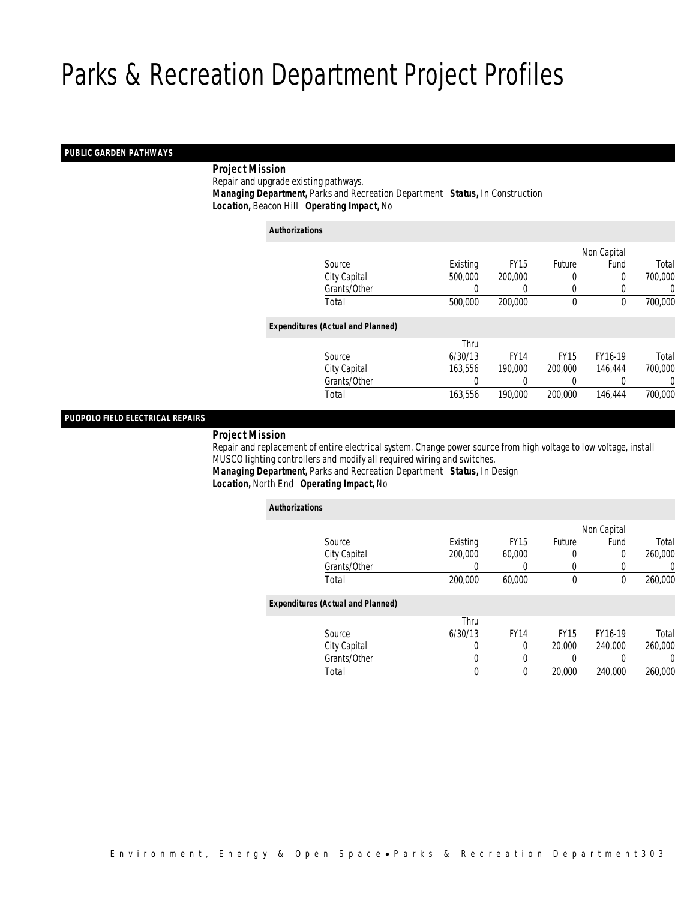# Parks & Recreation Department Project Profiles

## PUBLIC GARDEN PATHWAYS

***Project Mission***

Repair and upgrade existing pathways.

***Managing Department,*** Parks and Recreation Department ***Status,*** In Construction

***Location,*** Beacon Hill ***Operating Impact,*** No

***Authorizations***

| Source | Existing | FY15 | Future | Non Capital Fund | Total |
|---|---|---|---|---|---|
| City Capital | 500,000 | 200,000 | 0 | 0 | 700,000 |
| Grants/Other | 0 | 0 | 0 | 0 | 0 |
| Total | 500,000 | 200,000 | 0 | 0 | 700,000 |

***Expenditures (Actual and Planned)***

| Source | Thru 6/30/13 | FY14 | FY15 | FY16-19 | Total |
|---|---|---|---|---|---|
| City Capital | 163,556 | 190,000 | 200,000 | 146,444 | 700,000 |
| Grants/Other | 0 | 0 | 0 | 0 | 0 |
| Total | 163,556 | 190,000 | 200,000 | 146,444 | 700,000 |

## PUOPOLO FIELD ELECTRICAL REPAIRS

***Project Mission***

Repair and replacement of entire electrical system. Change power source from high voltage to low voltage, install MUSCO lighting controllers and modify all required wiring and switches.

***Managing Department,*** Parks and Recreation Department ***Status,*** In Design

***Location,*** North End ***Operating Impact,*** No

***Authorizations***

| Source | Existing | FY15 | Future | Non Capital Fund | Total |
|---|---|---|---|---|---|
| City Capital | 200,000 | 60,000 | 0 | 0 | 260,000 |
| Grants/Other | 0 | 0 | 0 | 0 | 0 |
| Total | 200,000 | 60,000 | 0 | 0 | 260,000 |

***Expenditures (Actual and Planned)***

| Source | Thru 6/30/13 | FY14 | FY15 | FY16-19 | Total |
|---|---|---|---|---|---|
| City Capital | 0 | 0 | 20,000 | 240,000 | 260,000 |
| Grants/Other | 0 | 0 | 0 | 0 | 0 |
| Total | 0 | 0 | 20,000 | 240,000 | 260,000 |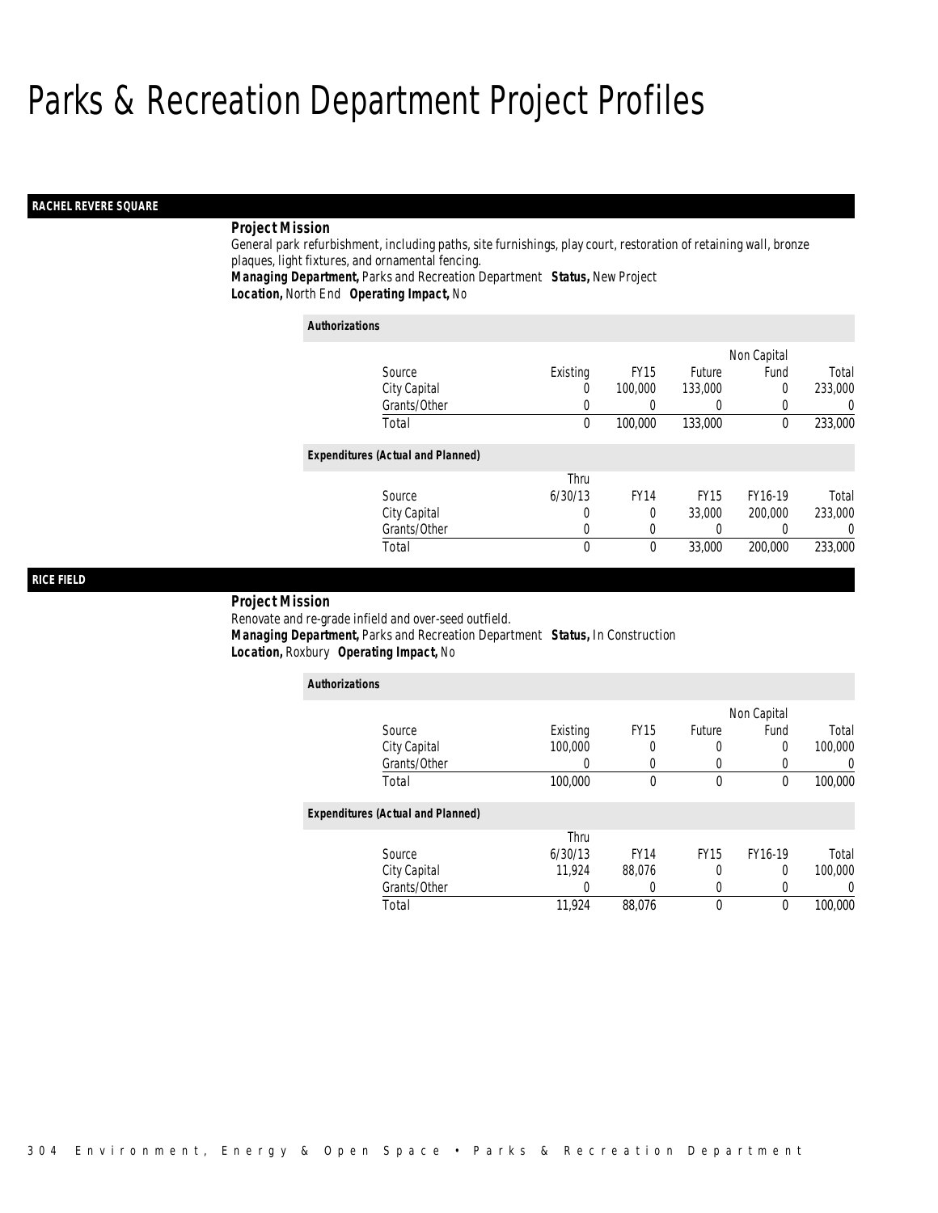# Parks & Recreation Department Project Profiles

## RACHEL REVERE SQUARE

**Project Mission**

General park refurbishment, including paths, site furnishings, play court, restoration of retaining wall, bronze plaques, light fixtures, and ornamental fencing.

***Managing Department,*** Parks and Recreation Department ***Status,*** New Project
***Location,*** North End ***Operating Impact,*** No

***Authorizations***

| Source | Existing | FY15 | Future | Non Capital Fund | Total |
|---|---|---|---|---|---|
| City Capital | 0 | 100,000 | 133,000 | 0 | 233,000 |
| Grants/Other | 0 | 0 | 0 | 0 | 0 |
| Total | 0 | 100,000 | 133,000 | 0 | 233,000 |

***Expenditures (Actual and Planned)***

| Source | Thru 6/30/13 | FY14 | FY15 | FY16-19 | Total |
|---|---|---|---|---|---|
| City Capital | 0 | 0 | 33,000 | 200,000 | 233,000 |
| Grants/Other | 0 | 0 | 0 | 0 | 0 |
| Total | 0 | 0 | 33,000 | 200,000 | 233,000 |

## RICE FIELD

**Project Mission**

Renovate and re-grade infield and over-seed outfield.

***Managing Department,*** Parks and Recreation Department ***Status,*** In Construction
***Location,*** Roxbury ***Operating Impact,*** No

***Authorizations***

| Source | Existing | FY15 | Future | Non Capital Fund | Total |
|---|---|---|---|---|---|
| City Capital | 100,000 | 0 | 0 | 0 | 100,000 |
| Grants/Other | 0 | 0 | 0 | 0 | 0 |
| Total | 100,000 | 0 | 0 | 0 | 100,000 |

***Expenditures (Actual and Planned)***

| Source | Thru 6/30/13 | FY14 | FY15 | FY16-19 | Total |
|---|---|---|---|---|---|
| City Capital | 11,924 | 88,076 | 0 | 0 | 100,000 |
| Grants/Other | 0 | 0 | 0 | 0 | 0 |
| Total | 11,924 | 88,076 | 0 | 0 | 100,000 |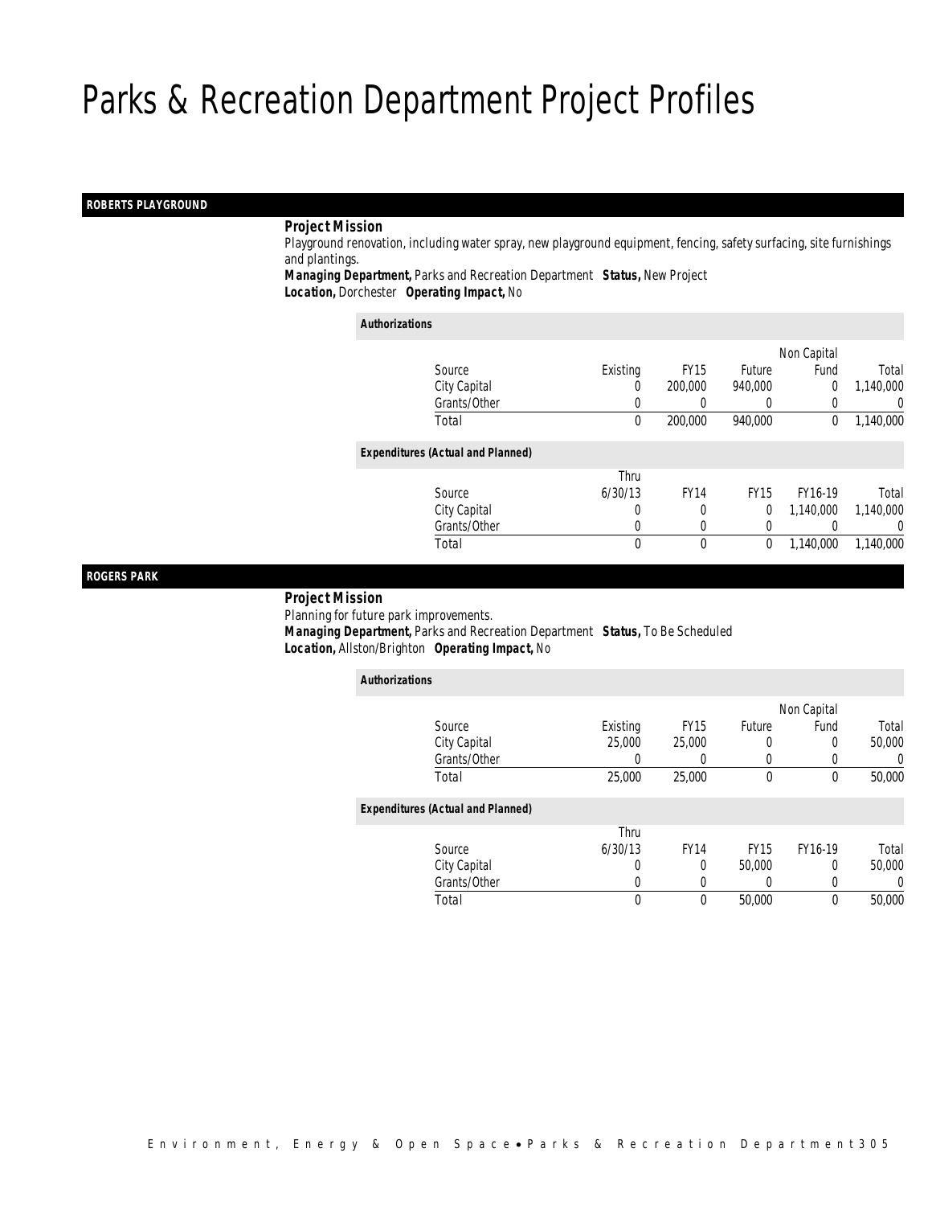# Parks & Recreation Department Project Profiles

## ROBERTS PLAYGROUND

**Project Mission**

Playground renovation, including water spray, new playground equipment, fencing, safety surfacing, site furnishings and plantings.

***Managing Department,*** Parks and Recreation Department ***Status,*** New Project

***Location,*** Dorchester ***Operating Impact,*** No

**Authorizations**

| Source | Existing | FY15 | Future | Non Capital Fund | Total |
|---|---|---|---|---|---|
| City Capital | 0 | 200,000 | 940,000 | 0 | 1,140,000 |
| Grants/Other | 0 | 0 | 0 | 0 | 0 |
| Total | 0 | 200,000 | 940,000 | 0 | 1,140,000 |

**Expenditures (Actual and Planned)**

| Source | Thru 6/30/13 | FY14 | FY15 | FY16-19 | Total |
|---|---|---|---|---|---|
| City Capital | 0 | 0 | 0 | 1,140,000 | 1,140,000 |
| Grants/Other | 0 | 0 | 0 | 0 | 0 |
| Total | 0 | 0 | 0 | 1,140,000 | 1,140,000 |

## ROGERS PARK

**Project Mission**

Planning for future park improvements.

***Managing Department,*** Parks and Recreation Department ***Status,*** To Be Scheduled

***Location,*** Allston/Brighton ***Operating Impact,*** No

**Authorizations**

| Source | Existing | FY15 | Future | Non Capital Fund | Total |
|---|---|---|---|---|---|
| City Capital | 25,000 | 25,000 | 0 | 0 | 50,000 |
| Grants/Other | 0 | 0 | 0 | 0 | 0 |
| Total | 25,000 | 25,000 | 0 | 0 | 50,000 |

**Expenditures (Actual and Planned)**

| Source | Thru 6/30/13 | FY14 | FY15 | FY16-19 | Total |
|---|---|---|---|---|---|
| City Capital | 0 | 0 | 50,000 | 0 | 50,000 |
| Grants/Other | 0 | 0 | 0 | 0 | 0 |
| Total | 0 | 0 | 50,000 | 0 | 50,000 |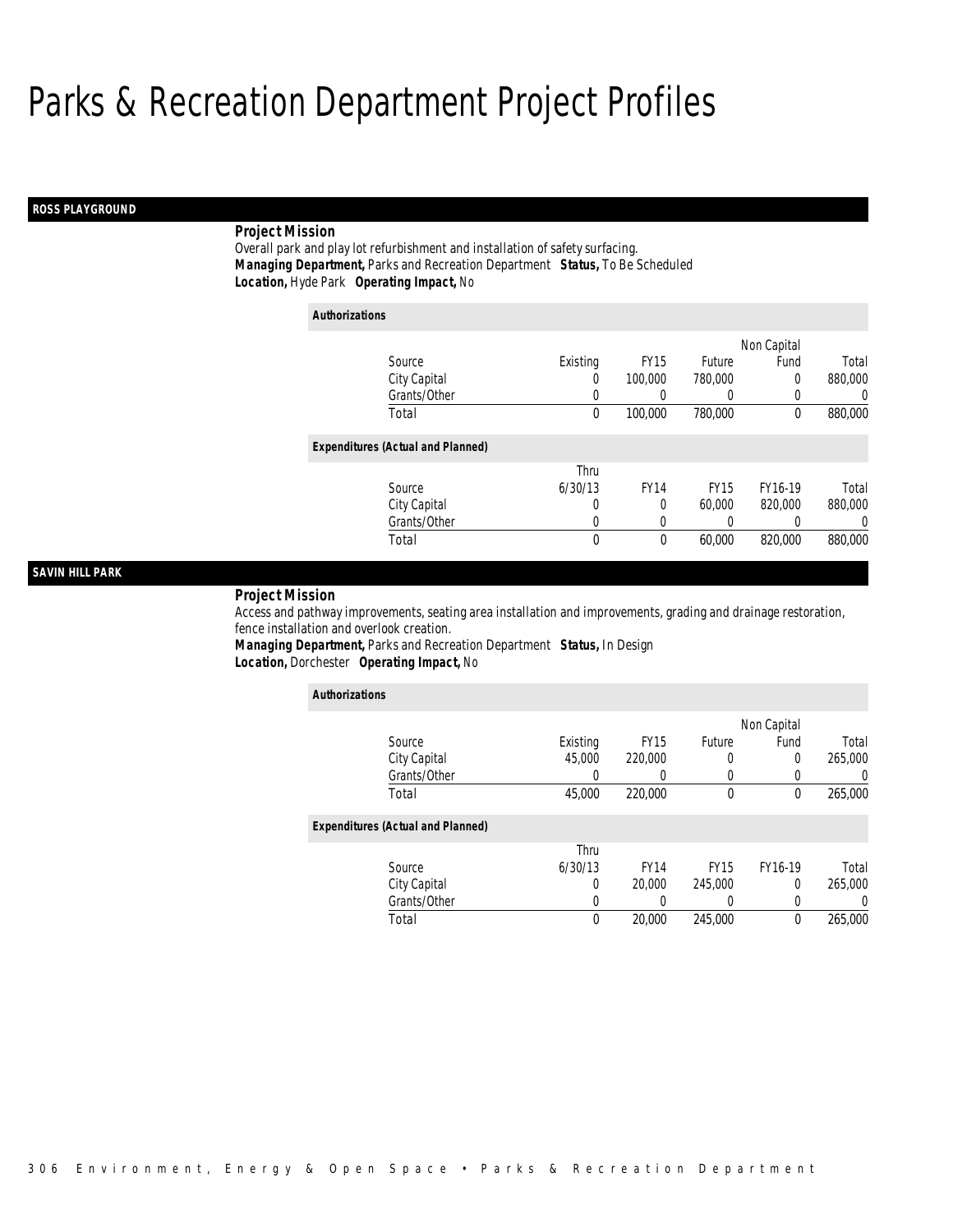# Parks & Recreation Department Project Profiles

## ROSS PLAYGROUND

***Project Mission***

Overall park and play lot refurbishment and installation of safety surfacing.

***Managing Department,*** Parks and Recreation Department ***Status,*** To Be Scheduled

***Location,*** Hyde Park ***Operating Impact,*** No

***Authorizations***

| Source | Existing | FY15 | Future | Non Capital Fund | Total |
|---|---|---|---|---|---|
| City Capital | 0 | 100,000 | 780,000 | 0 | 880,000 |
| Grants/Other | 0 | 0 | 0 | 0 | 0 |
| Total | 0 | 100,000 | 780,000 | 0 | 880,000 |

***Expenditures (Actual and Planned)***

| Source | Thru 6/30/13 | FY14 | FY15 | FY16-19 | Total |
|---|---|---|---|---|---|
| City Capital | 0 | 0 | 60,000 | 820,000 | 880,000 |
| Grants/Other | 0 | 0 | 0 | 0 | 0 |
| Total | 0 | 0 | 60,000 | 820,000 | 880,000 |

## SAVIN HILL PARK

***Project Mission***

Access and pathway improvements, seating area installation and improvements, grading and drainage restoration, fence installation and overlook creation.

***Managing Department,*** Parks and Recreation Department ***Status,*** In Design

***Location,*** Dorchester ***Operating Impact,*** No

***Authorizations***

| Source | Existing | FY15 | Future | Non Capital Fund | Total |
|---|---|---|---|---|---|
| City Capital | 45,000 | 220,000 | 0 | 0 | 265,000 |
| Grants/Other | 0 | 0 | 0 | 0 | 0 |
| Total | 45,000 | 220,000 | 0 | 0 | 265,000 |

***Expenditures (Actual and Planned)***

| Source | Thru 6/30/13 | FY14 | FY15 | FY16-19 | Total |
|---|---|---|---|---|---|
| City Capital | 0 | 20,000 | 245,000 | 0 | 265,000 |
| Grants/Other | 0 | 0 | 0 | 0 | 0 |
| Total | 0 | 20,000 | 245,000 | 0 | 265,000 |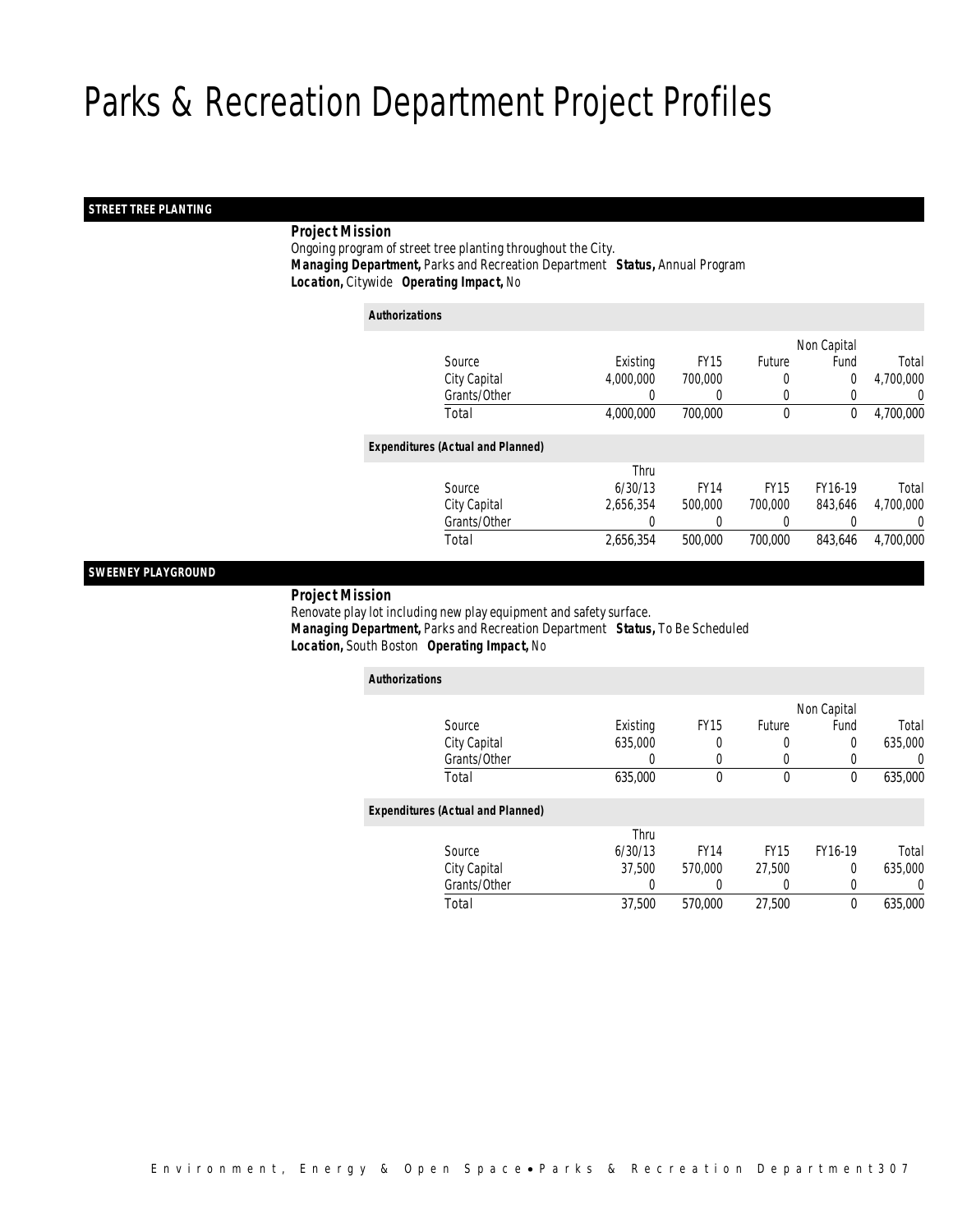# Parks & Recreation Department Project Profiles

## STREET TREE PLANTING

***Project Mission***

Ongoing program of street tree planting throughout the City.

***Managing Department,*** Parks and Recreation Department ***Status,*** Annual Program

***Location,*** Citywide ***Operating Impact,*** No

***Authorizations***

| Source | Existing | FY15 | Future | Non Capital Fund | Total |
|---|---|---|---|---|---|
| City Capital | 4,000,000 | 700,000 | 0 | 0 | 4,700,000 |
| Grants/Other | 0 | 0 | 0 | 0 | 0 |
| Total | 4,000,000 | 700,000 | 0 | 0 | 4,700,000 |

***Expenditures (Actual and Planned)***

| Source | Thru 6/30/13 | FY14 | FY15 | FY16-19 | Total |
|---|---|---|---|---|---|
| City Capital | 2,656,354 | 500,000 | 700,000 | 843,646 | 4,700,000 |
| Grants/Other | 0 | 0 | 0 | 0 | 0 |
| Total | 2,656,354 | 500,000 | 700,000 | 843,646 | 4,700,000 |

## SWEENEY PLAYGROUND

***Project Mission***

Renovate play lot including new play equipment and safety surface.

***Managing Department,*** Parks and Recreation Department ***Status,*** To Be Scheduled

***Location,*** South Boston ***Operating Impact,*** No

***Authorizations***

| Source | Existing | FY15 | Future | Non Capital Fund | Total |
|---|---|---|---|---|---|
| City Capital | 635,000 | 0 | 0 | 0 | 635,000 |
| Grants/Other | 0 | 0 | 0 | 0 | 0 |
| Total | 635,000 | 0 | 0 | 0 | 635,000 |

***Expenditures (Actual and Planned)***

| Source | Thru 6/30/13 | FY14 | FY15 | FY16-19 | Total |
|---|---|---|---|---|---|
| City Capital | 37,500 | 570,000 | 27,500 | 0 | 635,000 |
| Grants/Other | 0 | 0 | 0 | 0 | 0 |
| Total | 37,500 | 570,000 | 27,500 | 0 | 635,000 |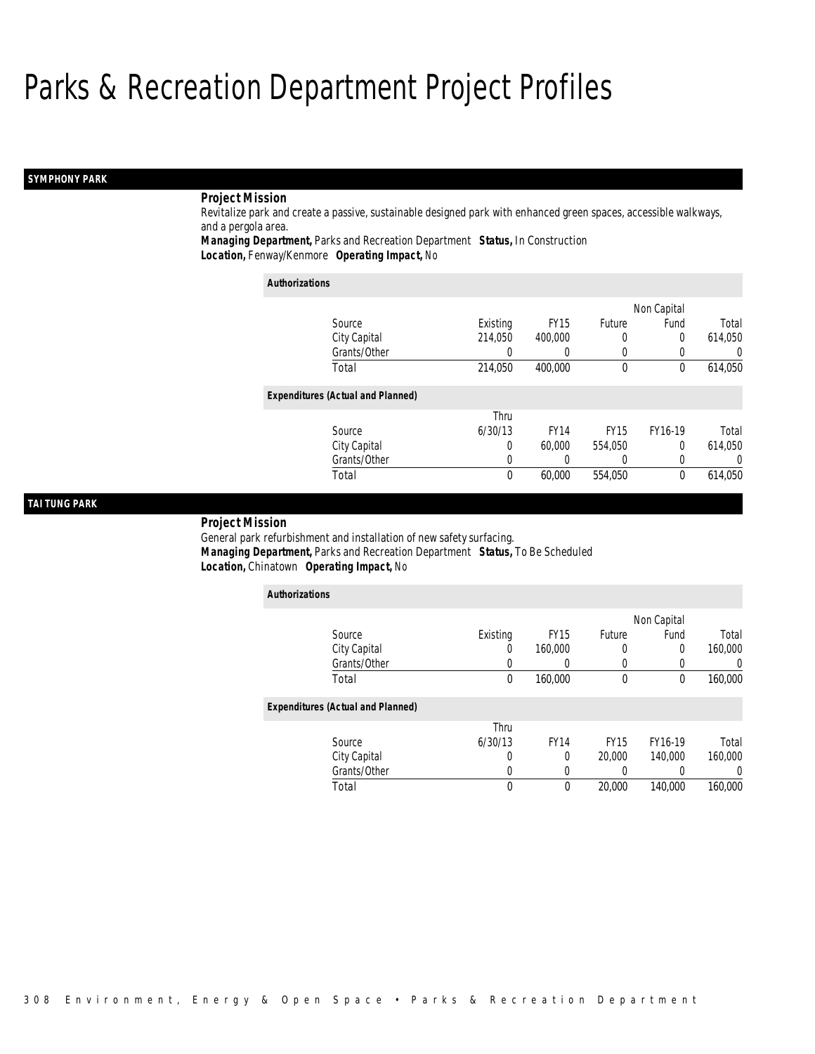# Parks & Recreation Department Project Profiles

## SYMPHONY PARK

**Project Mission**

Revitalize park and create a passive, sustainable designed park with enhanced green spaces, accessible walkways, and a pergola area.

**Managing Department,** Parks and Recreation Department **Status,** In Construction
**Location,** Fenway/Kenmore **Operating Impact,** No

**Authorizations**

| Source | Existing | FY15 | Future | Non Capital Fund | Total |
|---|---|---|---|---|---|
| City Capital | 214,050 | 400,000 | 0 | 0 | 614,050 |
| Grants/Other | 0 | 0 | 0 | 0 | 0 |
| Total | 214,050 | 400,000 | 0 | 0 | 614,050 |

**Expenditures (Actual and Planned)**

| Source | Thru 6/30/13 | FY14 | FY15 | FY16-19 | Total |
|---|---|---|---|---|---|
| City Capital | 0 | 60,000 | 554,050 | 0 | 614,050 |
| Grants/Other | 0 | 0 | 0 | 0 | 0 |
| Total | 0 | 60,000 | 554,050 | 0 | 614,050 |

## TAI TUNG PARK

**Project Mission**

General park refurbishment and installation of new safety surfacing.

**Managing Department,** Parks and Recreation Department **Status,** To Be Scheduled
**Location,** Chinatown **Operating Impact,** No

**Authorizations**

| Source | Existing | FY15 | Future | Non Capital Fund | Total |
|---|---|---|---|---|---|
| City Capital | 0 | 160,000 | 0 | 0 | 160,000 |
| Grants/Other | 0 | 0 | 0 | 0 | 0 |
| Total | 0 | 160,000 | 0 | 0 | 160,000 |

**Expenditures (Actual and Planned)**

| Source | Thru 6/30/13 | FY14 | FY15 | FY16-19 | Total |
|---|---|---|---|---|---|
| City Capital | 0 | 0 | 20,000 | 140,000 | 160,000 |
| Grants/Other | 0 | 0 | 0 | 0 | 0 |
| Total | 0 | 0 | 20,000 | 140,000 | 160,000 |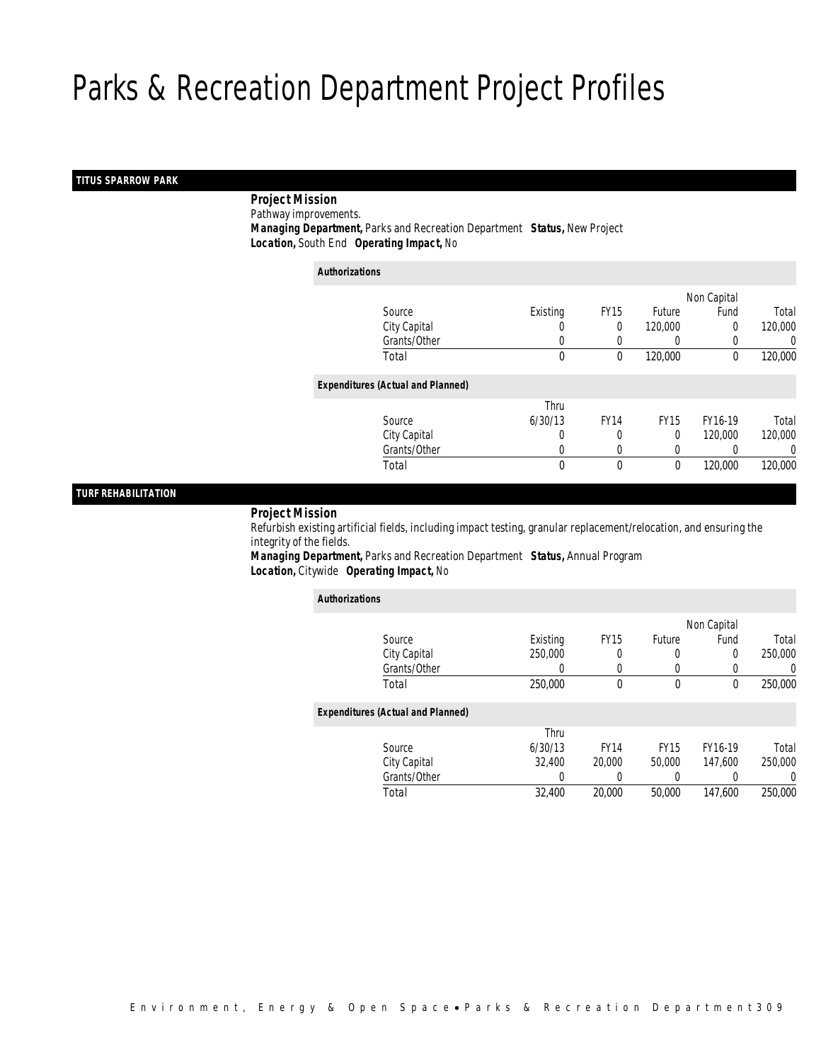# Parks & Recreation Department Project Profiles

## TITUS SPARROW PARK

***Project Mission***

Pathway improvements.

***Managing Department,*** Parks and Recreation Department ***Status,*** New Project

***Location,*** South End ***Operating Impact,*** No

***Authorizations***

| Source | Existing | FY15 | Future | Non Capital Fund | Total |
|---|---|---|---|---|---|
| City Capital | 0 | 0 | 120,000 | 0 | 120,000 |
| Grants/Other | 0 | 0 | 0 | 0 | 0 |
| Total | 0 | 0 | 120,000 | 0 | 120,000 |

***Expenditures (Actual and Planned)***

| Source | Thru 6/30/13 | FY14 | FY15 | FY16-19 | Total |
|---|---|---|---|---|---|
| City Capital | 0 | 0 | 0 | 120,000 | 120,000 |
| Grants/Other | 0 | 0 | 0 | 0 | 0 |
| Total | 0 | 0 | 0 | 120,000 | 120,000 |

## TURF REHABILITATION

***Project Mission***

Refurbish existing artificial fields, including impact testing, granular replacement/relocation, and ensuring the integrity of the fields.

***Managing Department,*** Parks and Recreation Department ***Status,*** Annual Program

***Location,*** Citywide ***Operating Impact,*** No

***Authorizations***

| Source | Existing | FY15 | Future | Non Capital Fund | Total |
|---|---|---|---|---|---|
| City Capital | 250,000 | 0 | 0 | 0 | 250,000 |
| Grants/Other | 0 | 0 | 0 | 0 | 0 |
| Total | 250,000 | 0 | 0 | 0 | 250,000 |

***Expenditures (Actual and Planned)***

| Source | Thru 6/30/13 | FY14 | FY15 | FY16-19 | Total |
|---|---|---|---|---|---|
| City Capital | 32,400 | 20,000 | 50,000 | 147,600 | 250,000 |
| Grants/Other | 0 | 0 | 0 | 0 | 0 |
| Total | 32,400 | 20,000 | 50,000 | 147,600 | 250,000 |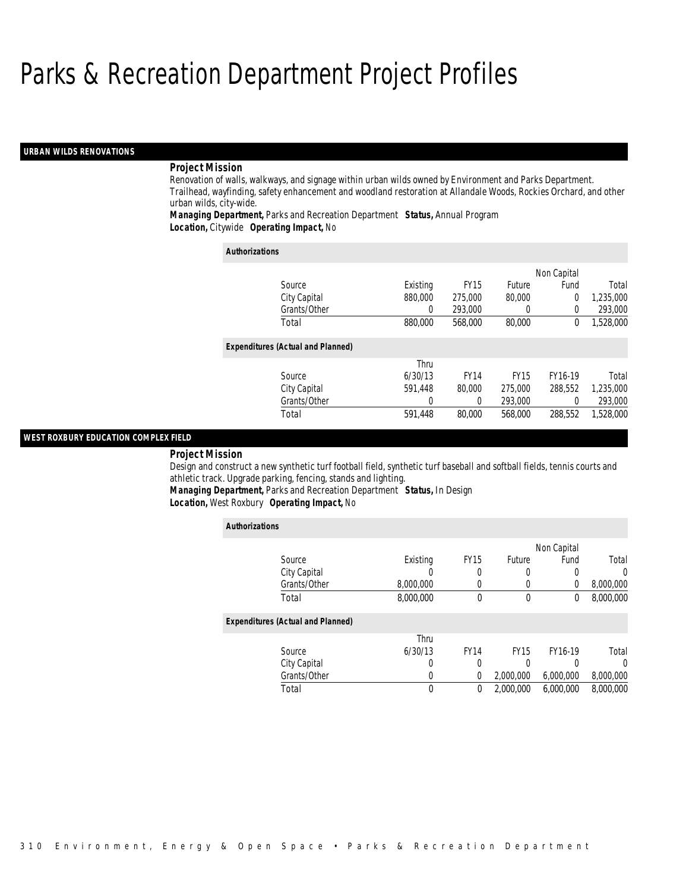# Parks & Recreation Department Project Profiles

## URBAN WILDS RENOVATIONS

***Project Mission***

Renovation of walls, walkways, and signage within urban wilds owned by Environment and Parks Department. Trailhead, wayfinding, safety enhancement and woodland restoration at Allandale Woods, Rockies Orchard, and other urban wilds, city-wide.

***Managing Department,*** Parks and Recreation Department ***Status,*** Annual Program

***Location,*** Citywide ***Operating Impact,*** No

***Authorizations***

| Source | Existing | FY15 | Future | Non Capital Fund | Total |
|---|---|---|---|---|---|
| City Capital | 880,000 | 275,000 | 80,000 | 0 | 1,235,000 |
| Grants/Other | 0 | 293,000 | 0 | 0 | 293,000 |
| Total | 880,000 | 568,000 | 80,000 | 0 | 1,528,000 |

***Expenditures (Actual and Planned)***

| Source | Thru 6/30/13 | FY14 | FY15 | FY16-19 | Total |
|---|---|---|---|---|---|
| City Capital | 591,448 | 80,000 | 275,000 | 288,552 | 1,235,000 |
| Grants/Other | 0 | 0 | 293,000 | 0 | 293,000 |
| Total | 591,448 | 80,000 | 568,000 | 288,552 | 1,528,000 |

## WEST ROXBURY EDUCATION COMPLEX FIELD

***Project Mission***

Design and construct a new synthetic turf football field, synthetic turf baseball and softball fields, tennis courts and athletic track. Upgrade parking, fencing, stands and lighting.

***Managing Department,*** Parks and Recreation Department ***Status,*** In Design

***Location,*** West Roxbury ***Operating Impact,*** No

***Authorizations***

| Source | Existing | FY15 | Future | Non Capital Fund | Total |
|---|---|---|---|---|---|
| City Capital | 0 | 0 | 0 | 0 | 0 |
| Grants/Other | 8,000,000 | 0 | 0 | 0 | 8,000,000 |
| Total | 8,000,000 | 0 | 0 | 0 | 8,000,000 |

***Expenditures (Actual and Planned)***

| Source | Thru 6/30/13 | FY14 | FY15 | FY16-19 | Total |
|---|---|---|---|---|---|
| City Capital | 0 | 0 | 0 | 0 | 0 |
| Grants/Other | 0 | 0 | 2,000,000 | 6,000,000 | 8,000,000 |
| Total | 0 | 0 | 2,000,000 | 6,000,000 | 8,000,000 |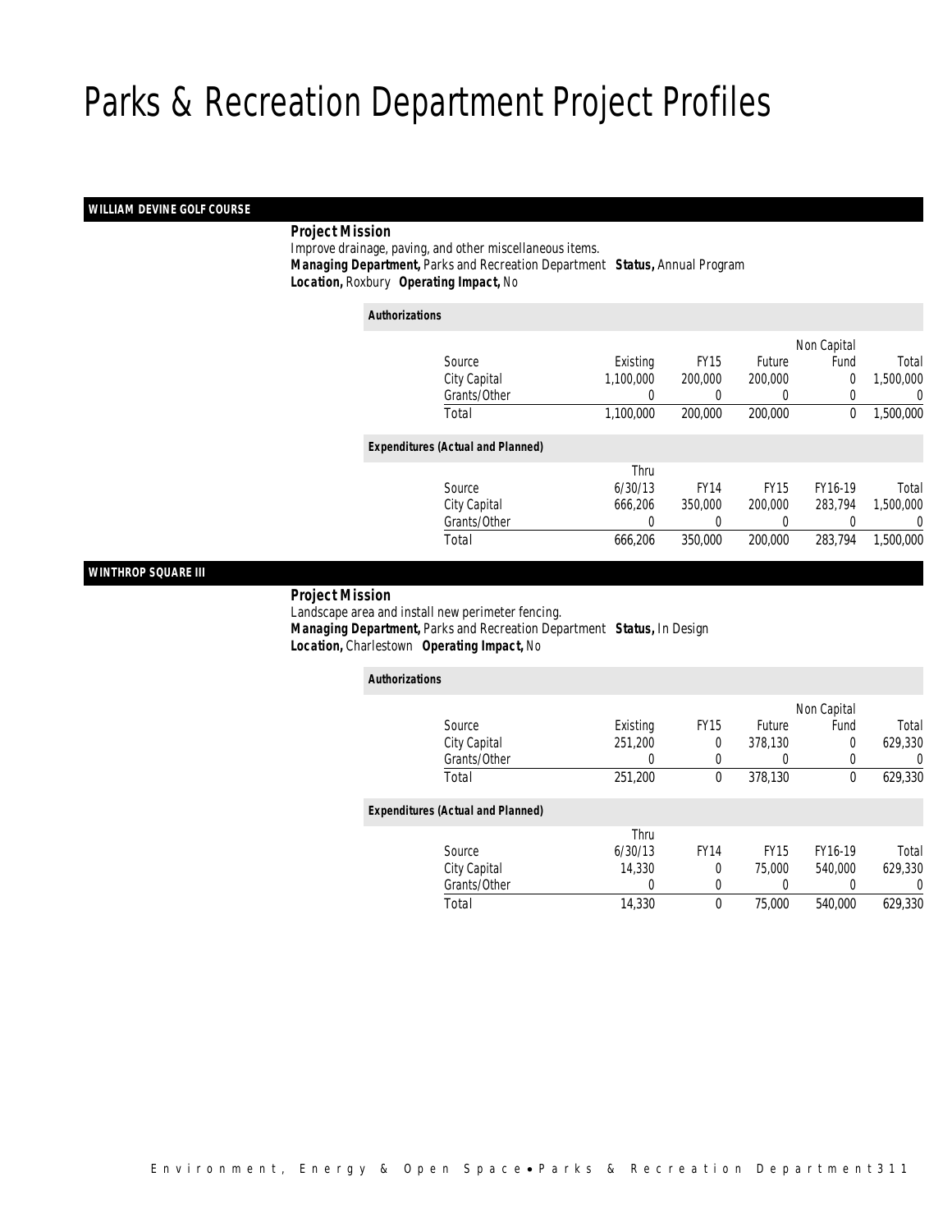# Parks & Recreation Department Project Profiles

## WILLIAM DEVINE GOLF COURSE

**Project Mission**

Improve drainage, paving, and other miscellaneous items.

***Managing Department,*** Parks and Recreation Department ***Status,*** Annual Program

***Location,*** Roxbury ***Operating Impact,*** No

**Authorizations**

| Source | Existing | FY15 | Future | Non Capital Fund | Total |
|---|---|---|---|---|---|
| City Capital | 1,100,000 | 200,000 | 200,000 | 0 | 1,500,000 |
| Grants/Other | 0 | 0 | 0 | 0 | 0 |
| Total | 1,100,000 | 200,000 | 200,000 | 0 | 1,500,000 |

**Expenditures (Actual and Planned)**

| Source | Thru 6/30/13 | FY14 | FY15 | FY16-19 | Total |
|---|---|---|---|---|---|
| City Capital | 666,206 | 350,000 | 200,000 | 283,794 | 1,500,000 |
| Grants/Other | 0 | 0 | 0 | 0 | 0 |
| Total | 666,206 | 350,000 | 200,000 | 283,794 | 1,500,000 |

## WINTHROP SQUARE III

**Project Mission**

Landscape area and install new perimeter fencing.

***Managing Department,*** Parks and Recreation Department ***Status,*** In Design

***Location,*** Charlestown ***Operating Impact,*** No

**Authorizations**

| Source | Existing | FY15 | Future | Non Capital Fund | Total |
|---|---|---|---|---|---|
| City Capital | 251,200 | 0 | 378,130 | 0 | 629,330 |
| Grants/Other | 0 | 0 | 0 | 0 | 0 |
| Total | 251,200 | 0 | 378,130 | 0 | 629,330 |

**Expenditures (Actual and Planned)**

| Source | Thru 6/30/13 | FY14 | FY15 | FY16-19 | Total |
|---|---|---|---|---|---|
| City Capital | 14,330 | 0 | 75,000 | 540,000 | 629,330 |
| Grants/Other | 0 | 0 | 0 | 0 | 0 |
| Total | 14,330 | 0 | 75,000 | 540,000 | 629,330 |